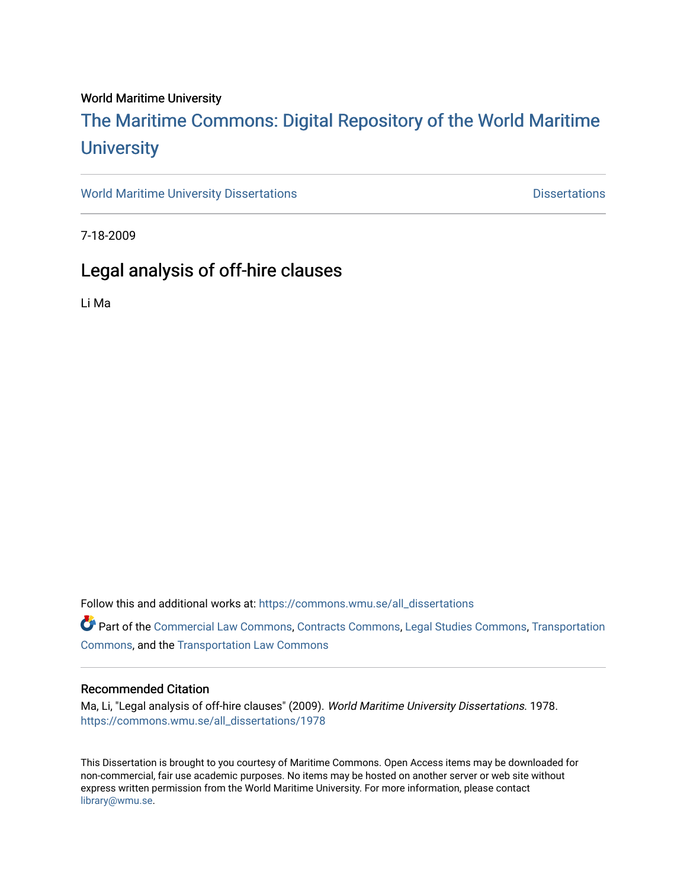World Maritime University

# The Maritime Commons: Digital Repository of the World Maritime University

World Maritime University Dissertations | Dissertations

7-18-2009

## Legal analysis of off-hire clauses

Li Ma

Follow this and additional works at: https://commons.wmu.se/all_dissertations

Part of the Commercial Law Commons, Contracts Commons, Legal Studies Commons, Transportation Commons, and the Transportation Law Commons

### Recommended Citation

Ma, Li, "Legal analysis of off-hire clauses" (2009). *World Maritime University Dissertations*. 1978.
https://commons.wmu.se/all_dissertations/1978

This Dissertation is brought to you courtesy of Maritime Commons. Open Access items may be downloaded for non-commercial, fair use academic purposes. No items may be hosted on another server or web site without express written permission from the World Maritime University. For more information, please contact library@wmu.se.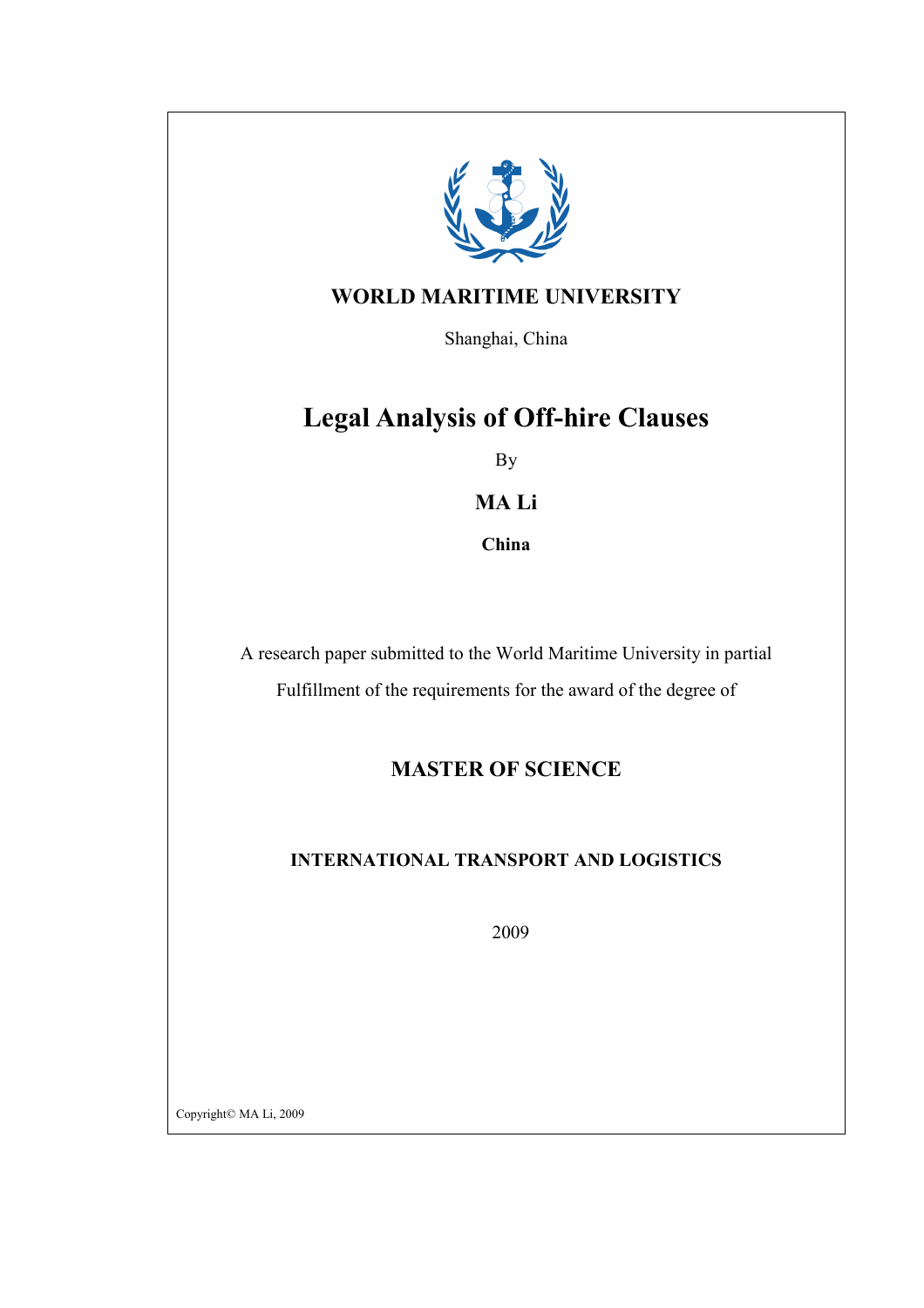**WORLD MARITIME UNIVERSITY**

Shanghai, China

# Legal Analysis of Off-hire Clauses

By

**MA Li**

**China**

A research paper submitted to the World Maritime University in partial

Fulfillment of the requirements for the award of the degree of

**MASTER OF SCIENCE**

**INTERNATIONAL TRANSPORT AND LOGISTICS**

2009

Copyright© MA Li, 2009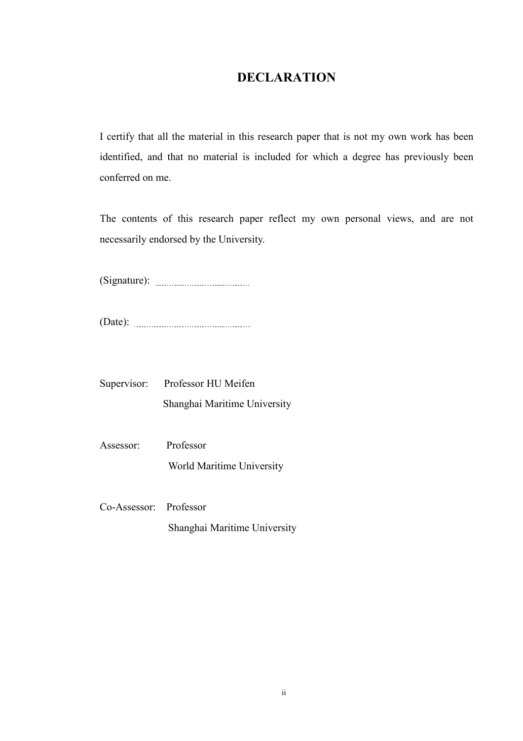# DECLARATION

I certify that all the material in this research paper that is not my own work has been identified, and that no material is included for which a degree has previously been conferred on me.

The contents of this research paper reflect my own personal views, and are not necessarily endorsed by the University.

(Signature): ..............................

(Date): ..............................

Supervisor: Professor HU Meifen
Shanghai Maritime University

Assessor: Professor
World Maritime University

Co-Assessor: Professor
Shanghai Maritime University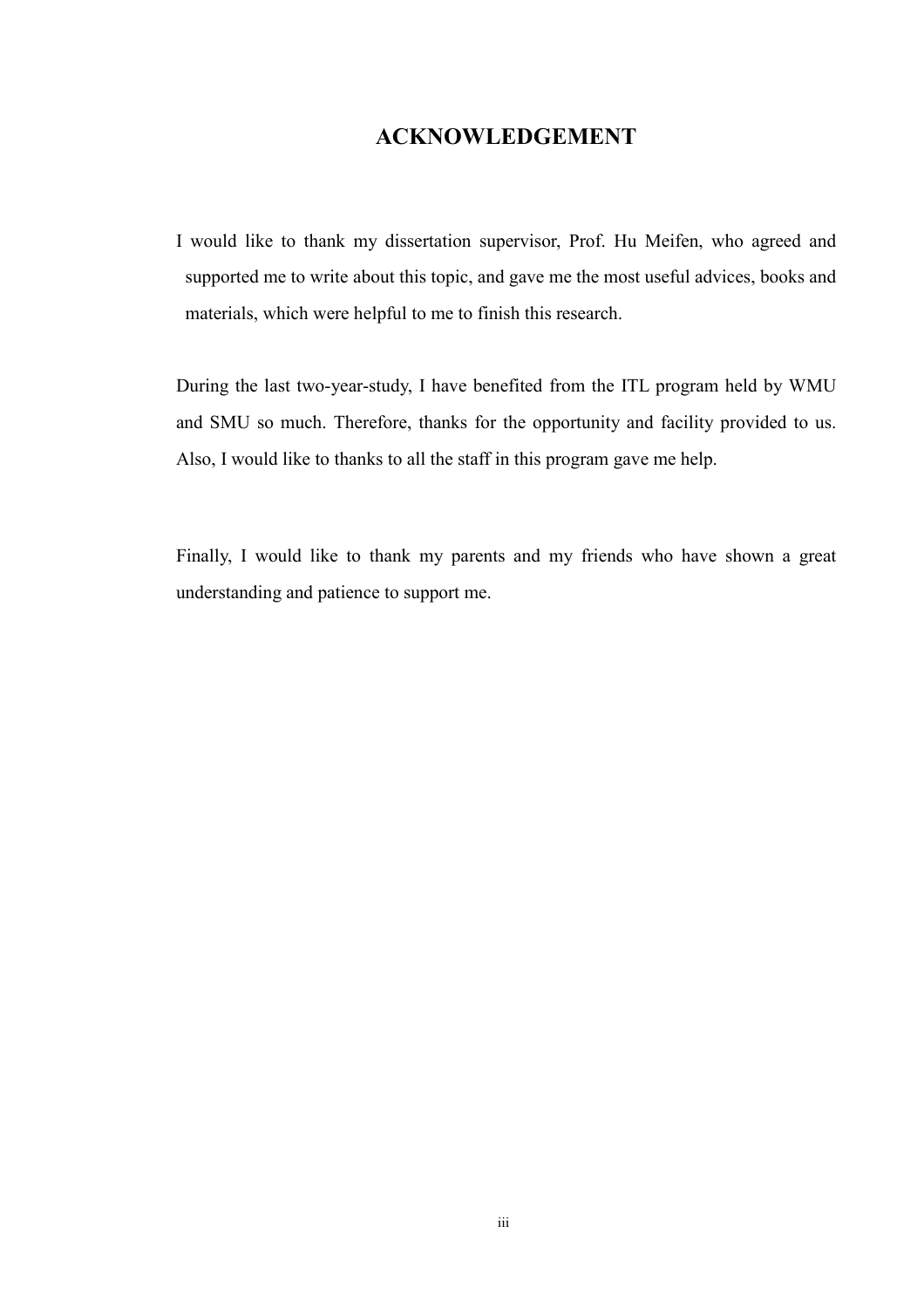# ACKNOWLEDGEMENT

I would like to thank my dissertation supervisor, Prof. Hu Meifen, who agreed and supported me to write about this topic, and gave me the most useful advices, books and materials, which were helpful to me to finish this research.

During the last two-year-study, I have benefited from the ITL program held by WMU and SMU so much. Therefore, thanks for the opportunity and facility provided to us. Also, I would like to thanks to all the staff in this program gave me help.

Finally, I would like to thank my parents and my friends who have shown a great understanding and patience to support me.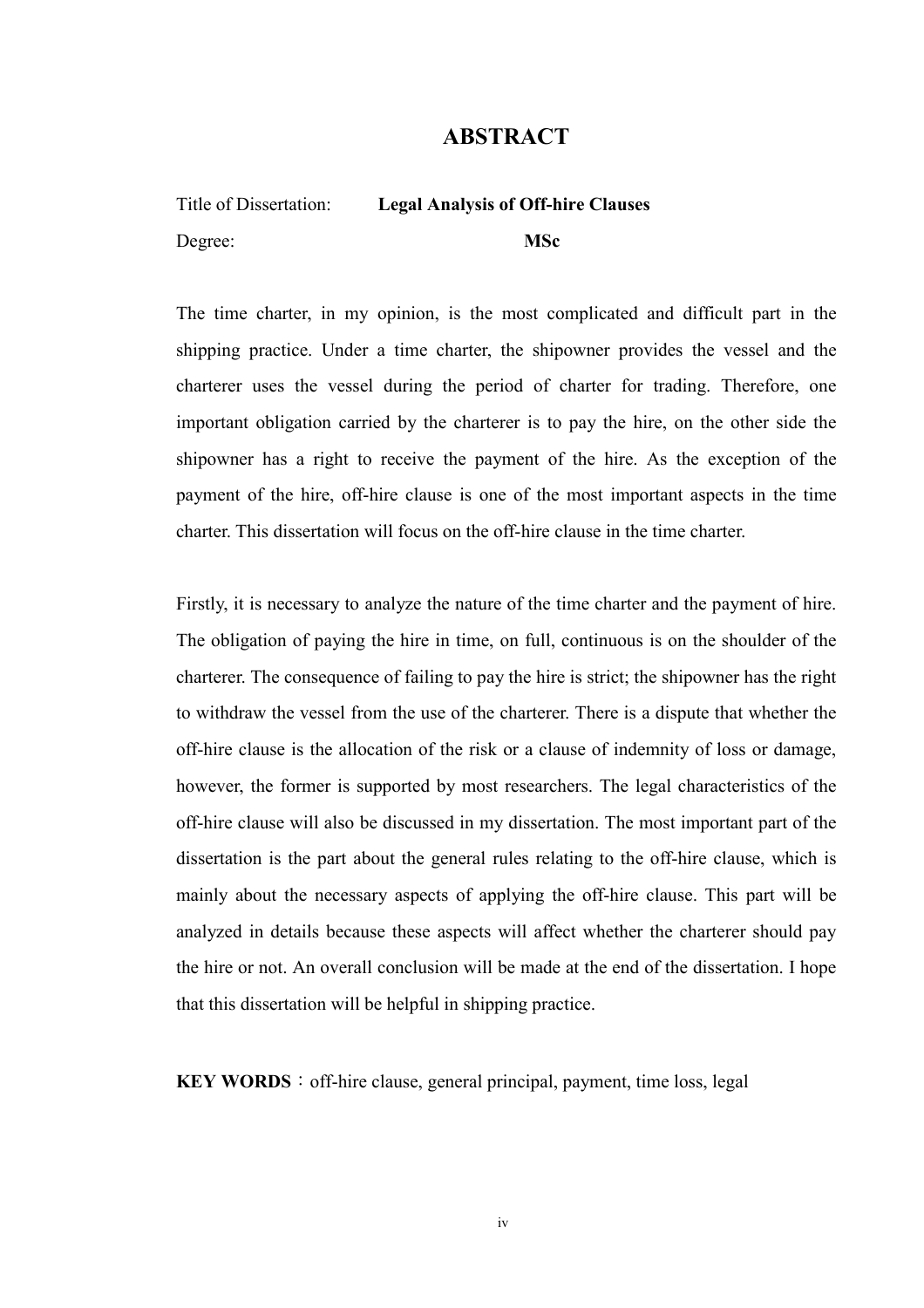# ABSTRACT

Title of Dissertation: **Legal Analysis of Off-hire Clauses**

Degree: **MSc**

The time charter, in my opinion, is the most complicated and difficult part in the shipping practice. Under a time charter, the shipowner provides the vessel and the charterer uses the vessel during the period of charter for trading. Therefore, one important obligation carried by the charterer is to pay the hire, on the other side the shipowner has a right to receive the payment of the hire. As the exception of the payment of the hire, off-hire clause is one of the most important aspects in the time charter. This dissertation will focus on the off-hire clause in the time charter.

Firstly, it is necessary to analyze the nature of the time charter and the payment of hire. The obligation of paying the hire in time, on full, continuous is on the shoulder of the charterer. The consequence of failing to pay the hire is strict; the shipowner has the right to withdraw the vessel from the use of the charterer. There is a dispute that whether the off-hire clause is the allocation of the risk or a clause of indemnity of loss or damage, however, the former is supported by most researchers. The legal characteristics of the off-hire clause will also be discussed in my dissertation. The most important part of the dissertation is the part about the general rules relating to the off-hire clause, which is mainly about the necessary aspects of applying the off-hire clause. This part will be analyzed in details because these aspects will affect whether the charterer should pay the hire or not. An overall conclusion will be made at the end of the dissertation. I hope that this dissertation will be helpful in shipping practice.

**KEY WORDS**：off-hire clause, general principal, payment, time loss, legal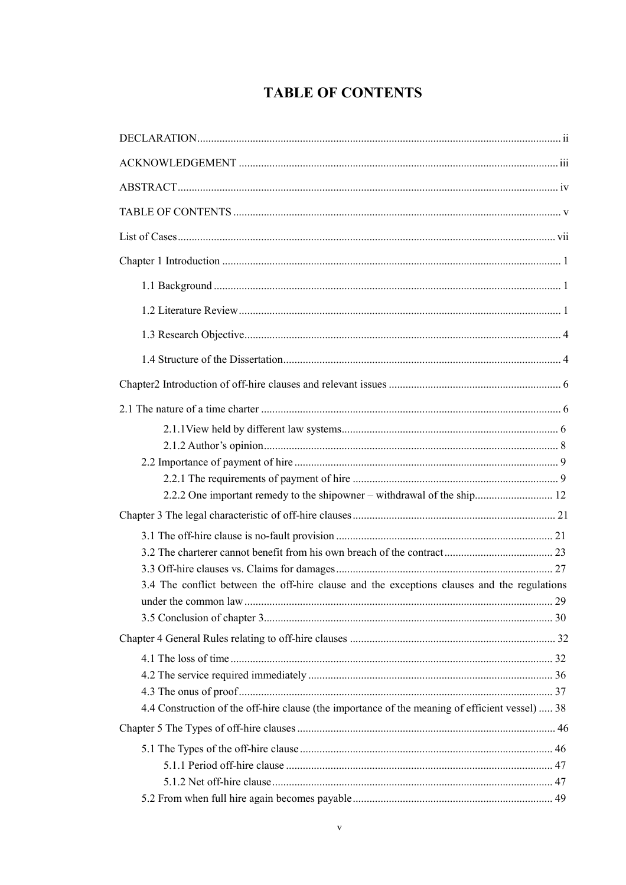# TABLE OF CONTENTS

DECLARATION ..... ii

ACKNOWLEDGEMENT ..... iii

ABSTRACT ..... iv

TABLE OF CONTENTS ..... v

List of Cases ..... vii

Chapter 1 Introduction ..... 1

- 1.1 Background ..... 1
- 1.2 Literature Review ..... 1
- 1.3 Research Objective ..... 4
- 1.4 Structure of the Dissertation ..... 4

Chapter2 Introduction of off-hire clauses and relevant issues ..... 6

2.1 The nature of a time charter ..... 6

- 2.1.1View held by different law systems ..... 6
- 2.1.2 Author's opinion ..... 8

2.2 Importance of payment of hire ..... 9

- 2.2.1 The requirements of payment of hire ..... 9
- 2.2.2 One important remedy to the shipowner – withdrawal of the ship ..... 12

Chapter 3 The legal characteristic of off-hire clauses ..... 21

- 3.1 The off-hire clause is no-fault provision ..... 21
- 3.2 The charterer cannot benefit from his own breach of the contract ..... 23
- 3.3 Off-hire clauses vs. Claims for damages ..... 27
- 3.4 The conflict between the off-hire clause and the exceptions clauses and the regulations under the common law ..... 29
- 3.5 Conclusion of chapter 3 ..... 30

Chapter 4 General Rules relating to off-hire clauses ..... 32

- 4.1 The loss of time ..... 32
- 4.2 The service required immediately ..... 36
- 4.3 The onus of proof ..... 37
- 4.4 Construction of the off-hire clause (the importance of the meaning of efficient vessel) ..... 38

Chapter 5 The Types of off-hire clauses ..... 46

- 5.1 The Types of the off-hire clause ..... 46
  - 5.1.1 Period off-hire clause ..... 47
  - 5.1.2 Net off-hire clause ..... 47
- 5.2 From when full hire again becomes payable ..... 49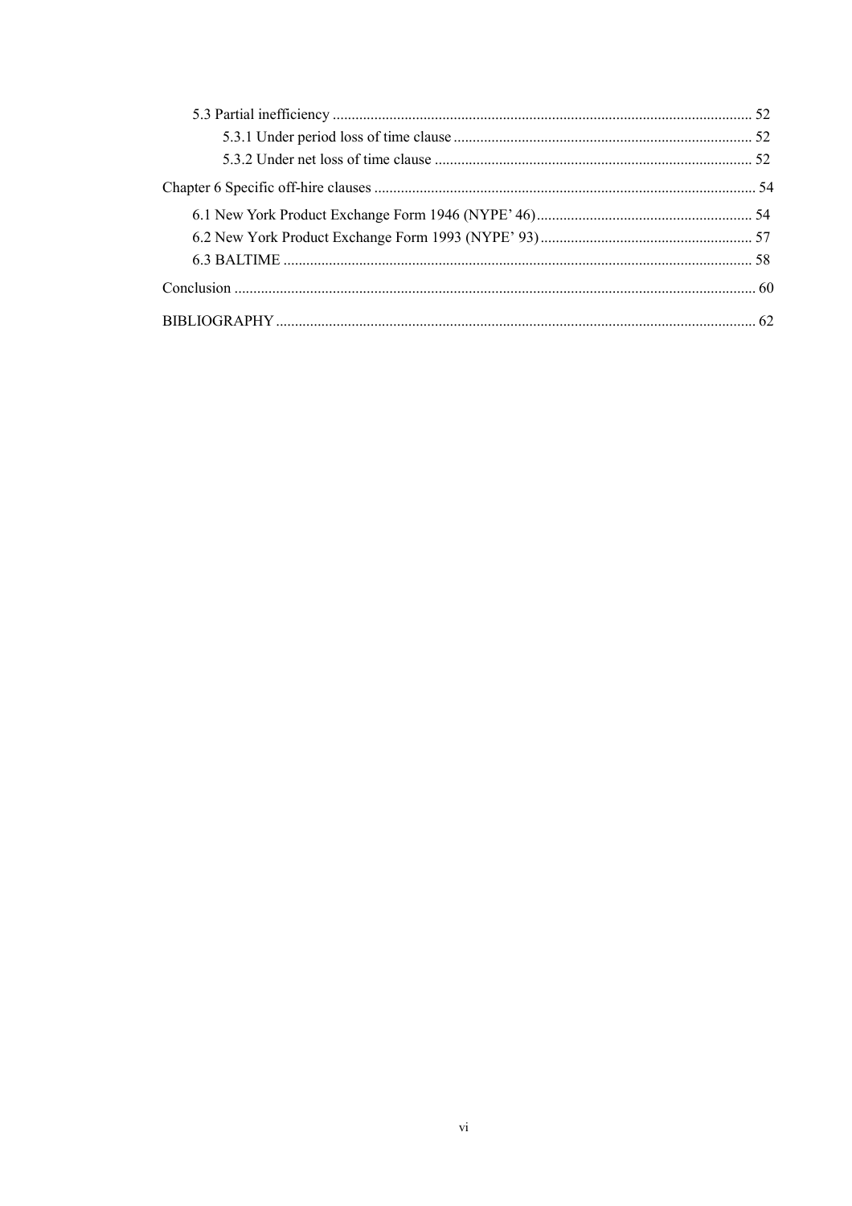5.3 Partial inefficiency ........................................................................................................ 52

5.3.1 Under period loss of time clause ................................................................................ 52

5.3.2 Under net loss of time clause ..................................................................................... 52

Chapter 6 Specific off-hire clauses ......................................................................................... 54

6.1 New York Product Exchange Form 1946 (NYPE' 46) ........................................................ 54

6.2 New York Product Exchange Form 1993 (NYPE' 93) ........................................................ 57

6.3 BALTIME ........................................................................................................................... 58

Conclusion ............................................................................................................................... 60

BIBLIOGRAPHY ...................................................................................................................... 62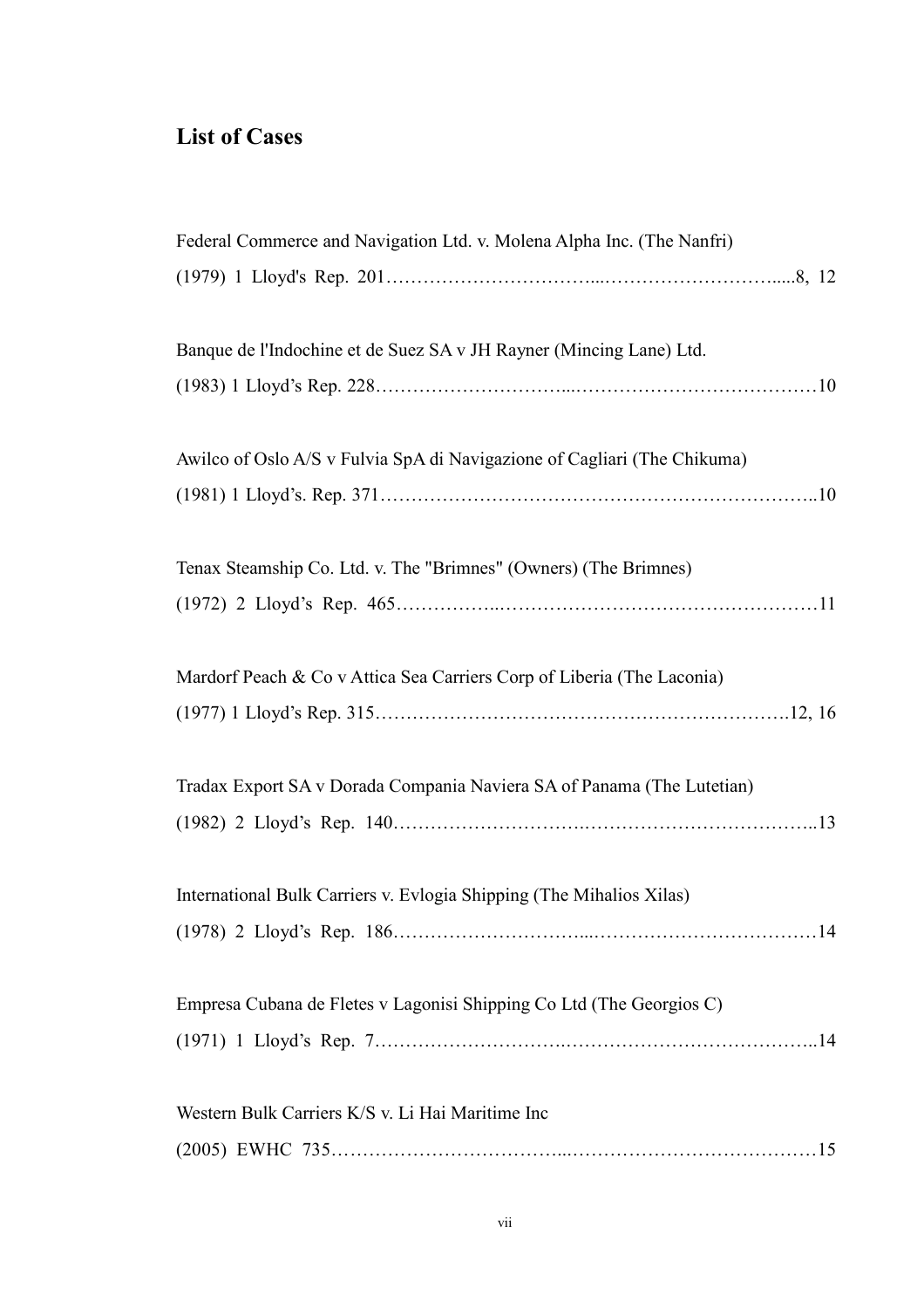# List of Cases

Federal Commerce and Navigation Ltd. v. Molena Alpha Inc. (The Nanfri)
(1979) 1 Lloyd's Rep. 201…………………………….………………………......8, 12

Banque de l'Indochine et de Suez SA v JH Rayner (Mincing Lane) Ltd.
(1983) 1 Lloyd's Rep. 228…………………………..…………………………………10

Awilco of Oslo A/S v Fulvia SpA di Navigazione of Cagliari (The Chikuma)
(1981) 1 Lloyd's. Rep. 371……………………………………………………………..10

Tenax Steamship Co. Ltd. v. The "Brimnes" (Owners) (The Brimnes)
(1972) 2 Lloyd's Rep. 465……………..……………………………………………11

Mardorf Peach & Co v Attica Sea Carriers Corp of Liberia (The Laconia)
(1977) 1 Lloyd's Rep. 315………………………………………………………….12, 16

Tradax Export SA v Dorada Compania Naviera SA of Panama (The Lutetian)
(1982) 2 Lloyd's Rep. 140………………………….……………………………..13

International Bulk Carriers v. Evlogia Shipping (The Mihalios Xilas)
(1978) 2 Lloyd's Rep. 186…………………………...………………………………14

Empresa Cubana de Fletes v Lagonisi Shipping Co Ltd (The Georgios C)
(1971) 1 Lloyd's Rep. 7………………………….…………………………………..14

Western Bulk Carriers K/S v. Li Hai Maritime Inc
(2005) EWHC 735……………………………...…………………………………15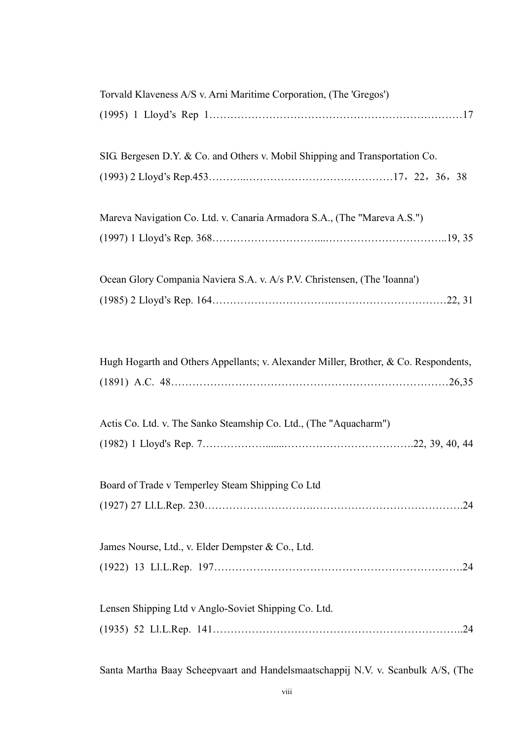Torvald Klaveness A/S v. Arni Maritime Corporation, (The 'Gregos')
(1995) 1 Lloyd's Rep 1……………………………………………………………17

SIG. Bergesen D.Y. & Co. and Others v. Mobil Shipping and Transportation Co.
(1993) 2 Lloyd's Rep.453………..……………………………………17，22，36，38

Mareva Navigation Co. Ltd. v. Canaria Armadora S.A., (The "Mareva A.S.")
(1997) 1 Lloyd's Rep. 368…………………………...……………………………..19, 35

Ocean Glory Compania Naviera S.A. v. A/s P.V. Christensen, (The 'Ioanna')
(1985) 2 Lloyd's Rep. 164…………………………….……………………………22, 31

Hugh Hogarth and Others Appellants; v. Alexander Miller, Brother, & Co. Respondents,
(1891) A.C. 48……………………………………………………………………26,35

Actis Co. Ltd. v. The Sanko Steamship Co. Ltd., (The "Aquacharm")
(1982) 1 Lloyd's Rep. 7……………….......………………………………..22, 39, 40, 44

Board of Trade v Temperley Steam Shipping Co Ltd
(1927) 27 Ll.L.Rep. 230………………………….…………………………………….24

James Nourse, Ltd., v. Elder Dempster & Co., Ltd.
(1922) 13 Ll.L.Rep. 197…………………………………………………………….24

Lensen Shipping Ltd v Anglo-Soviet Shipping Co. Ltd.
(1935) 52 Ll.L.Rep. 141……………………………………………………………..24

Santa Martha Baay Scheepvaart and Handelsmaatschappij N.V. v. Scanbulk A/S, (The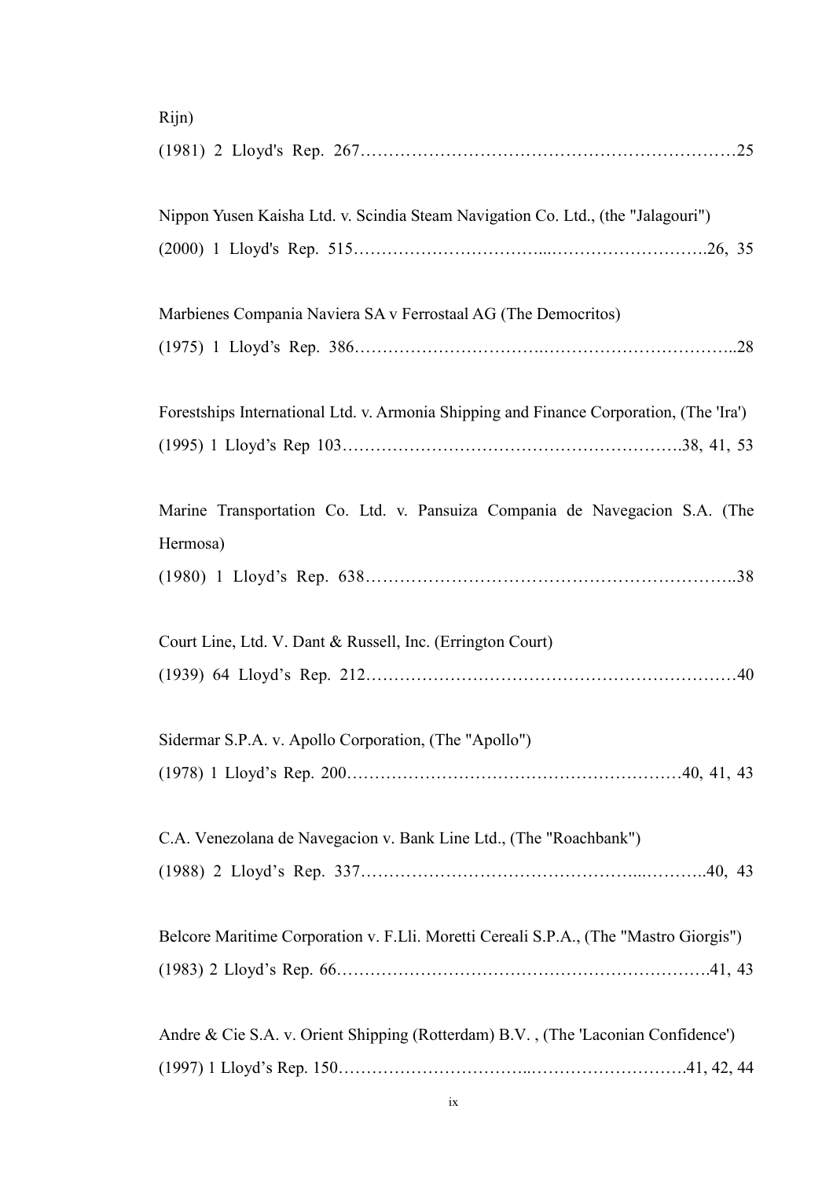Rijn)

(1981) 2 Lloyd's Rep. 267……………………………………………………………25

Nippon Yusen Kaisha Ltd. v. Scindia Steam Navigation Co. Ltd., (the "Jalagouri")

(2000) 1 Lloyd's Rep. 515……………………………...……………………….26, 35

Marbienes Compania Naviera SA v Ferrostaal AG (The Democritos)

(1975) 1 Lloyd’s Rep. 386…………………………..……………………………..28

Forestships International Ltd. v. Armonia Shipping and Finance Corporation, (The 'Ira')

(1995) 1 Lloyd’s Rep 103…………………………………………………….38, 41, 53

Marine Transportation Co. Ltd. v. Pansuiza Compania de Navegacion S.A. (The Hermosa)

(1980) 1 Lloyd’s Rep. 638………………………………………………………..38

Court Line, Ltd. V. Dant & Russell, Inc. (Errington Court)

(1939) 64 Lloyd’s Rep. 212…………………………………………………………40

Sidermar S.P.A. v. Apollo Corporation, (The "Apollo")

(1978) 1 Lloyd’s Rep. 200……………………………………………………40, 41, 43

C.A. Venezolana de Navegacion v. Bank Line Ltd., (The "Roachbank")

(1988) 2 Lloyd’s Rep. 337…………………………………………...………..40, 43

Belcore Maritime Corporation v. F.Lli. Moretti Cereali S.P.A., (The "Mastro Giorgis")

(1983) 2 Lloyd’s Rep. 66………………………………………………………….41, 43

Andre & Cie S.A. v. Orient Shipping (Rotterdam) B.V. , (The 'Laconian Confidence')

(1997) 1 Lloyd’s Rep. 150……………………………..……………………….41, 42, 44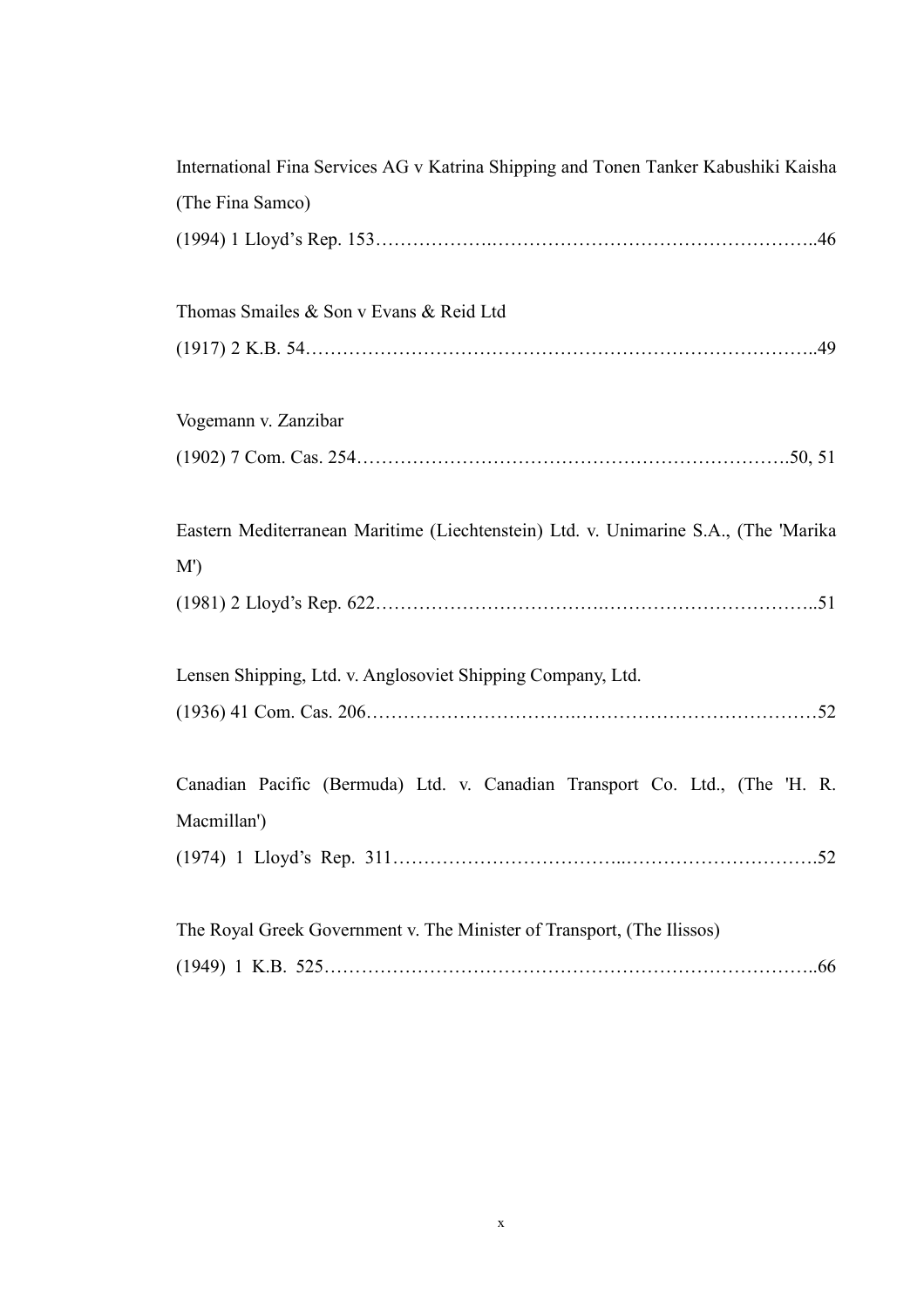International Fina Services AG v Katrina Shipping and Tonen Tanker Kabushiki Kaisha (The Fina Samco)
(1994) 1 Lloyd's Rep. 153……………….……………………………………………..46

Thomas Smailes & Son v Evans & Reid Ltd
(1917) 2 K.B. 54………………………………………………………………………..49

Vogemann v. Zanzibar
(1902) 7 Com. Cas. 254…………………………………………………………….50, 51

Eastern Mediterranean Maritime (Liechtenstein) Ltd. v. Unimarine S.A., (The 'Marika M')
(1981) 2 Lloyd's Rep. 622……………………………….……………………………..51

Lensen Shipping, Ltd. v. Anglosoviet Shipping Company, Ltd.
(1936) 41 Com. Cas. 206…………………………..…………………………………52

Canadian Pacific (Bermuda) Ltd. v. Canadian Transport Co. Ltd., (The 'H. R. Macmillan')
(1974) 1 Lloyd's Rep. 311………………………………..………………………….52

The Royal Greek Government v. The Minister of Transport, (The Ilissos)
(1949) 1 K.B. 525……………………………………………………………………..66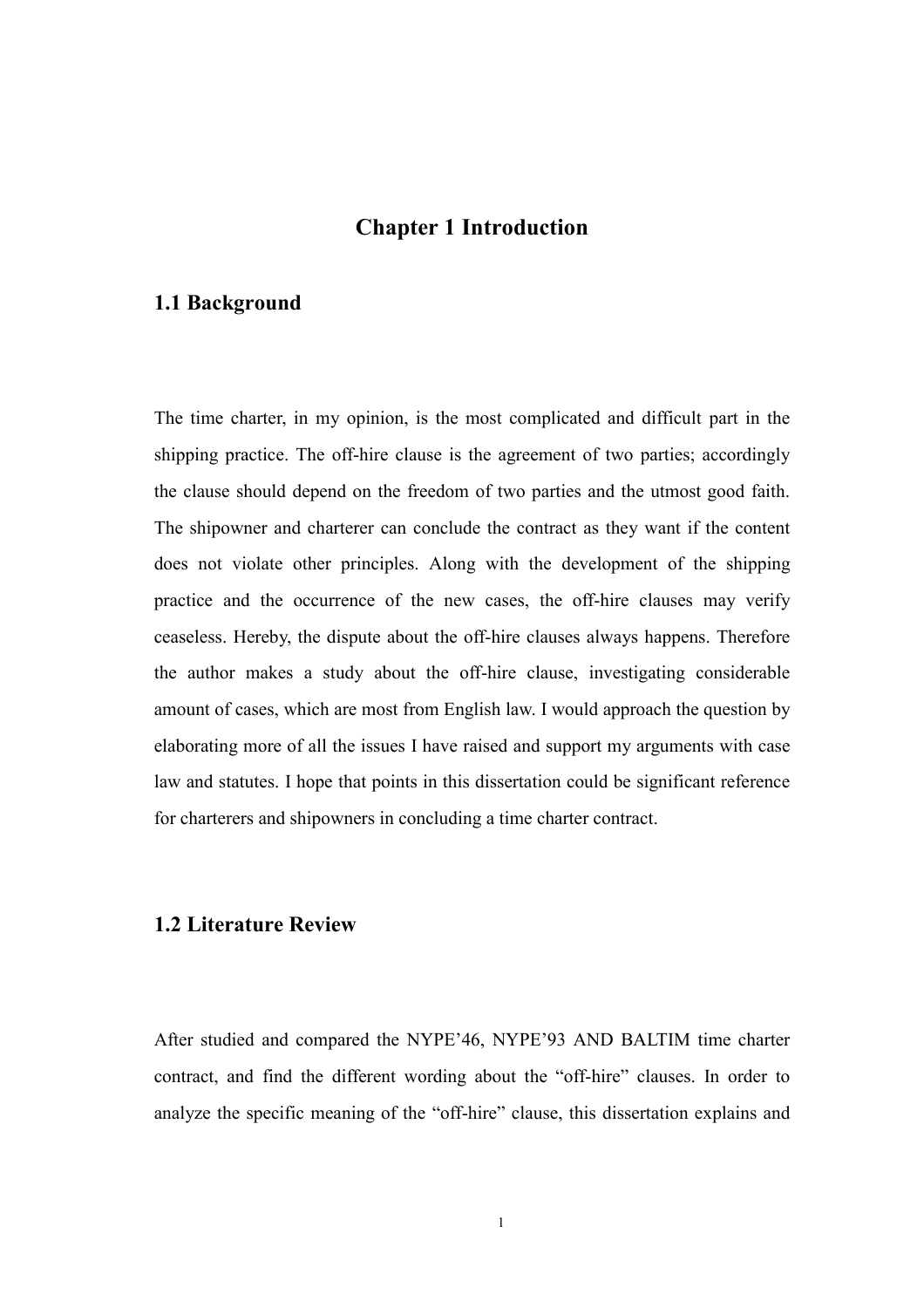# Chapter 1 Introduction

## 1.1 Background

The time charter, in my opinion, is the most complicated and difficult part in the shipping practice. The off-hire clause is the agreement of two parties; accordingly the clause should depend on the freedom of two parties and the utmost good faith. The shipowner and charterer can conclude the contract as they want if the content does not violate other principles. Along with the development of the shipping practice and the occurrence of the new cases, the off-hire clauses may verify ceaseless. Hereby, the dispute about the off-hire clauses always happens. Therefore the author makes a study about the off-hire clause, investigating considerable amount of cases, which are most from English law. I would approach the question by elaborating more of all the issues I have raised and support my arguments with case law and statutes. I hope that points in this dissertation could be significant reference for charterers and shipowners in concluding a time charter contract.

## 1.2 Literature Review

After studied and compared the NYPE'46, NYPE'93 AND BALTIM time charter contract, and find the different wording about the "off-hire" clauses. In order to analyze the specific meaning of the "off-hire" clause, this dissertation explains and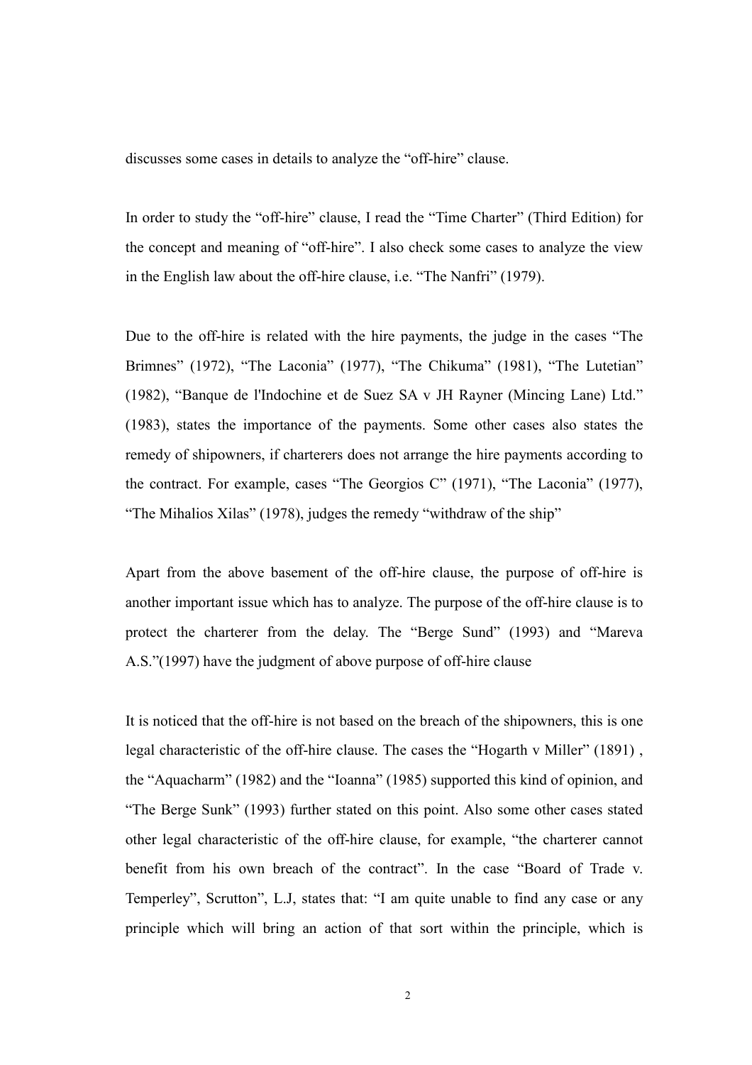discusses some cases in details to analyze the "off-hire" clause.

In order to study the "off-hire" clause, I read the "Time Charter" (Third Edition) for the concept and meaning of "off-hire". I also check some cases to analyze the view in the English law about the off-hire clause, i.e. "The Nanfri" (1979).

Due to the off-hire is related with the hire payments, the judge in the cases "The Brimnes" (1972), "The Laconia" (1977), "The Chikuma" (1981), "The Lutetian" (1982), "Banque de l'Indochine et de Suez SA v JH Rayner (Mincing Lane) Ltd." (1983), states the importance of the payments. Some other cases also states the remedy of shipowners, if charterers does not arrange the hire payments according to the contract. For example, cases "The Georgios C" (1971), "The Laconia" (1977), "The Mihalios Xilas" (1978), judges the remedy "withdraw of the ship"

Apart from the above basement of the off-hire clause, the purpose of off-hire is another important issue which has to analyze. The purpose of the off-hire clause is to protect the charterer from the delay. The "Berge Sund" (1993) and "Mareva A.S."(1997) have the judgment of above purpose of off-hire clause

It is noticed that the off-hire is not based on the breach of the shipowners, this is one legal characteristic of the off-hire clause. The cases the "Hogarth v Miller" (1891) , the "Aquacharm" (1982) and the "Ioanna" (1985) supported this kind of opinion, and "The Berge Sunk" (1993) further stated on this point. Also some other cases stated other legal characteristic of the off-hire clause, for example, "the charterer cannot benefit from his own breach of the contract". In the case "Board of Trade v. Temperley", Scrutton", L.J, states that: "I am quite unable to find any case or any principle which will bring an action of that sort within the principle, which is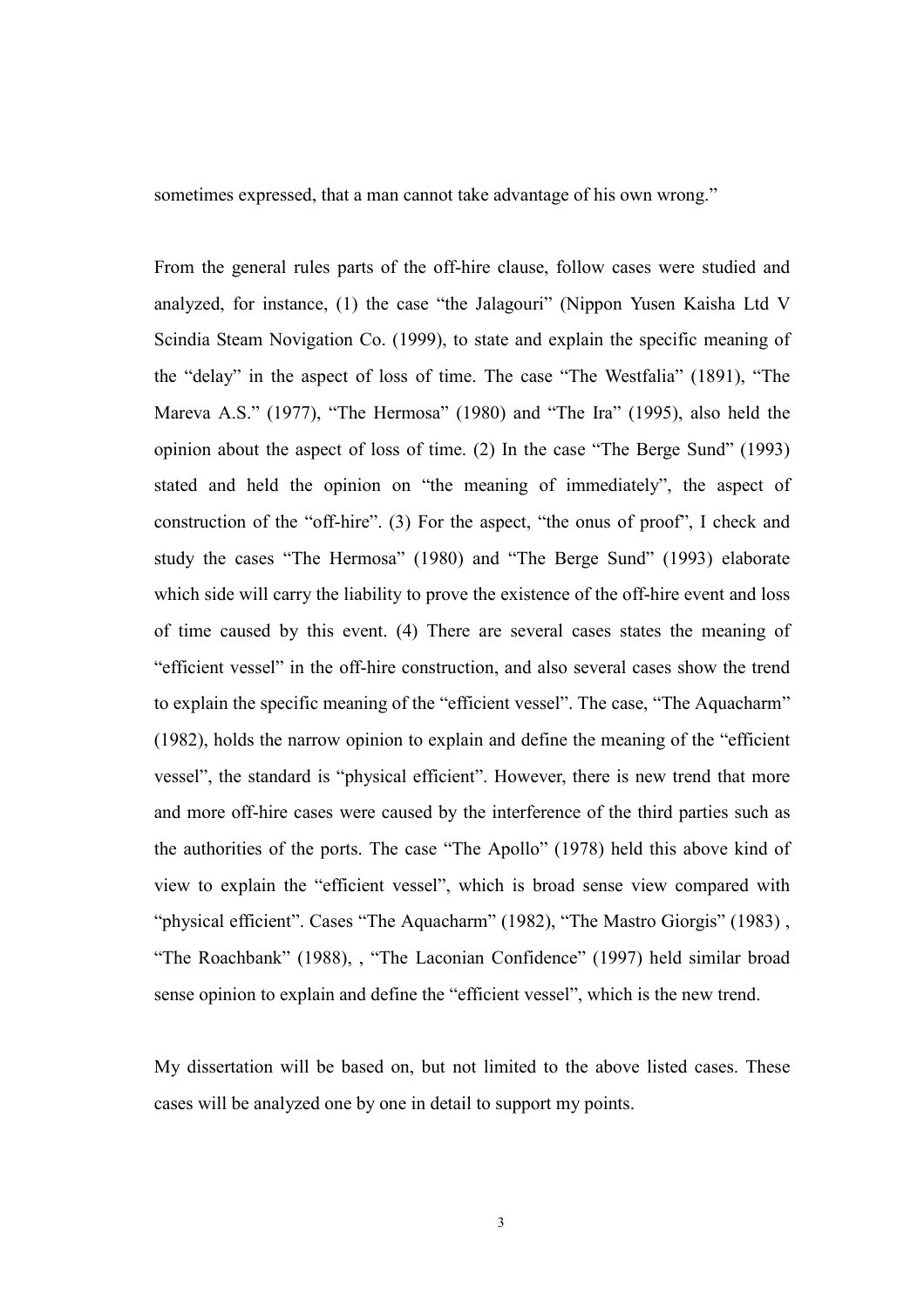sometimes expressed, that a man cannot take advantage of his own wrong."

From the general rules parts of the off-hire clause, follow cases were studied and analyzed, for instance, (1) the case "the Jalagouri" (Nippon Yusen Kaisha Ltd V Scindia Steam Novigation Co. (1999), to state and explain the specific meaning of the "delay" in the aspect of loss of time. The case "The Westfalia" (1891), "The Mareva A.S." (1977), "The Hermosa" (1980) and "The Ira" (1995), also held the opinion about the aspect of loss of time. (2) In the case "The Berge Sund" (1993) stated and held the opinion on "the meaning of immediately", the aspect of construction of the "off-hire". (3) For the aspect, "the onus of proof", I check and study the cases "The Hermosa" (1980) and "The Berge Sund" (1993) elaborate which side will carry the liability to prove the existence of the off-hire event and loss of time caused by this event. (4) There are several cases states the meaning of "efficient vessel" in the off-hire construction, and also several cases show the trend to explain the specific meaning of the "efficient vessel". The case, "The Aquacharm" (1982), holds the narrow opinion to explain and define the meaning of the "efficient vessel", the standard is "physical efficient". However, there is new trend that more and more off-hire cases were caused by the interference of the third parties such as the authorities of the ports. The case "The Apollo" (1978) held this above kind of view to explain the "efficient vessel", which is broad sense view compared with "physical efficient". Cases "The Aquacharm" (1982), "The Mastro Giorgis" (1983) , "The Roachbank" (1988), , "The Laconian Confidence" (1997) held similar broad sense opinion to explain and define the "efficient vessel", which is the new trend.

My dissertation will be based on, but not limited to the above listed cases. These cases will be analyzed one by one in detail to support my points.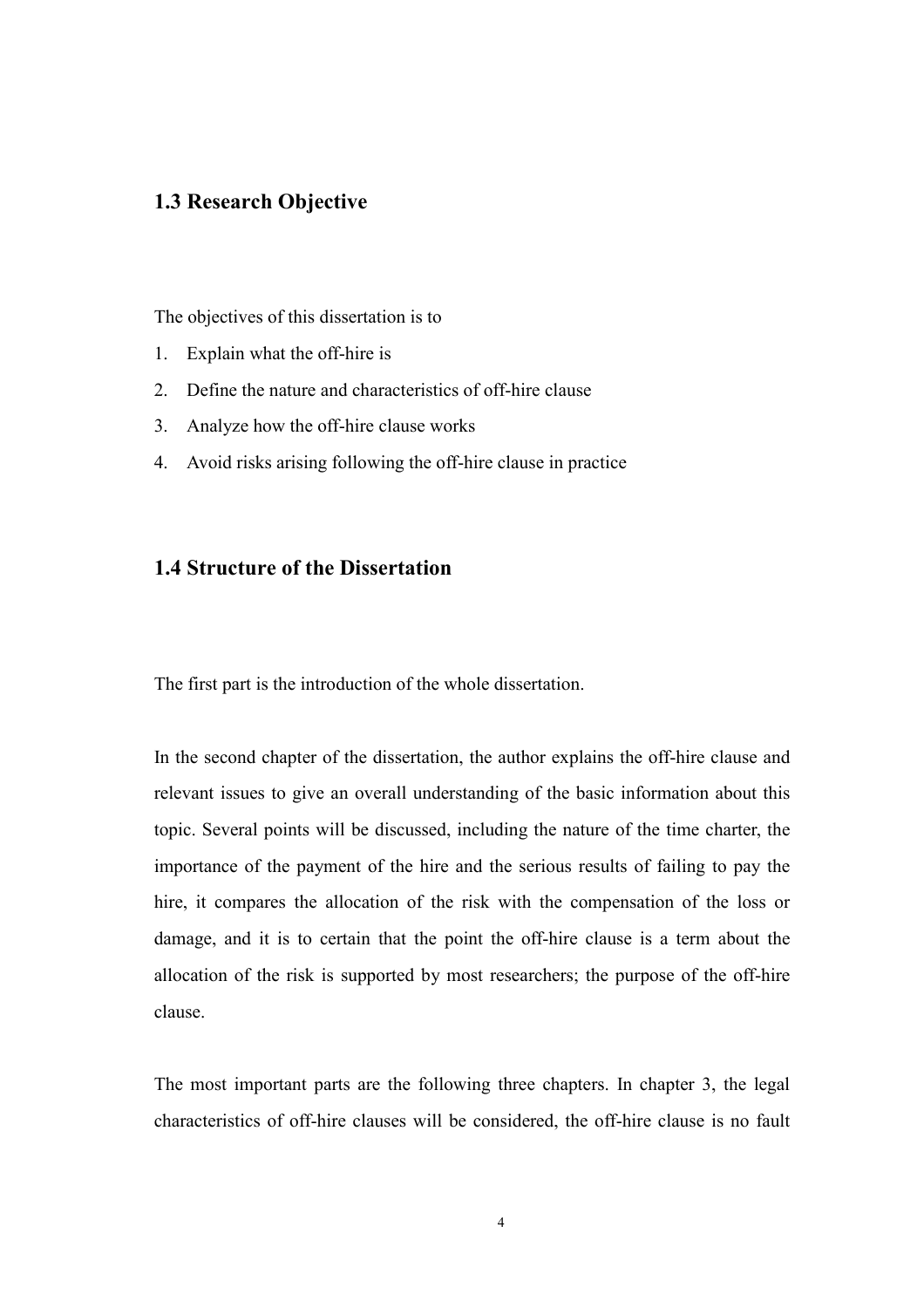## 1.3 Research Objective

The objectives of this dissertation is to

1. Explain what the off-hire is
2. Define the nature and characteristics of off-hire clause
3. Analyze how the off-hire clause works
4. Avoid risks arising following the off-hire clause in practice

## 1.4 Structure of the Dissertation

The first part is the introduction of the whole dissertation.

In the second chapter of the dissertation, the author explains the off-hire clause and relevant issues to give an overall understanding of the basic information about this topic. Several points will be discussed, including the nature of the time charter, the importance of the payment of the hire and the serious results of failing to pay the hire, it compares the allocation of the risk with the compensation of the loss or damage, and it is to certain that the point the off-hire clause is a term about the allocation of the risk is supported by most researchers; the purpose of the off-hire clause.

The most important parts are the following three chapters. In chapter 3, the legal characteristics of off-hire clauses will be considered, the off-hire clause is no fault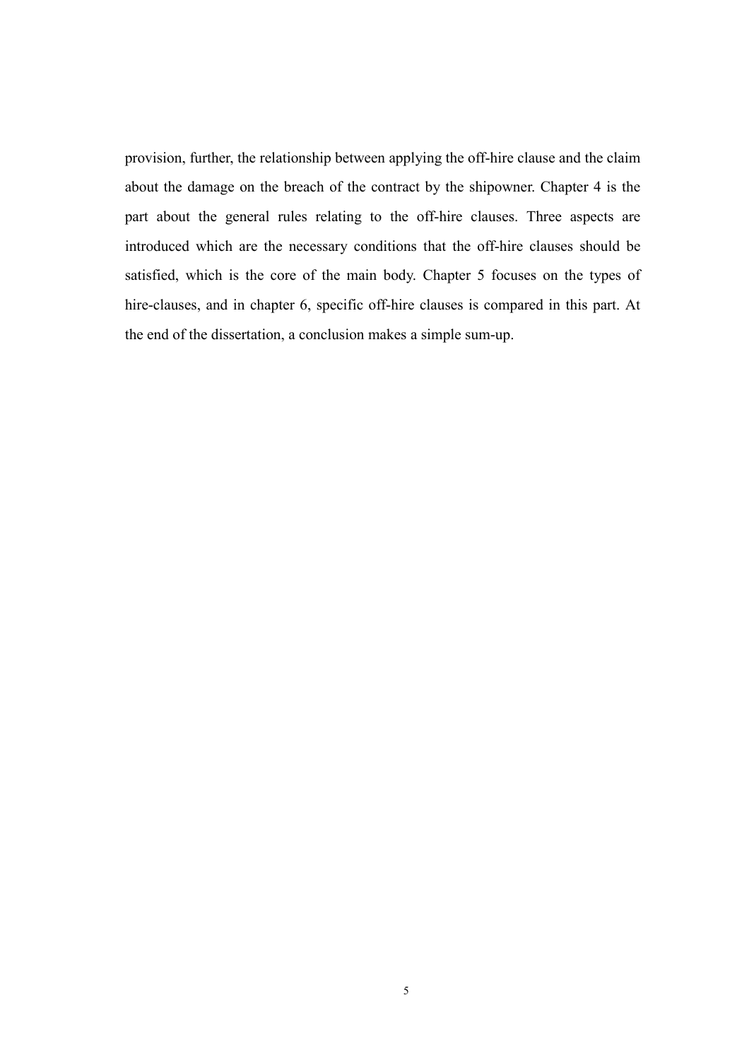provision, further, the relationship between applying the off-hire clause and the claim about the damage on the breach of the contract by the shipowner. Chapter 4 is the part about the general rules relating to the off-hire clauses. Three aspects are introduced which are the necessary conditions that the off-hire clauses should be satisfied, which is the core of the main body. Chapter 5 focuses on the types of hire-clauses, and in chapter 6, specific off-hire clauses is compared in this part. At the end of the dissertation, a conclusion makes a simple sum-up.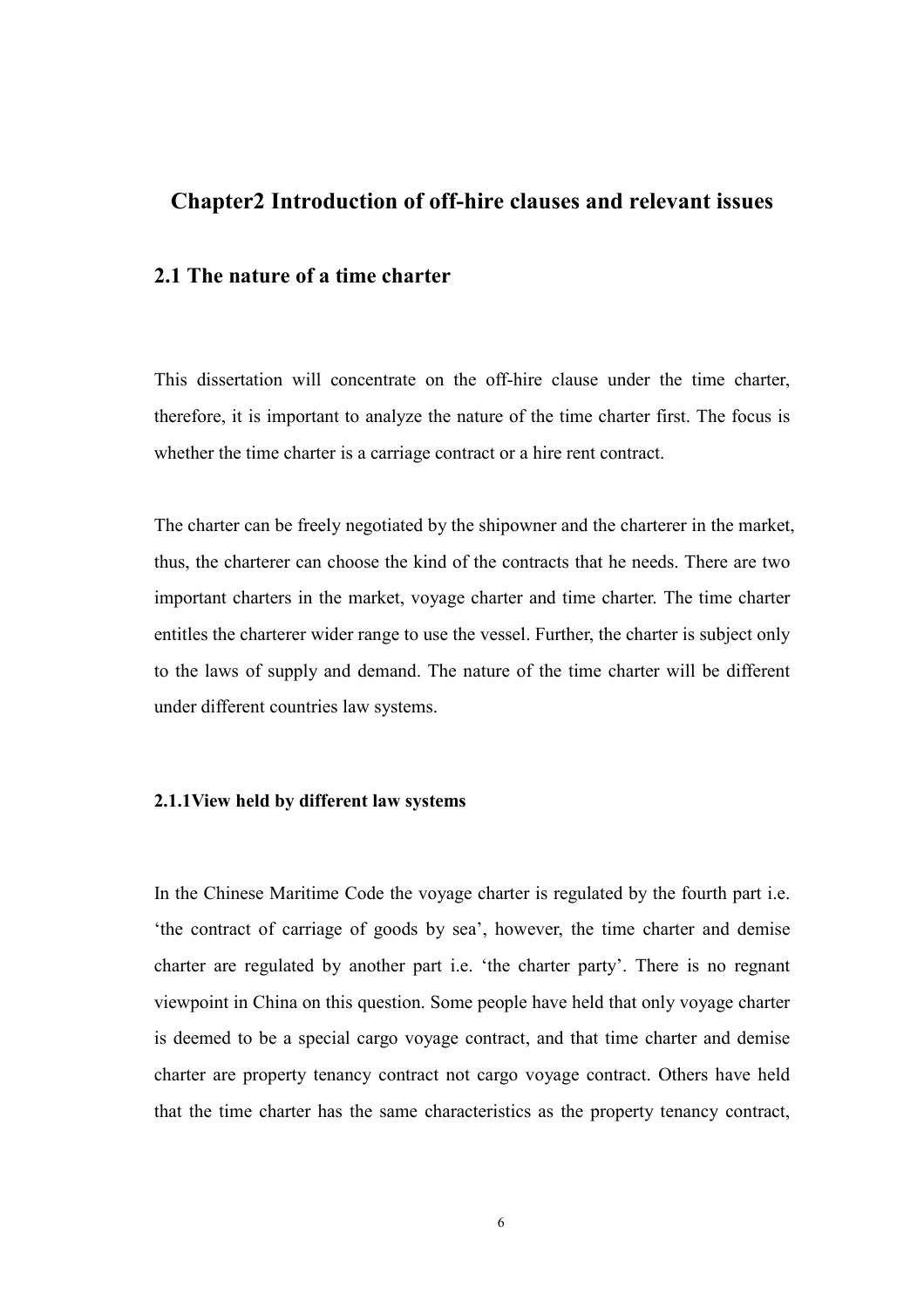# Chapter2 Introduction of off-hire clauses and relevant issues

## 2.1 The nature of a time charter

This dissertation will concentrate on the off-hire clause under the time charter, therefore, it is important to analyze the nature of the time charter first. The focus is whether the time charter is a carriage contract or a hire rent contract.

The charter can be freely negotiated by the shipowner and the charterer in the market, thus, the charterer can choose the kind of the contracts that he needs. There are two important charters in the market, voyage charter and time charter. The time charter entitles the charterer wider range to use the vessel. Further, the charter is subject only to the laws of supply and demand. The nature of the time charter will be different under different countries law systems.

### 2.1.1View held by different law systems

In the Chinese Maritime Code the voyage charter is regulated by the fourth part i.e. 'the contract of carriage of goods by sea', however, the time charter and demise charter are regulated by another part i.e. 'the charter party'. There is no regnant viewpoint in China on this question. Some people have held that only voyage charter is deemed to be a special cargo voyage contract, and that time charter and demise charter are property tenancy contract not cargo voyage contract. Others have held that the time charter has the same characteristics as the property tenancy contract,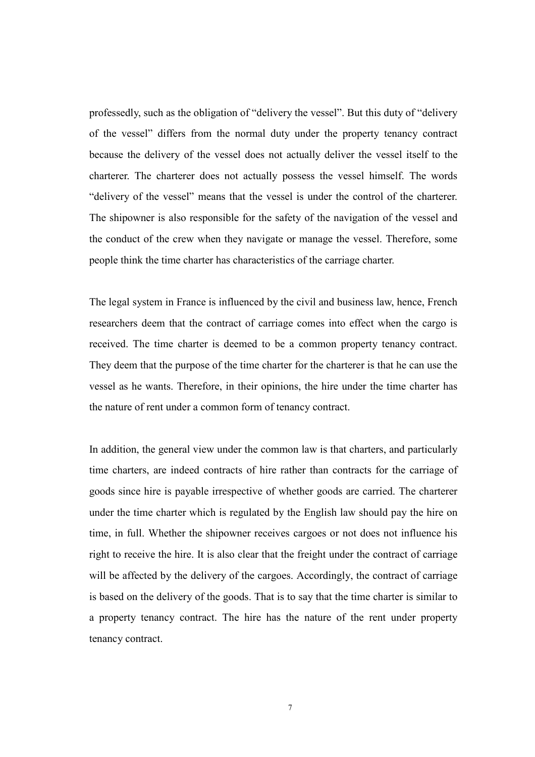professedly, such as the obligation of "delivery the vessel". But this duty of "delivery of the vessel" differs from the normal duty under the property tenancy contract because the delivery of the vessel does not actually deliver the vessel itself to the charterer. The charterer does not actually possess the vessel himself. The words "delivery of the vessel" means that the vessel is under the control of the charterer. The shipowner is also responsible for the safety of the navigation of the vessel and the conduct of the crew when they navigate or manage the vessel. Therefore, some people think the time charter has characteristics of the carriage charter.

The legal system in France is influenced by the civil and business law, hence, French researchers deem that the contract of carriage comes into effect when the cargo is received. The time charter is deemed to be a common property tenancy contract. They deem that the purpose of the time charter for the charterer is that he can use the vessel as he wants. Therefore, in their opinions, the hire under the time charter has the nature of rent under a common form of tenancy contract.

In addition, the general view under the common law is that charters, and particularly time charters, are indeed contracts of hire rather than contracts for the carriage of goods since hire is payable irrespective of whether goods are carried. The charterer under the time charter which is regulated by the English law should pay the hire on time, in full. Whether the shipowner receives cargoes or not does not influence his right to receive the hire. It is also clear that the freight under the contract of carriage will be affected by the delivery of the cargoes. Accordingly, the contract of carriage is based on the delivery of the goods. That is to say that the time charter is similar to a property tenancy contract. The hire has the nature of the rent under property tenancy contract.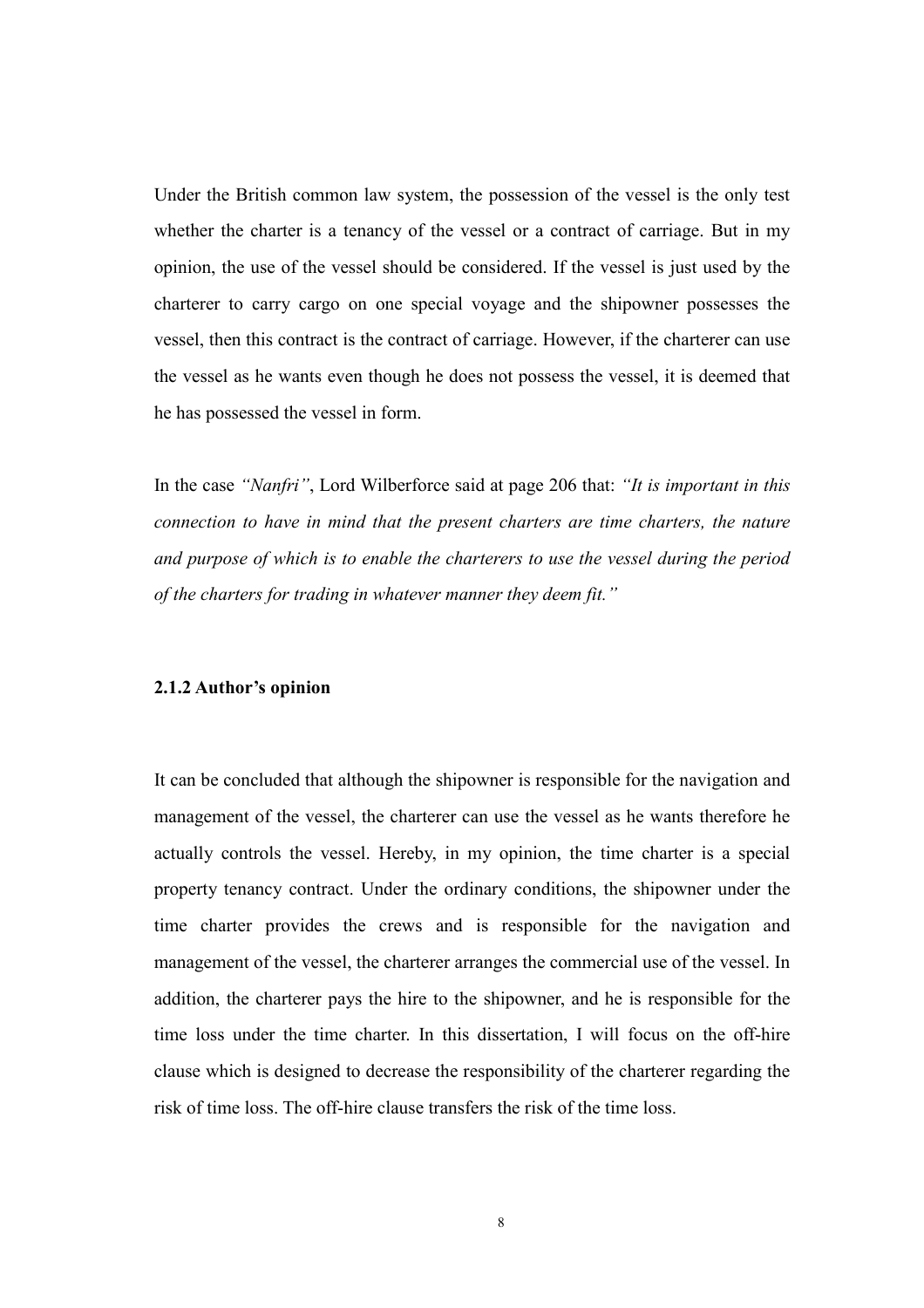Under the British common law system, the possession of the vessel is the only test whether the charter is a tenancy of the vessel or a contract of carriage. But in my opinion, the use of the vessel should be considered. If the vessel is just used by the charterer to carry cargo on one special voyage and the shipowner possesses the vessel, then this contract is the contract of carriage. However, if the charterer can use the vessel as he wants even though he does not possess the vessel, it is deemed that he has possessed the vessel in form.

In the case *"Nanfri"*, Lord Wilberforce said at page 206 that: *"It is important in this connection to have in mind that the present charters are time charters, the nature and purpose of which is to enable the charterers to use the vessel during the period of the charters for trading in whatever manner they deem fit."*

### 2.1.2 Author's opinion

It can be concluded that although the shipowner is responsible for the navigation and management of the vessel, the charterer can use the vessel as he wants therefore he actually controls the vessel. Hereby, in my opinion, the time charter is a special property tenancy contract. Under the ordinary conditions, the shipowner under the time charter provides the crews and is responsible for the navigation and management of the vessel, the charterer arranges the commercial use of the vessel. In addition, the charterer pays the hire to the shipowner, and he is responsible for the time loss under the time charter. In this dissertation, I will focus on the off-hire clause which is designed to decrease the responsibility of the charterer regarding the risk of time loss. The off-hire clause transfers the risk of the time loss.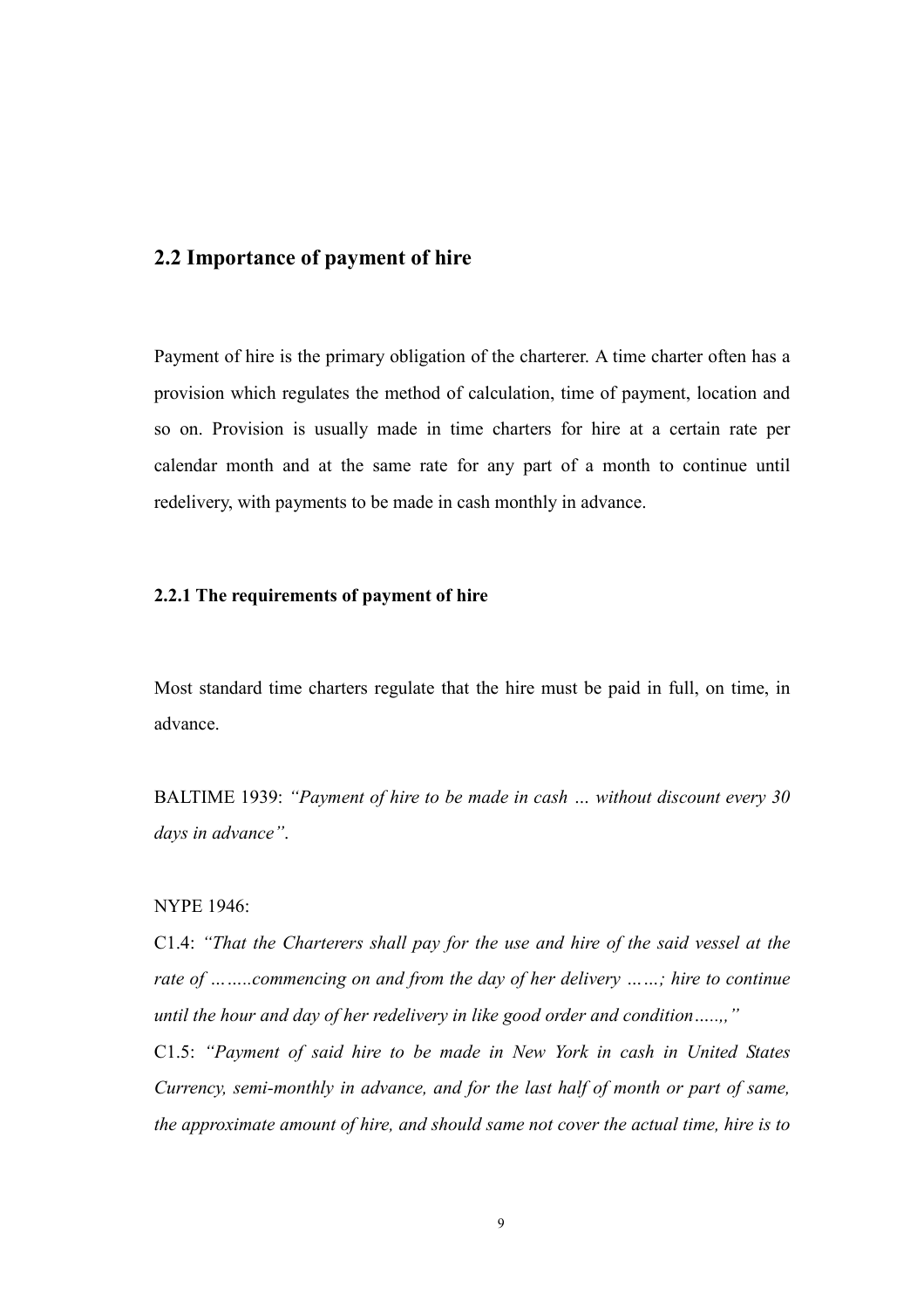## 2.2 Importance of payment of hire

Payment of hire is the primary obligation of the charterer. A time charter often has a provision which regulates the method of calculation, time of payment, location and so on. Provision is usually made in time charters for hire at a certain rate per calendar month and at the same rate for any part of a month to continue until redelivery, with payments to be made in cash monthly in advance.

### 2.2.1 The requirements of payment of hire

Most standard time charters regulate that the hire must be paid in full, on time, in advance.

BALTIME 1939: *"Payment of hire to be made in cash … without discount every 30 days in advance"*.

NYPE 1946:

C1.4: *"That the Charterers shall pay for the use and hire of the said vessel at the rate of ……..commencing on and from the day of her delivery ……; hire to continue until the hour and day of her redelivery in like good order and condition……,"*

C1.5: *"Payment of said hire to be made in New York in cash in United States Currency, semi-monthly in advance, and for the last half of month or part of same, the approximate amount of hire, and should same not cover the actual time, hire is to*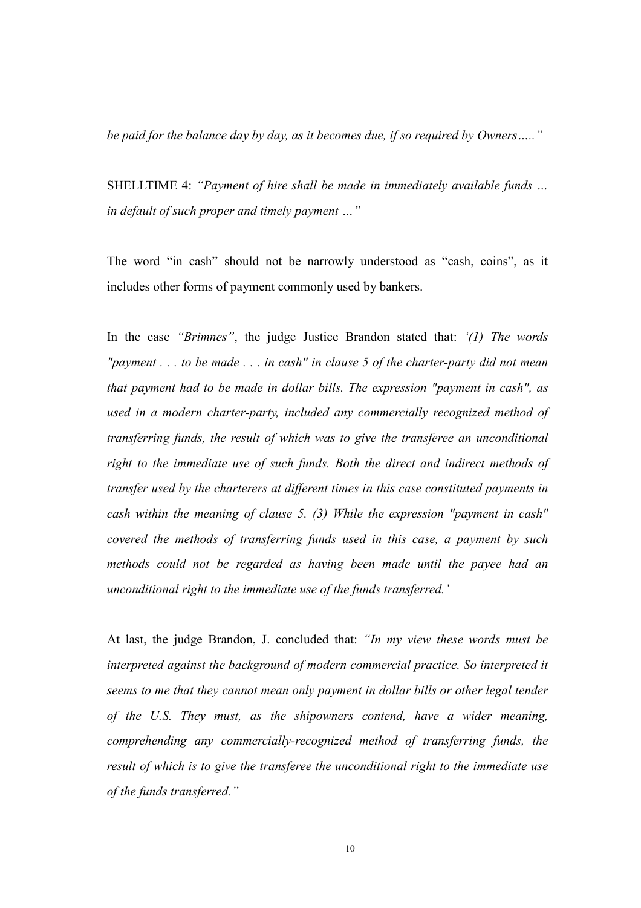*be paid for the balance day by day, as it becomes due, if so required by Owners….."*

SHELLTIME 4: *"Payment of hire shall be made in immediately available funds … in default of such proper and timely payment …"*

The word "in cash" should not be narrowly understood as "cash, coins", as it includes other forms of payment commonly used by bankers.

In the case *"Brimnes"*, the judge Justice Brandon stated that: *'(1) The words "payment . . . to be made . . . in cash" in clause 5 of the charter-party did not mean that payment had to be made in dollar bills. The expression "payment in cash", as used in a modern charter-party, included any commercially recognized method of transferring funds, the result of which was to give the transferee an unconditional right to the immediate use of such funds. Both the direct and indirect methods of transfer used by the charterers at different times in this case constituted payments in cash within the meaning of clause 5. (3) While the expression "payment in cash" covered the methods of transferring funds used in this case, a payment by such methods could not be regarded as having been made until the payee had an unconditional right to the immediate use of the funds transferred.'*

At last, the judge Brandon, J. concluded that: *"In my view these words must be interpreted against the background of modern commercial practice. So interpreted it seems to me that they cannot mean only payment in dollar bills or other legal tender of the U.S. They must, as the shipowners contend, have a wider meaning, comprehending any commercially-recognized method of transferring funds, the result of which is to give the transferee the unconditional right to the immediate use of the funds transferred."*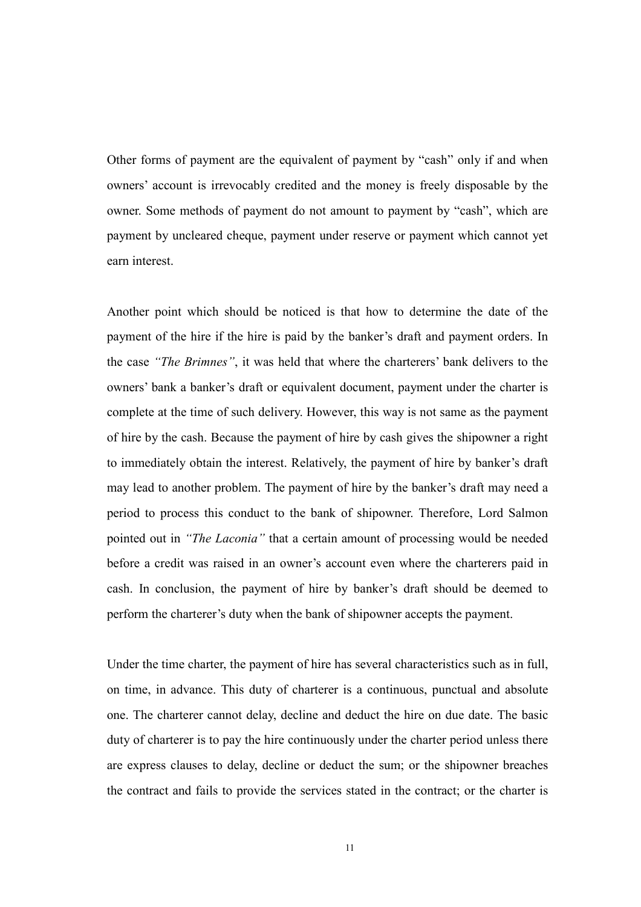Other forms of payment are the equivalent of payment by "cash" only if and when owners' account is irrevocably credited and the money is freely disposable by the owner. Some methods of payment do not amount to payment by "cash", which are payment by uncleared cheque, payment under reserve or payment which cannot yet earn interest.

Another point which should be noticed is that how to determine the date of the payment of the hire if the hire is paid by the banker's draft and payment orders. In the case *"The Brimnes"*, it was held that where the charterers' bank delivers to the owners' bank a banker's draft or equivalent document, payment under the charter is complete at the time of such delivery. However, this way is not same as the payment of hire by the cash. Because the payment of hire by cash gives the shipowner a right to immediately obtain the interest. Relatively, the payment of hire by banker's draft may lead to another problem. The payment of hire by the banker's draft may need a period to process this conduct to the bank of shipowner. Therefore, Lord Salmon pointed out in *"The Laconia"* that a certain amount of processing would be needed before a credit was raised in an owner's account even where the charterers paid in cash. In conclusion, the payment of hire by banker's draft should be deemed to perform the charterer's duty when the bank of shipowner accepts the payment.

Under the time charter, the payment of hire has several characteristics such as in full, on time, in advance. This duty of charterer is a continuous, punctual and absolute one. The charterer cannot delay, decline and deduct the hire on due date. The basic duty of charterer is to pay the hire continuously under the charter period unless there are express clauses to delay, decline or deduct the sum; or the shipowner breaches the contract and fails to provide the services stated in the contract; or the charter is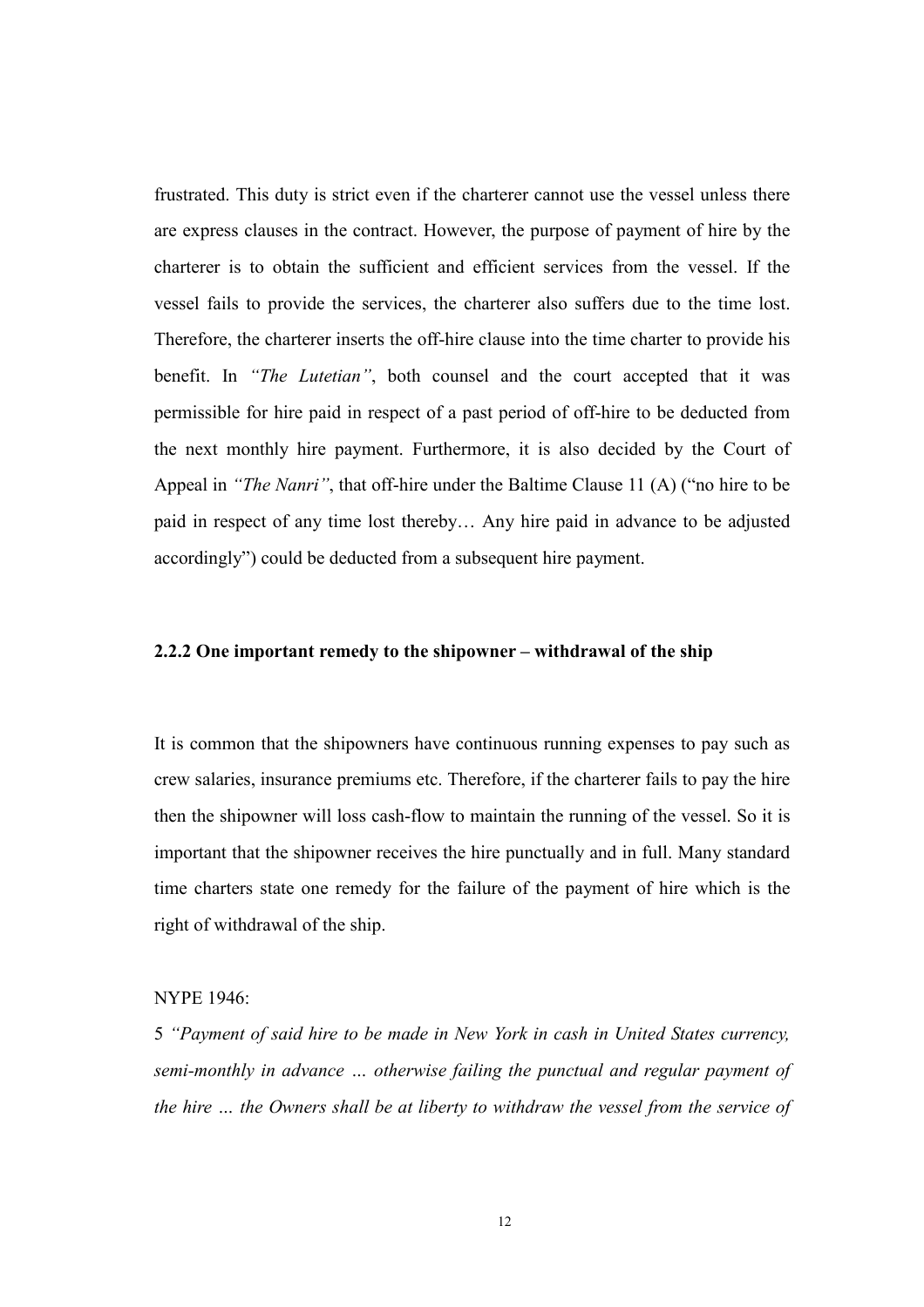frustrated. This duty is strict even if the charterer cannot use the vessel unless there are express clauses in the contract. However, the purpose of payment of hire by the charterer is to obtain the sufficient and efficient services from the vessel. If the vessel fails to provide the services, the charterer also suffers due to the time lost. Therefore, the charterer inserts the off-hire clause into the time charter to provide his benefit. In *"The Lutetian"*, both counsel and the court accepted that it was permissible for hire paid in respect of a past period of off-hire to be deducted from the next monthly hire payment. Furthermore, it is also decided by the Court of Appeal in *"The Nanri"*, that off-hire under the Baltime Clause 11 (A) ("no hire to be paid in respect of any time lost thereby… Any hire paid in advance to be adjusted accordingly") could be deducted from a subsequent hire payment.

### 2.2.2 One important remedy to the shipowner – withdrawal of the ship

It is common that the shipowners have continuous running expenses to pay such as crew salaries, insurance premiums etc. Therefore, if the charterer fails to pay the hire then the shipowner will loss cash-flow to maintain the running of the vessel. So it is important that the shipowner receives the hire punctually and in full. Many standard time charters state one remedy for the failure of the payment of hire which is the right of withdrawal of the ship.

NYPE 1946:

5 *"Payment of said hire to be made in New York in cash in United States currency, semi-monthly in advance … otherwise failing the punctual and regular payment of the hire … the Owners shall be at liberty to withdraw the vessel from the service of*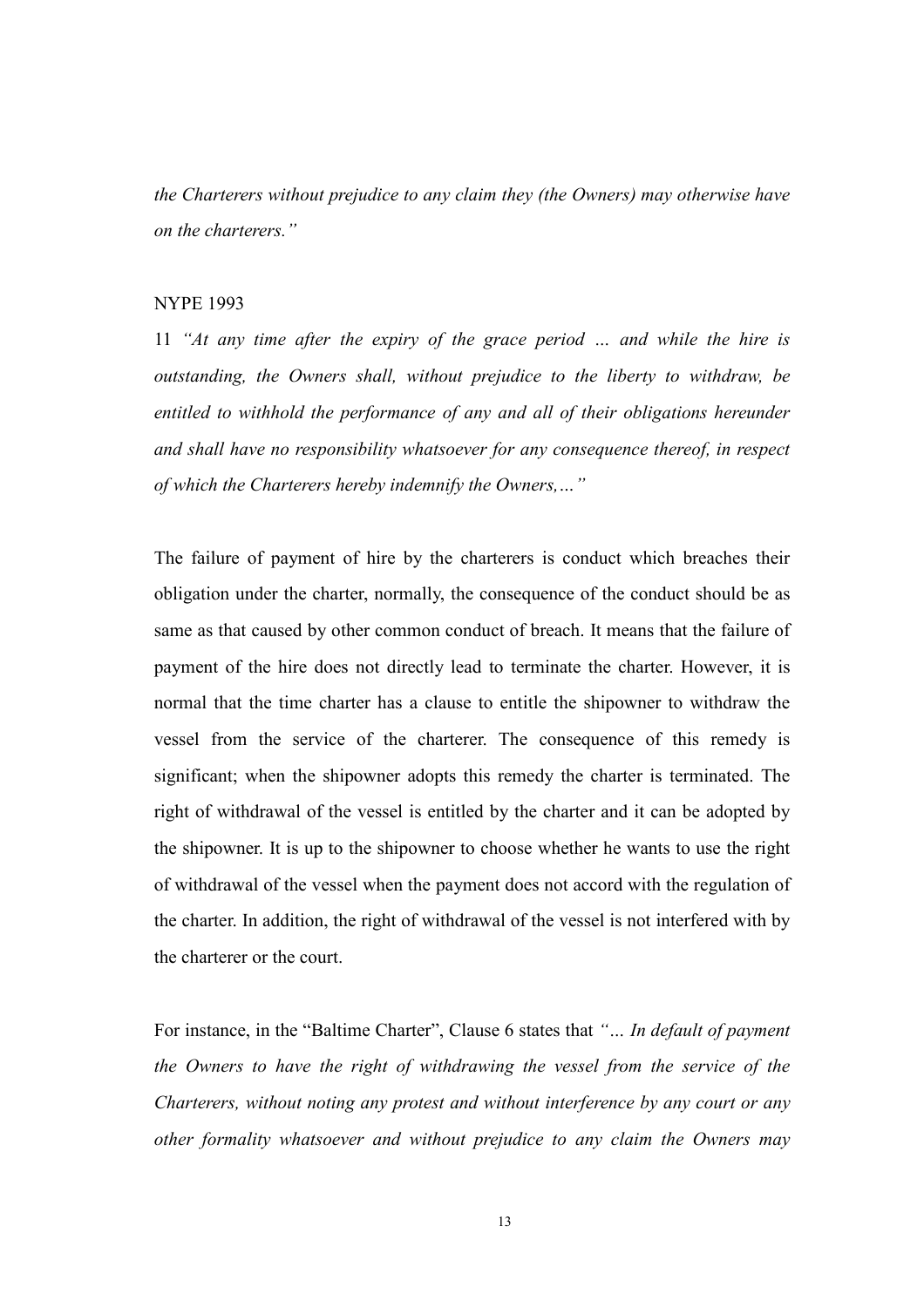*the Charterers without prejudice to any claim they (the Owners) may otherwise have on the charterers."*

NYPE 1993

11 *"At any time after the expiry of the grace period … and while the hire is outstanding, the Owners shall, without prejudice to the liberty to withdraw, be entitled to withhold the performance of any and all of their obligations hereunder and shall have no responsibility whatsoever for any consequence thereof, in respect of which the Charterers hereby indemnify the Owners,…"*

The failure of payment of hire by the charterers is conduct which breaches their obligation under the charter, normally, the consequence of the conduct should be as same as that caused by other common conduct of breach. It means that the failure of payment of the hire does not directly lead to terminate the charter. However, it is normal that the time charter has a clause to entitle the shipowner to withdraw the vessel from the service of the charterer. The consequence of this remedy is significant; when the shipowner adopts this remedy the charter is terminated. The right of withdrawal of the vessel is entitled by the charter and it can be adopted by the shipowner. It is up to the shipowner to choose whether he wants to use the right of withdrawal of the vessel when the payment does not accord with the regulation of the charter. In addition, the right of withdrawal of the vessel is not interfered with by the charterer or the court.

For instance, in the "Baltime Charter", Clause 6 states that *"… In default of payment the Owners to have the right of withdrawing the vessel from the service of the Charterers, without noting any protest and without interference by any court or any other formality whatsoever and without prejudice to any claim the Owners may*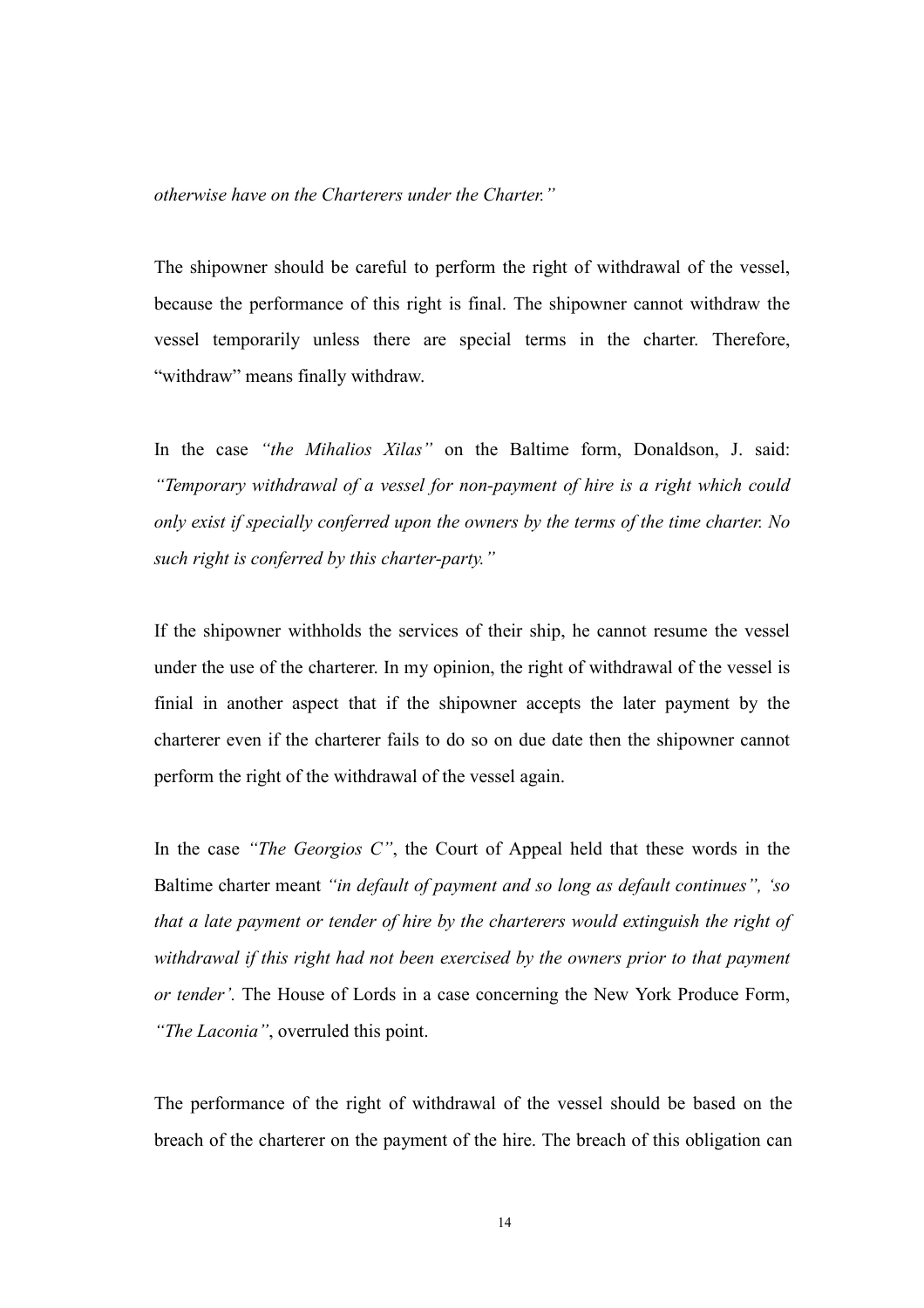*otherwise have on the Charterers under the Charter."*

The shipowner should be careful to perform the right of withdrawal of the vessel, because the performance of this right is final. The shipowner cannot withdraw the vessel temporarily unless there are special terms in the charter. Therefore, "withdraw" means finally withdraw.

In the case *"the Mihalios Xilas"* on the Baltime form, Donaldson, J. said: *"Temporary withdrawal of a vessel for non-payment of hire is a right which could only exist if specially conferred upon the owners by the terms of the time charter. No such right is conferred by this charter-party."*

If the shipowner withholds the services of their ship, he cannot resume the vessel under the use of the charterer. In my opinion, the right of withdrawal of the vessel is finial in another aspect that if the shipowner accepts the later payment by the charterer even if the charterer fails to do so on due date then the shipowner cannot perform the right of the withdrawal of the vessel again.

In the case *"The Georgios C"*, the Court of Appeal held that these words in the Baltime charter meant *"in default of payment and so long as default continues", 'so that a late payment or tender of hire by the charterers would extinguish the right of withdrawal if this right had not been exercised by the owners prior to that payment or tender'.* The House of Lords in a case concerning the New York Produce Form, *"The Laconia"*, overruled this point.

The performance of the right of withdrawal of the vessel should be based on the breach of the charterer on the payment of the hire. The breach of this obligation can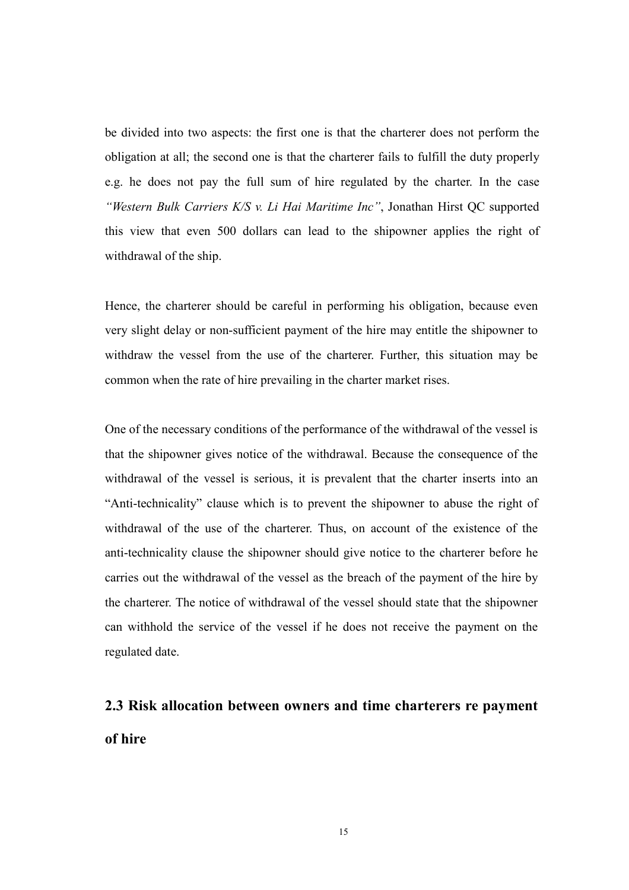be divided into two aspects: the first one is that the charterer does not perform the obligation at all; the second one is that the charterer fails to fulfill the duty properly e.g. he does not pay the full sum of hire regulated by the charter. In the case *"Western Bulk Carriers K/S v. Li Hai Maritime Inc"*, Jonathan Hirst QC supported this view that even 500 dollars can lead to the shipowner applies the right of withdrawal of the ship.

Hence, the charterer should be careful in performing his obligation, because even very slight delay or non-sufficient payment of the hire may entitle the shipowner to withdraw the vessel from the use of the charterer. Further, this situation may be common when the rate of hire prevailing in the charter market rises.

One of the necessary conditions of the performance of the withdrawal of the vessel is that the shipowner gives notice of the withdrawal. Because the consequence of the withdrawal of the vessel is serious, it is prevalent that the charter inserts into an "Anti-technicality" clause which is to prevent the shipowner to abuse the right of withdrawal of the use of the charterer. Thus, on account of the existence of the anti-technicality clause the shipowner should give notice to the charterer before he carries out the withdrawal of the vessel as the breach of the payment of the hire by the charterer. The notice of withdrawal of the vessel should state that the shipowner can withhold the service of the vessel if he does not receive the payment on the regulated date.

## 2.3 Risk allocation between owners and time charterers re payment of hire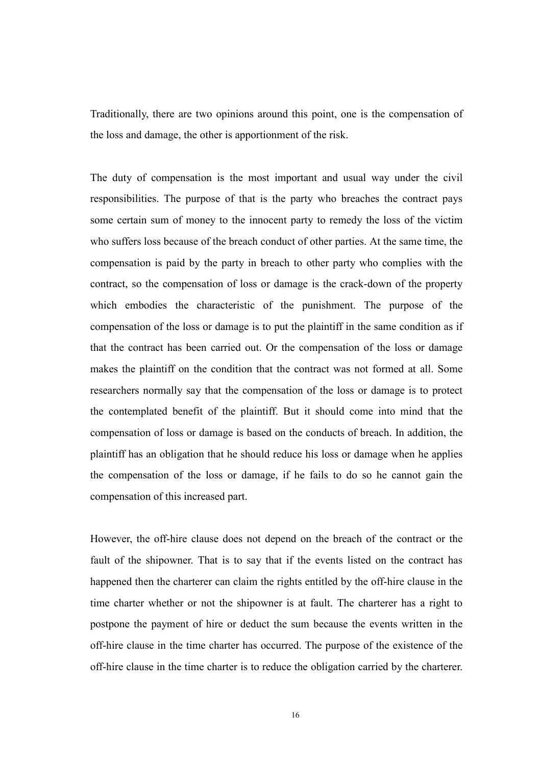Traditionally, there are two opinions around this point, one is the compensation of the loss and damage, the other is apportionment of the risk.

The duty of compensation is the most important and usual way under the civil responsibilities. The purpose of that is the party who breaches the contract pays some certain sum of money to the innocent party to remedy the loss of the victim who suffers loss because of the breach conduct of other parties. At the same time, the compensation is paid by the party in breach to other party who complies with the contract, so the compensation of loss or damage is the crack-down of the property which embodies the characteristic of the punishment. The purpose of the compensation of the loss or damage is to put the plaintiff in the same condition as if that the contract has been carried out. Or the compensation of the loss or damage makes the plaintiff on the condition that the contract was not formed at all. Some researchers normally say that the compensation of the loss or damage is to protect the contemplated benefit of the plaintiff. But it should come into mind that the compensation of loss or damage is based on the conducts of breach. In addition, the plaintiff has an obligation that he should reduce his loss or damage when he applies the compensation of the loss or damage, if he fails to do so he cannot gain the compensation of this increased part.

However, the off-hire clause does not depend on the breach of the contract or the fault of the shipowner. That is to say that if the events listed on the contract has happened then the charterer can claim the rights entitled by the off-hire clause in the time charter whether or not the shipowner is at fault. The charterer has a right to postpone the payment of hire or deduct the sum because the events written in the off-hire clause in the time charter has occurred. The purpose of the existence of the off-hire clause in the time charter is to reduce the obligation carried by the charterer.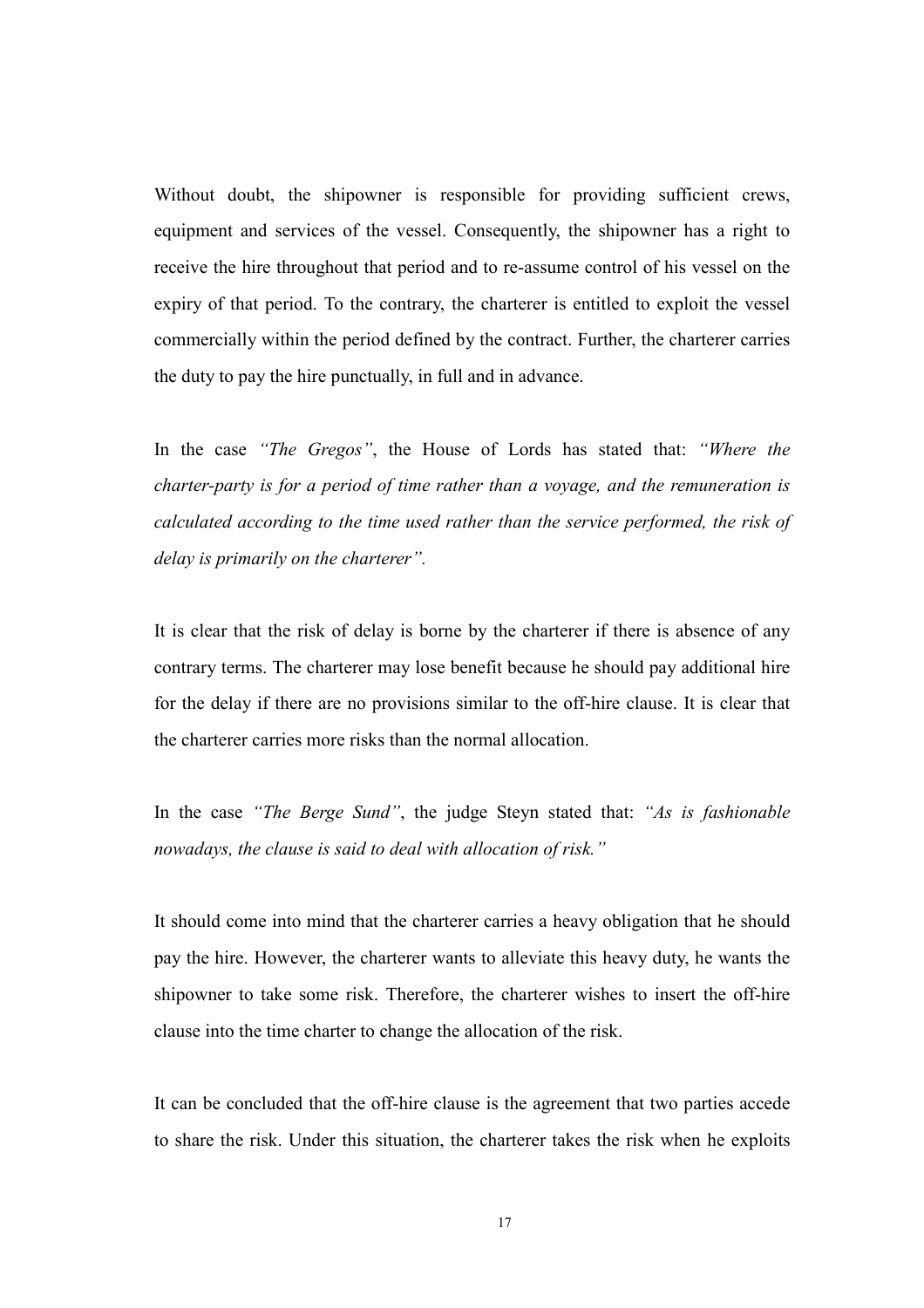Without doubt, the shipowner is responsible for providing sufficient crews, equipment and services of the vessel. Consequently, the shipowner has a right to receive the hire throughout that period and to re-assume control of his vessel on the expiry of that period. To the contrary, the charterer is entitled to exploit the vessel commercially within the period defined by the contract. Further, the charterer carries the duty to pay the hire punctually, in full and in advance.

In the case *"The Gregos"*, the House of Lords has stated that: *"Where the charter-party is for a period of time rather than a voyage, and the remuneration is calculated according to the time used rather than the service performed, the risk of delay is primarily on the charterer".*

It is clear that the risk of delay is borne by the charterer if there is absence of any contrary terms. The charterer may lose benefit because he should pay additional hire for the delay if there are no provisions similar to the off-hire clause. It is clear that the charterer carries more risks than the normal allocation.

In the case *"The Berge Sund"*, the judge Steyn stated that: *"As is fashionable nowadays, the clause is said to deal with allocation of risk."*

It should come into mind that the charterer carries a heavy obligation that he should pay the hire. However, the charterer wants to alleviate this heavy duty, he wants the shipowner to take some risk. Therefore, the charterer wishes to insert the off-hire clause into the time charter to change the allocation of the risk.

It can be concluded that the off-hire clause is the agreement that two parties accede to share the risk. Under this situation, the charterer takes the risk when he exploits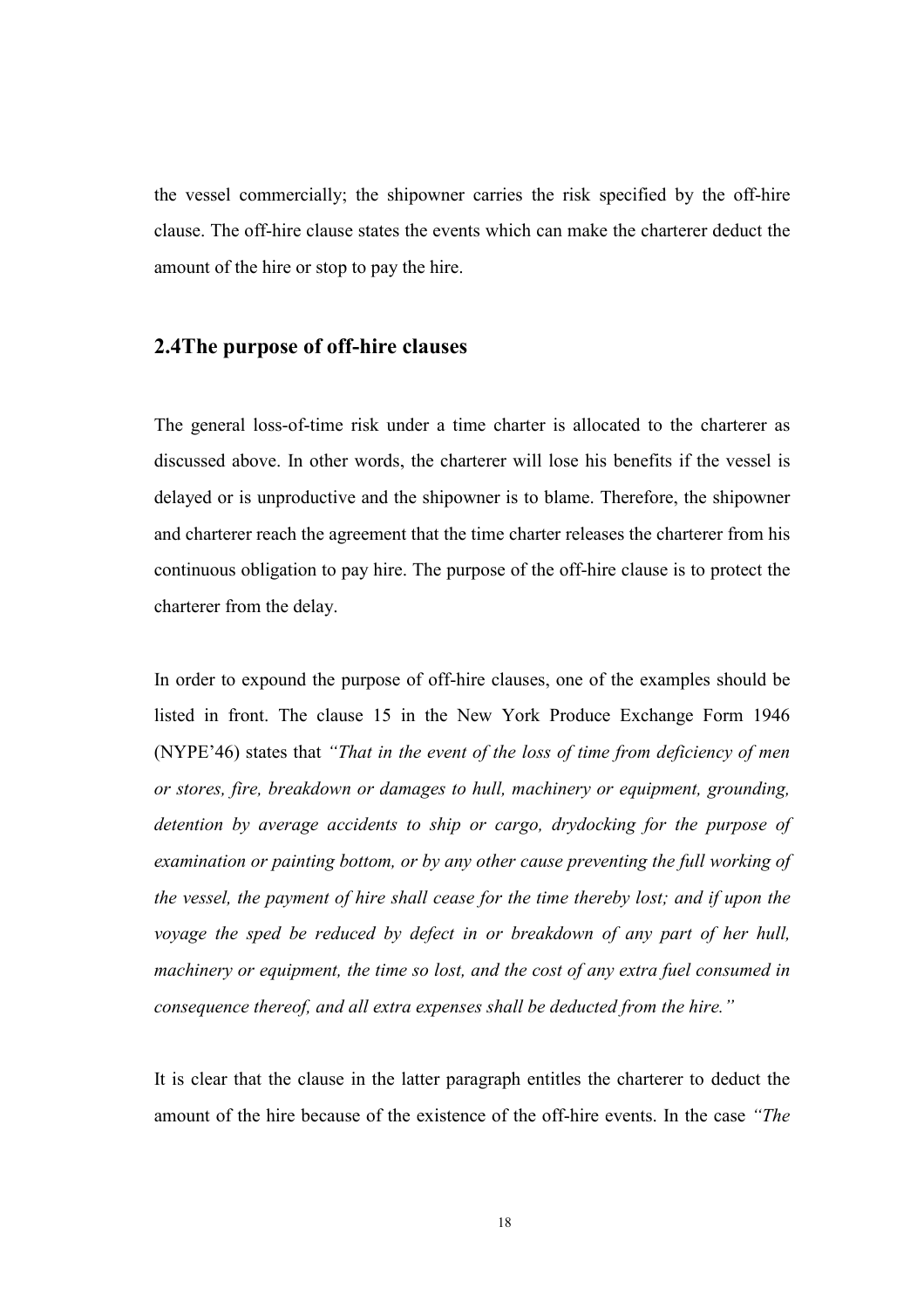the vessel commercially; the shipowner carries the risk specified by the off-hire clause. The off-hire clause states the events which can make the charterer deduct the amount of the hire or stop to pay the hire.

## 2.4The purpose of off-hire clauses

The general loss-of-time risk under a time charter is allocated to the charterer as discussed above. In other words, the charterer will lose his benefits if the vessel is delayed or is unproductive and the shipowner is to blame. Therefore, the shipowner and charterer reach the agreement that the time charter releases the charterer from his continuous obligation to pay hire. The purpose of the off-hire clause is to protect the charterer from the delay.

In order to expound the purpose of off-hire clauses, one of the examples should be listed in front. The clause 15 in the New York Produce Exchange Form 1946 (NYPE'46) states that *"That in the event of the loss of time from deficiency of men or stores, fire, breakdown or damages to hull, machinery or equipment, grounding, detention by average accidents to ship or cargo, drydocking for the purpose of examination or painting bottom, or by any other cause preventing the full working of the vessel, the payment of hire shall cease for the time thereby lost; and if upon the voyage the sped be reduced by defect in or breakdown of any part of her hull, machinery or equipment, the time so lost, and the cost of any extra fuel consumed in consequence thereof, and all extra expenses shall be deducted from the hire."*

It is clear that the clause in the latter paragraph entitles the charterer to deduct the amount of the hire because of the existence of the off-hire events. In the case *"The*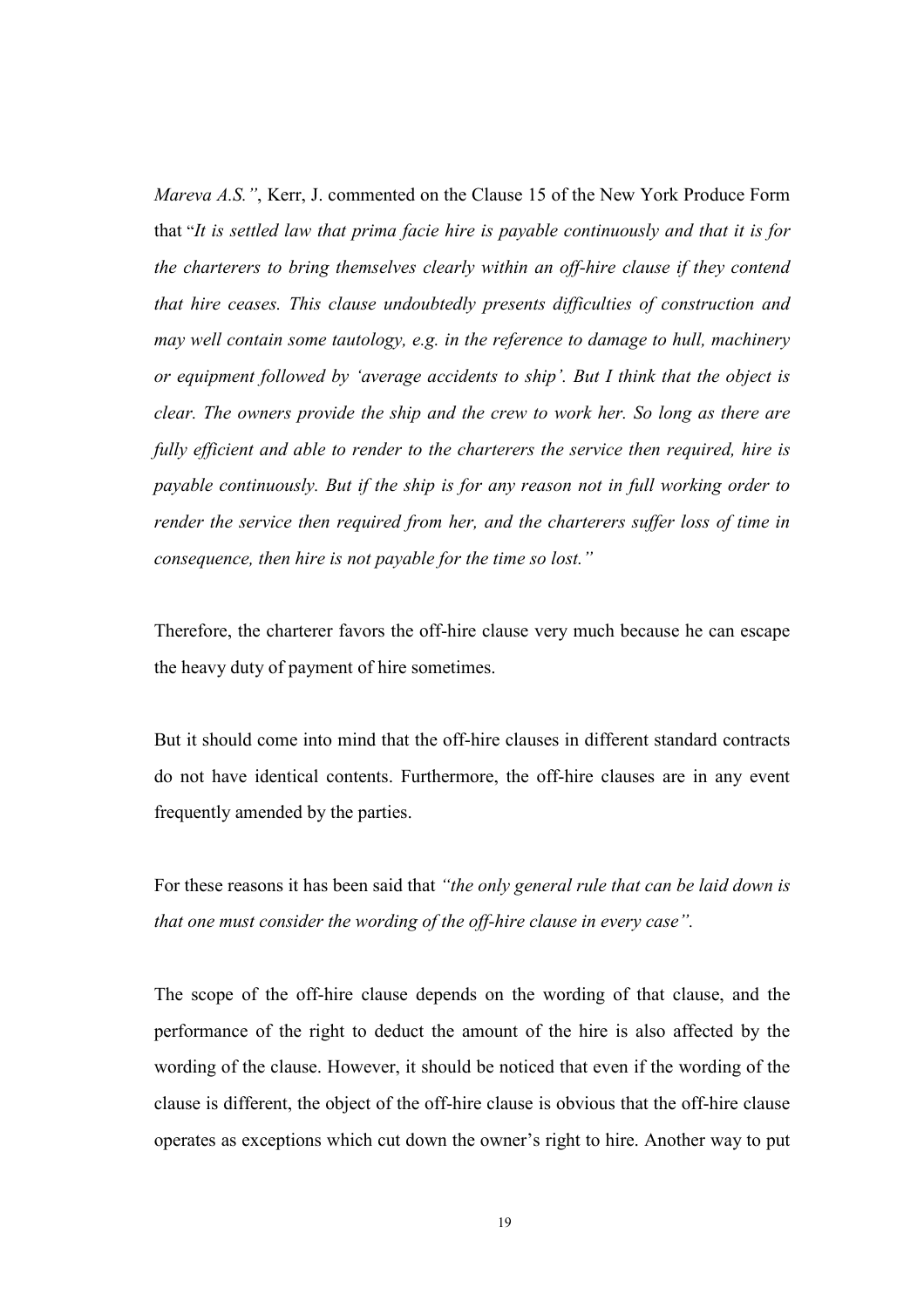*Mareva A.S."*, Kerr, J. commented on the Clause 15 of the New York Produce Form that "*It is settled law that prima facie hire is payable continuously and that it is for the charterers to bring themselves clearly within an off-hire clause if they contend that hire ceases. This clause undoubtedly presents difficulties of construction and may well contain some tautology, e.g. in the reference to damage to hull, machinery or equipment followed by 'average accidents to ship'. But I think that the object is clear. The owners provide the ship and the crew to work her. So long as there are fully efficient and able to render to the charterers the service then required, hire is payable continuously. But if the ship is for any reason not in full working order to render the service then required from her, and the charterers suffer loss of time in consequence, then hire is not payable for the time so lost."*

Therefore, the charterer favors the off-hire clause very much because he can escape the heavy duty of payment of hire sometimes.

But it should come into mind that the off-hire clauses in different standard contracts do not have identical contents. Furthermore, the off-hire clauses are in any event frequently amended by the parties.

For these reasons it has been said that *"the only general rule that can be laid down is that one must consider the wording of the off-hire clause in every case".*

The scope of the off-hire clause depends on the wording of that clause, and the performance of the right to deduct the amount of the hire is also affected by the wording of the clause. However, it should be noticed that even if the wording of the clause is different, the object of the off-hire clause is obvious that the off-hire clause operates as exceptions which cut down the owner's right to hire. Another way to put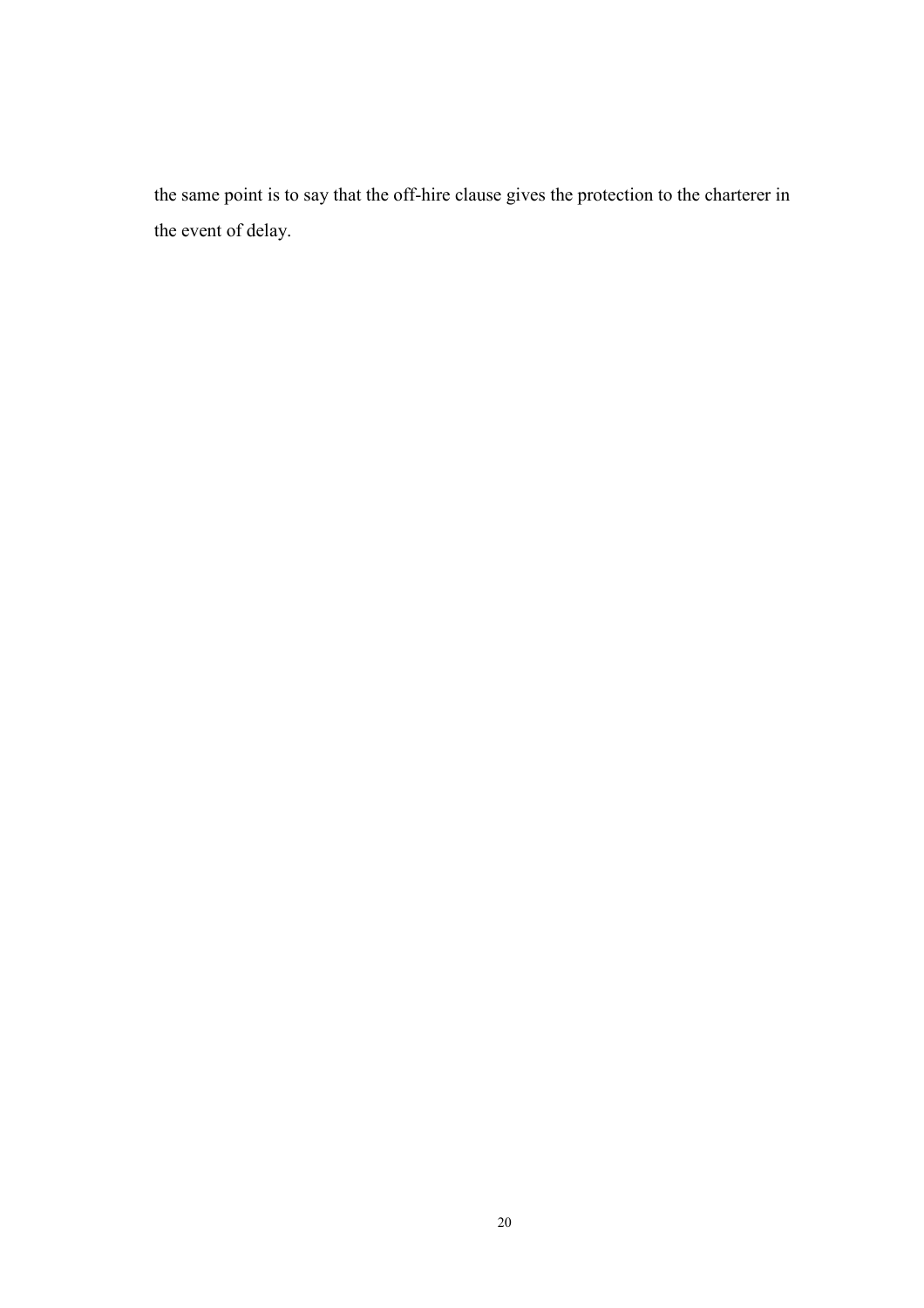the same point is to say that the off-hire clause gives the protection to the charterer in the event of delay.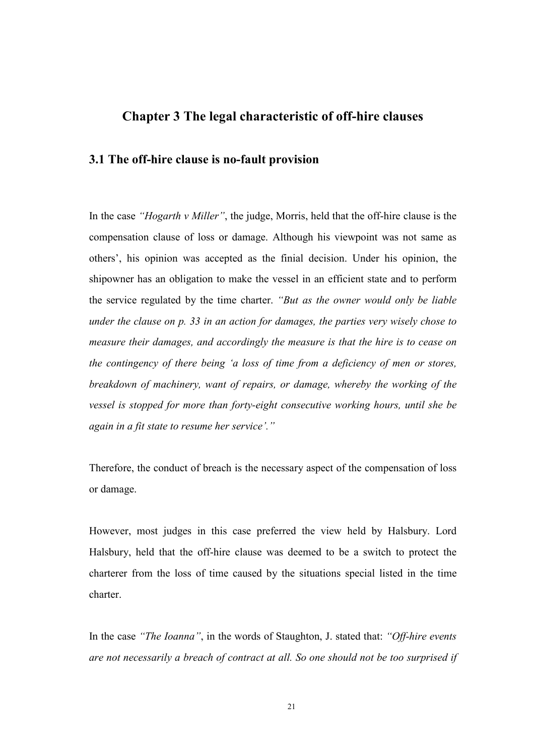# Chapter 3 The legal characteristic of off-hire clauses

## 3.1 The off-hire clause is no-fault provision

In the case *"Hogarth v Miller"*, the judge, Morris, held that the off-hire clause is the compensation clause of loss or damage. Although his viewpoint was not same as others', his opinion was accepted as the finial decision. Under his opinion, the shipowner has an obligation to make the vessel in an efficient state and to perform the service regulated by the time charter. *"But as the owner would only be liable under the clause on p. 33 in an action for damages, the parties very wisely chose to measure their damages, and accordingly the measure is that the hire is to cease on the contingency of there being 'a loss of time from a deficiency of men or stores, breakdown of machinery, want of repairs, or damage, whereby the working of the vessel is stopped for more than forty-eight consecutive working hours, until she be again in a fit state to resume her service'."*

Therefore, the conduct of breach is the necessary aspect of the compensation of loss or damage.

However, most judges in this case preferred the view held by Halsbury. Lord Halsbury, held that the off-hire clause was deemed to be a switch to protect the charterer from the loss of time caused by the situations special listed in the time charter.

In the case *"The Ioanna"*, in the words of Staughton, J. stated that: *"Off-hire events are not necessarily a breach of contract at all. So one should not be too surprised if*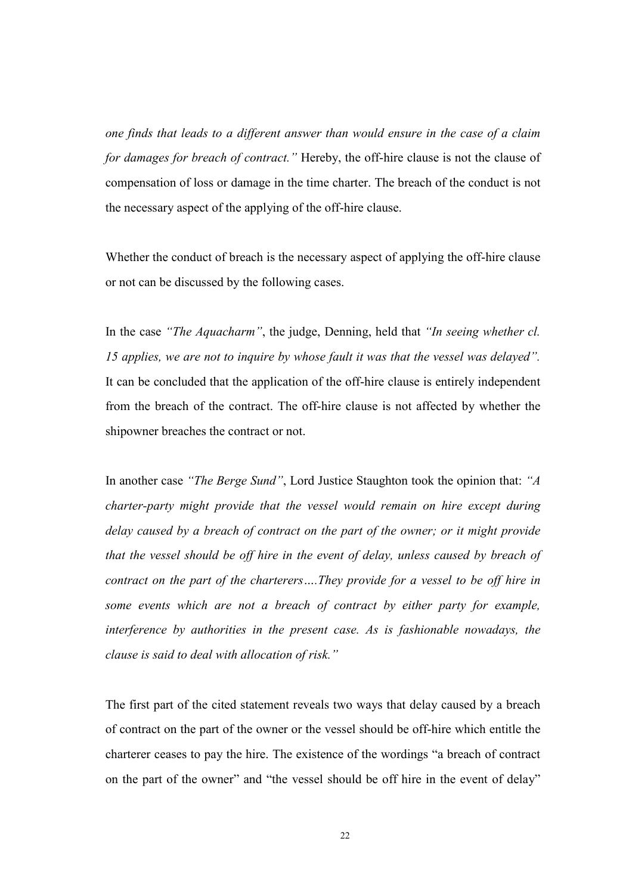*one finds that leads to a different answer than would ensure in the case of a claim for damages for breach of contract."* Hereby, the off-hire clause is not the clause of compensation of loss or damage in the time charter. The breach of the conduct is not the necessary aspect of the applying of the off-hire clause.

Whether the conduct of breach is the necessary aspect of applying the off-hire clause or not can be discussed by the following cases.

In the case *"The Aquacharm"*, the judge, Denning, held that *"In seeing whether cl. 15 applies, we are not to inquire by whose fault it was that the vessel was delayed".* It can be concluded that the application of the off-hire clause is entirely independent from the breach of the contract. The off-hire clause is not affected by whether the shipowner breaches the contract or not.

In another case *"The Berge Sund"*, Lord Justice Staughton took the opinion that: *"A charter-party might provide that the vessel would remain on hire except during delay caused by a breach of contract on the part of the owner; or it might provide that the vessel should be off hire in the event of delay, unless caused by breach of contract on the part of the charterers….They provide for a vessel to be off hire in some events which are not a breach of contract by either party for example, interference by authorities in the present case. As is fashionable nowadays, the clause is said to deal with allocation of risk."*

The first part of the cited statement reveals two ways that delay caused by a breach of contract on the part of the owner or the vessel should be off-hire which entitle the charterer ceases to pay the hire. The existence of the wordings "a breach of contract on the part of the owner" and "the vessel should be off hire in the event of delay"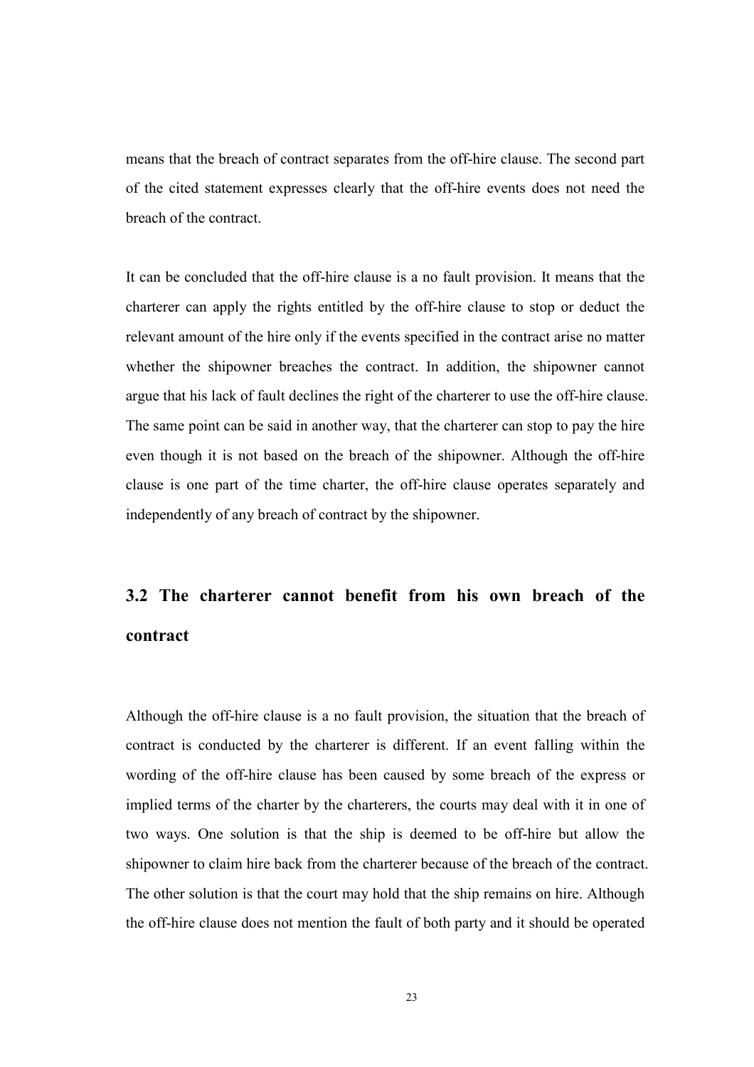means that the breach of contract separates from the off-hire clause. The second part of the cited statement expresses clearly that the off-hire events does not need the breach of the contract.

It can be concluded that the off-hire clause is a no fault provision. It means that the charterer can apply the rights entitled by the off-hire clause to stop or deduct the relevant amount of the hire only if the events specified in the contract arise no matter whether the shipowner breaches the contract. In addition, the shipowner cannot argue that his lack of fault declines the right of the charterer to use the off-hire clause. The same point can be said in another way, that the charterer can stop to pay the hire even though it is not based on the breach of the shipowner. Although the off-hire clause is one part of the time charter, the off-hire clause operates separately and independently of any breach of contract by the shipowner.

## 3.2 The charterer cannot benefit from his own breach of the contract

Although the off-hire clause is a no fault provision, the situation that the breach of contract is conducted by the charterer is different. If an event falling within the wording of the off-hire clause has been caused by some breach of the express or implied terms of the charter by the charterers, the courts may deal with it in one of two ways. One solution is that the ship is deemed to be off-hire but allow the shipowner to claim hire back from the charterer because of the breach of the contract. The other solution is that the court may hold that the ship remains on hire. Although the off-hire clause does not mention the fault of both party and it should be operated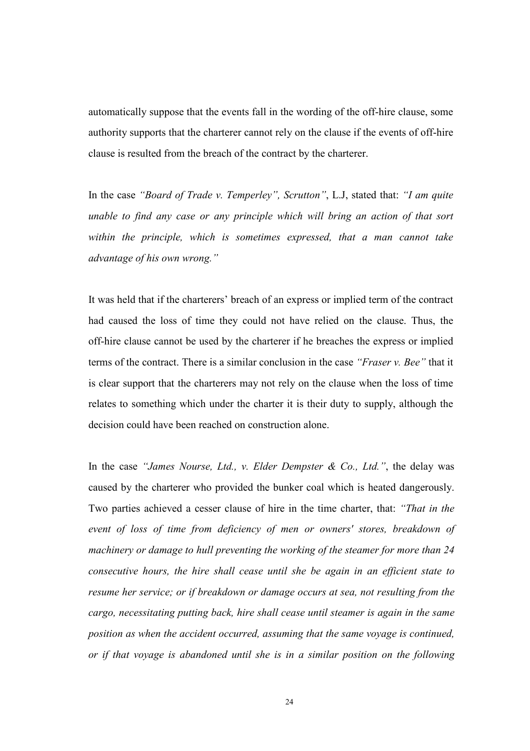automatically suppose that the events fall in the wording of the off-hire clause, some authority supports that the charterer cannot rely on the clause if the events of off-hire clause is resulted from the breach of the contract by the charterer.

In the case *"Board of Trade v. Temperley", Scrutton"*, L.J, stated that: *"I am quite unable to find any case or any principle which will bring an action of that sort within the principle, which is sometimes expressed, that a man cannot take advantage of his own wrong."*

It was held that if the charterers' breach of an express or implied term of the contract had caused the loss of time they could not have relied on the clause. Thus, the off-hire clause cannot be used by the charterer if he breaches the express or implied terms of the contract. There is a similar conclusion in the case *"Fraser v. Bee"* that it is clear support that the charterers may not rely on the clause when the loss of time relates to something which under the charter it is their duty to supply, although the decision could have been reached on construction alone.

In the case *"James Nourse, Ltd., v. Elder Dempster & Co., Ltd."*, the delay was caused by the charterer who provided the bunker coal which is heated dangerously. Two parties achieved a cesser clause of hire in the time charter, that: *"That in the event of loss of time from deficiency of men or owners' stores, breakdown of machinery or damage to hull preventing the working of the steamer for more than 24 consecutive hours, the hire shall cease until she be again in an efficient state to resume her service; or if breakdown or damage occurs at sea, not resulting from the cargo, necessitating putting back, hire shall cease until steamer is again in the same position as when the accident occurred, assuming that the same voyage is continued, or if that voyage is abandoned until she is in a similar position on the following*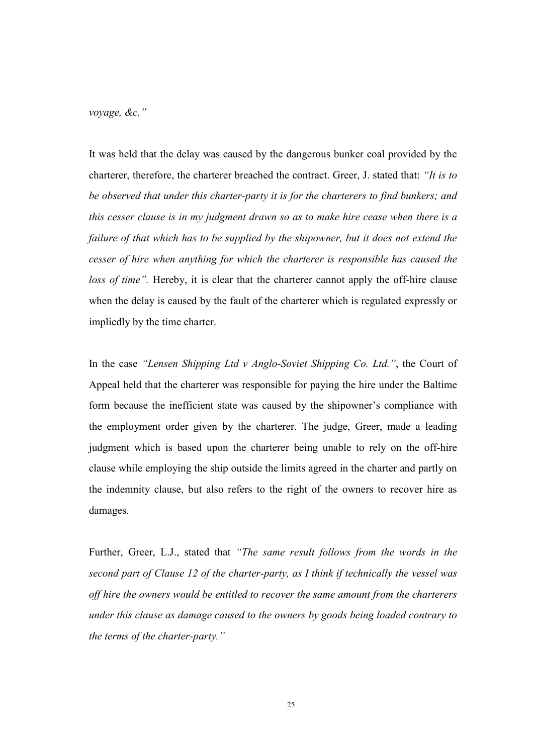*voyage, &c."*

It was held that the delay was caused by the dangerous bunker coal provided by the charterer, therefore, the charterer breached the contract. Greer, J. stated that: *"It is to be observed that under this charter-party it is for the charterers to find bunkers; and this cesser clause is in my judgment drawn so as to make hire cease when there is a failure of that which has to be supplied by the shipowner, but it does not extend the cesser of hire when anything for which the charterer is responsible has caused the loss of time".* Hereby, it is clear that the charterer cannot apply the off-hire clause when the delay is caused by the fault of the charterer which is regulated expressly or impliedly by the time charter.

In the case *"Lensen Shipping Ltd v Anglo-Soviet Shipping Co. Ltd."*, the Court of Appeal held that the charterer was responsible for paying the hire under the Baltime form because the inefficient state was caused by the shipowner's compliance with the employment order given by the charterer. The judge, Greer, made a leading judgment which is based upon the charterer being unable to rely on the off-hire clause while employing the ship outside the limits agreed in the charter and partly on the indemnity clause, but also refers to the right of the owners to recover hire as damages.

Further, Greer, L.J., stated that *"The same result follows from the words in the second part of Clause 12 of the charter-party, as I think if technically the vessel was off hire the owners would be entitled to recover the same amount from the charterers under this clause as damage caused to the owners by goods being loaded contrary to the terms of the charter-party."*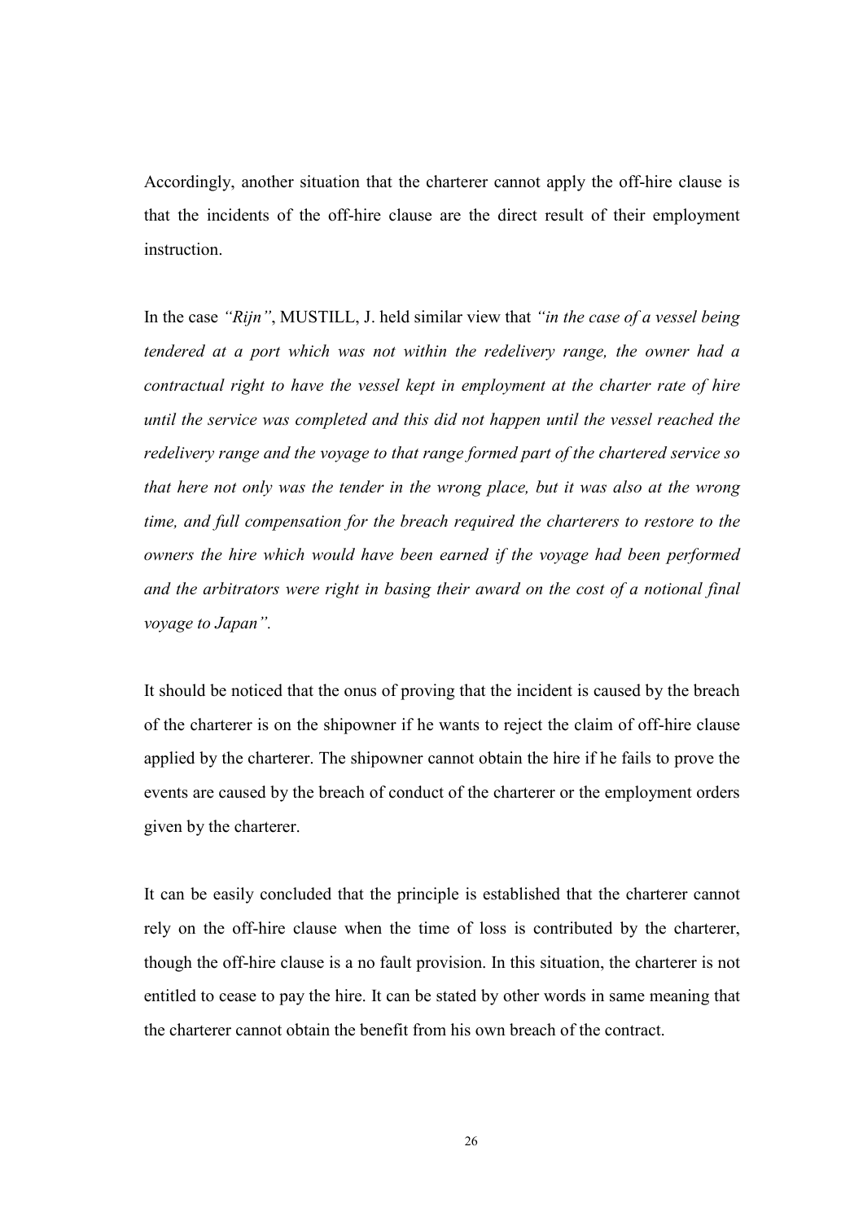Accordingly, another situation that the charterer cannot apply the off-hire clause is that the incidents of the off-hire clause are the direct result of their employment instruction.

In the case *"Rijn"*, MUSTILL, J. held similar view that *"in the case of a vessel being tendered at a port which was not within the redelivery range, the owner had a contractual right to have the vessel kept in employment at the charter rate of hire until the service was completed and this did not happen until the vessel reached the redelivery range and the voyage to that range formed part of the chartered service so that here not only was the tender in the wrong place, but it was also at the wrong time, and full compensation for the breach required the charterers to restore to the owners the hire which would have been earned if the voyage had been performed and the arbitrators were right in basing their award on the cost of a notional final voyage to Japan"*.

It should be noticed that the onus of proving that the incident is caused by the breach of the charterer is on the shipowner if he wants to reject the claim of off-hire clause applied by the charterer. The shipowner cannot obtain the hire if he fails to prove the events are caused by the breach of conduct of the charterer or the employment orders given by the charterer.

It can be easily concluded that the principle is established that the charterer cannot rely on the off-hire clause when the time of loss is contributed by the charterer, though the off-hire clause is a no fault provision. In this situation, the charterer is not entitled to cease to pay the hire. It can be stated by other words in same meaning that the charterer cannot obtain the benefit from his own breach of the contract.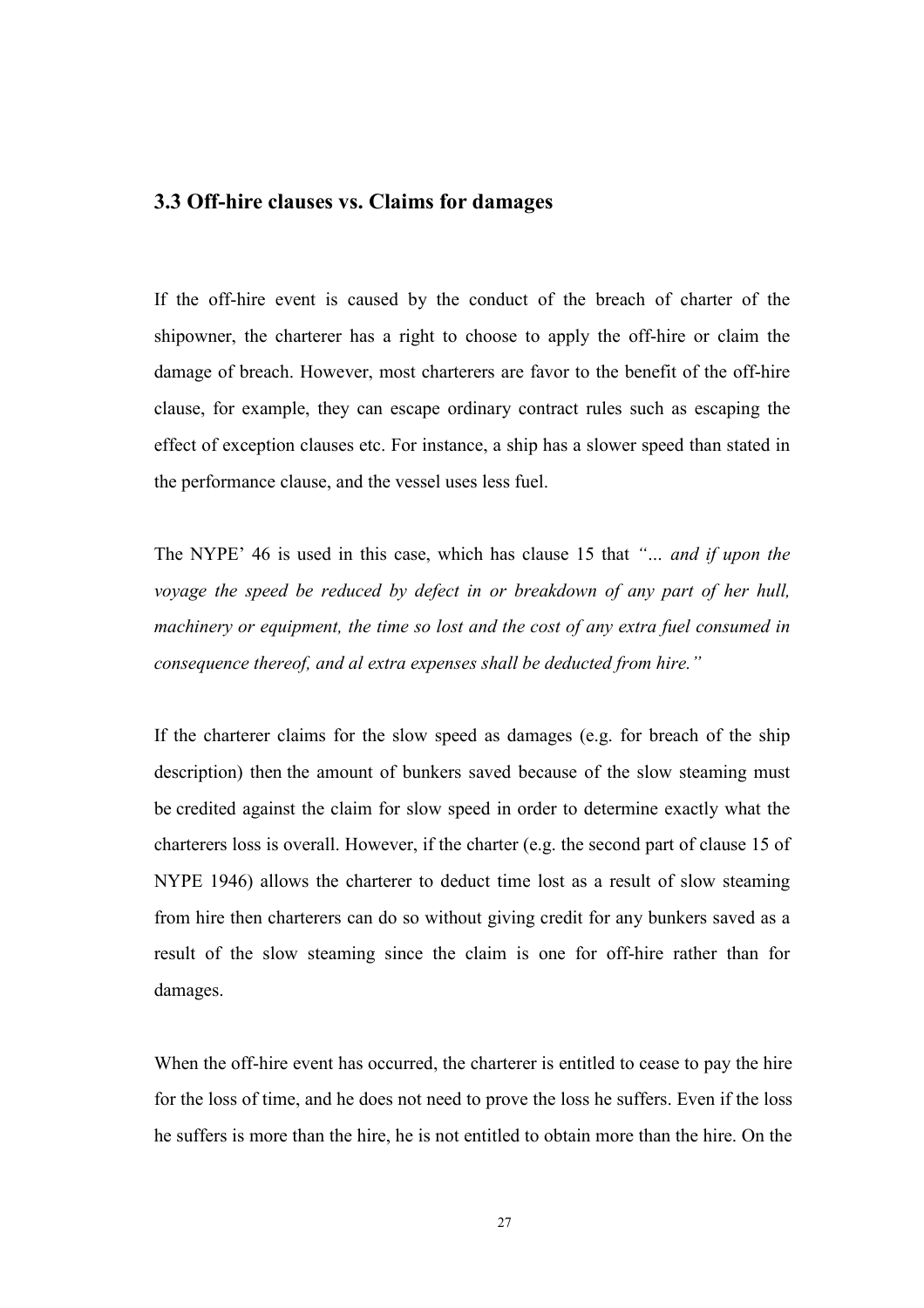### 3.3 Off-hire clauses vs. Claims for damages

If the off-hire event is caused by the conduct of the breach of charter of the shipowner, the charterer has a right to choose to apply the off-hire or claim the damage of breach. However, most charterers are favor to the benefit of the off-hire clause, for example, they can escape ordinary contract rules such as escaping the effect of exception clauses etc. For instance, a ship has a slower speed than stated in the performance clause, and the vessel uses less fuel.

The NYPE' 46 is used in this case, which has clause 15 that *"... and if upon the voyage the speed be reduced by defect in or breakdown of any part of her hull, machinery or equipment, the time so lost and the cost of any extra fuel consumed in consequence thereof, and al extra expenses shall be deducted from hire."*

If the charterer claims for the slow speed as damages (e.g. for breach of the ship description) then the amount of bunkers saved because of the slow steaming must be credited against the claim for slow speed in order to determine exactly what the charterers loss is overall. However, if the charter (e.g. the second part of clause 15 of NYPE 1946) allows the charterer to deduct time lost as a result of slow steaming from hire then charterers can do so without giving credit for any bunkers saved as a result of the slow steaming since the claim is one for off-hire rather than for damages.

When the off-hire event has occurred, the charterer is entitled to cease to pay the hire for the loss of time, and he does not need to prove the loss he suffers. Even if the loss he suffers is more than the hire, he is not entitled to obtain more than the hire. On the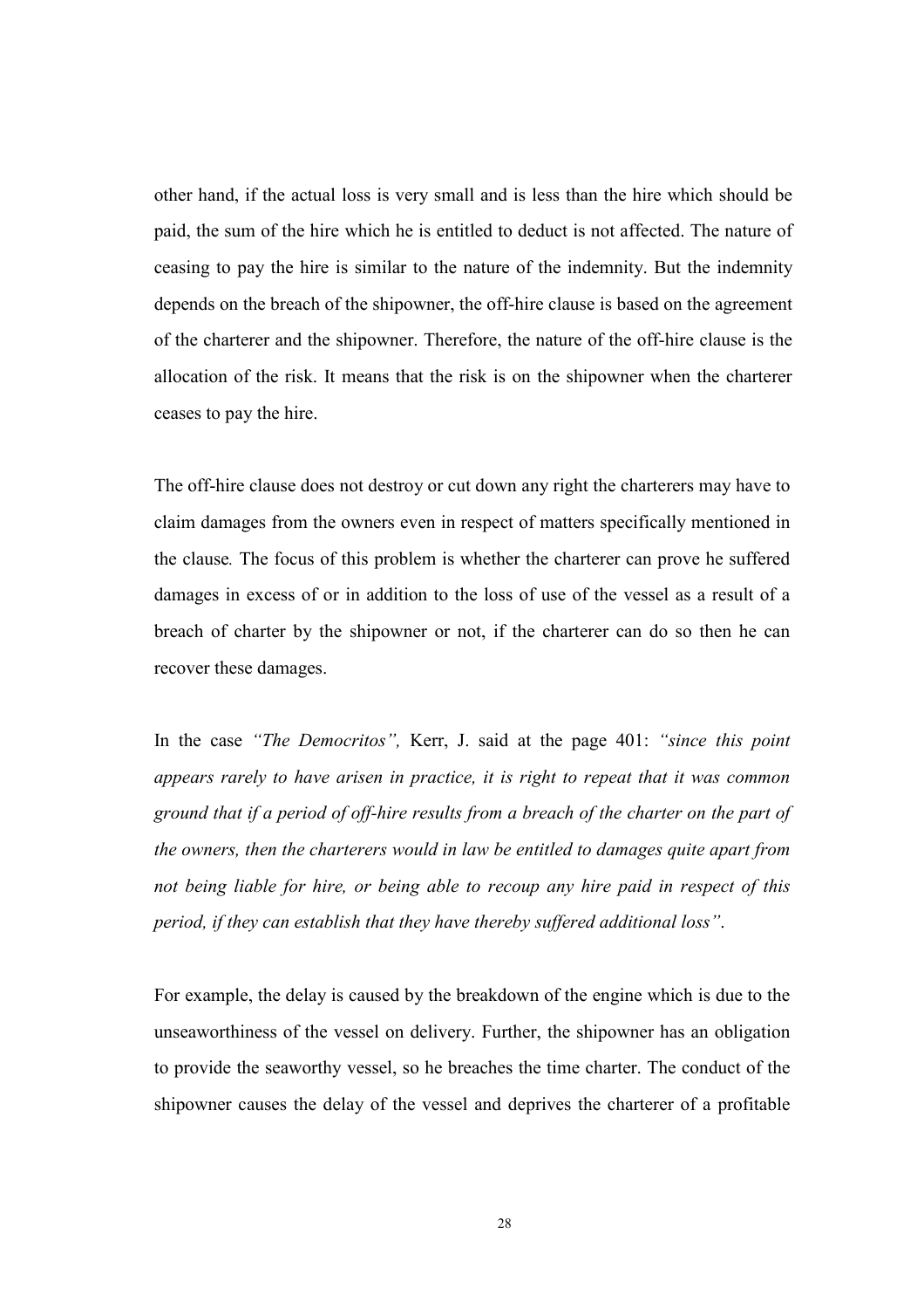other hand, if the actual loss is very small and is less than the hire which should be paid, the sum of the hire which he is entitled to deduct is not affected. The nature of ceasing to pay the hire is similar to the nature of the indemnity. But the indemnity depends on the breach of the shipowner, the off-hire clause is based on the agreement of the charterer and the shipowner. Therefore, the nature of the off-hire clause is the allocation of the risk. It means that the risk is on the shipowner when the charterer ceases to pay the hire.

The off-hire clause does not destroy or cut down any right the charterers may have to claim damages from the owners even in respect of matters specifically mentioned in the clause*.* The focus of this problem is whether the charterer can prove he suffered damages in excess of or in addition to the loss of use of the vessel as a result of a breach of charter by the shipowner or not, if the charterer can do so then he can recover these damages.

In the case *"The Democritos",* Kerr, J. said at the page 401: *"since this point appears rarely to have arisen in practice, it is right to repeat that it was common ground that if a period of off-hire results from a breach of the charter on the part of the owners, then the charterers would in law be entitled to damages quite apart from not being liable for hire, or being able to recoup any hire paid in respect of this period, if they can establish that they have thereby suffered additional loss"*.

For example, the delay is caused by the breakdown of the engine which is due to the unseaworthiness of the vessel on delivery. Further, the shipowner has an obligation to provide the seaworthy vessel, so he breaches the time charter. The conduct of the shipowner causes the delay of the vessel and deprives the charterer of a profitable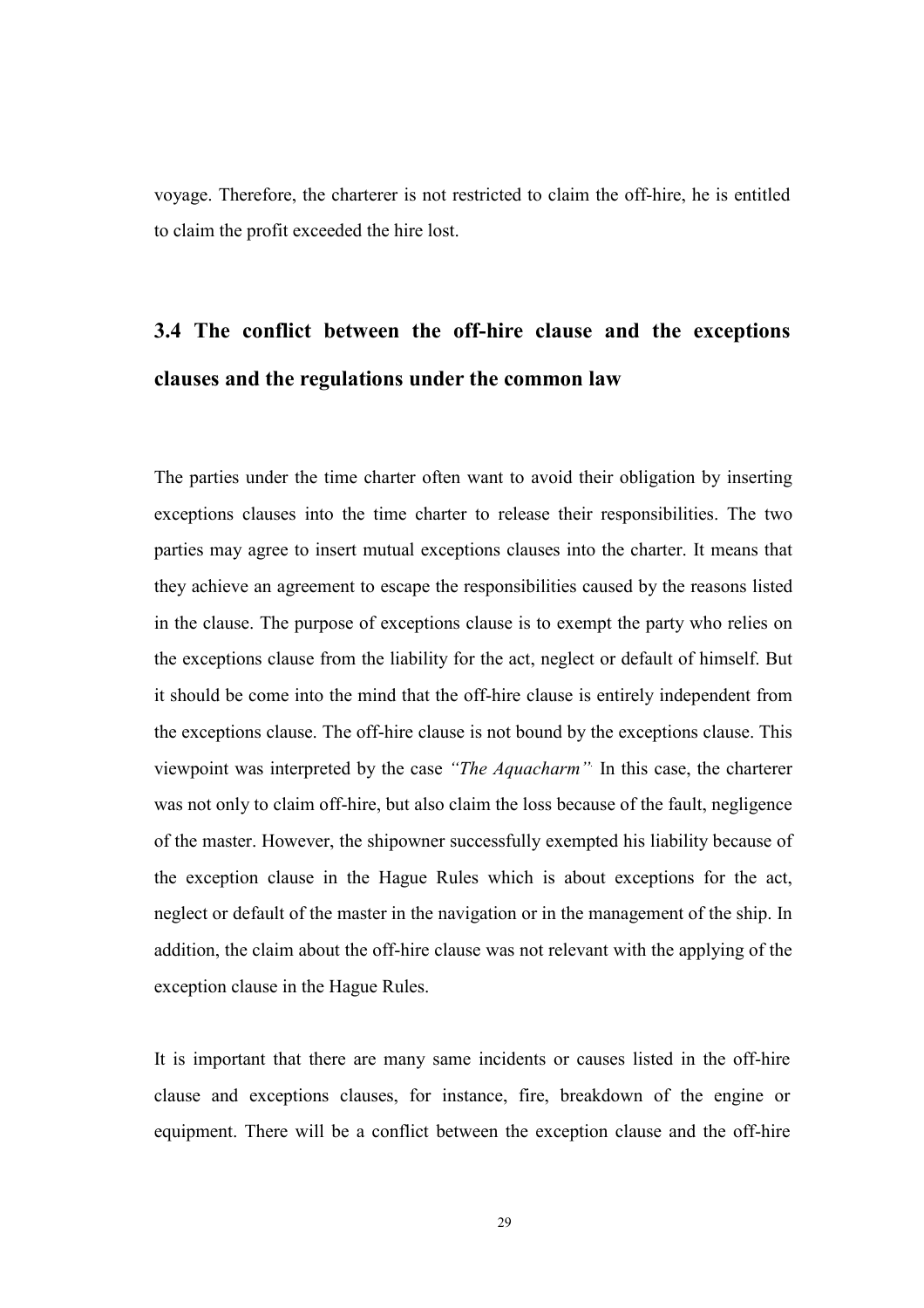voyage. Therefore, the charterer is not restricted to claim the off-hire, he is entitled to claim the profit exceeded the hire lost.

## 3.4 The conflict between the off-hire clause and the exceptions clauses and the regulations under the common law

The parties under the time charter often want to avoid their obligation by inserting exceptions clauses into the time charter to release their responsibilities. The two parties may agree to insert mutual exceptions clauses into the charter. It means that they achieve an agreement to escape the responsibilities caused by the reasons listed in the clause. The purpose of exceptions clause is to exempt the party who relies on the exceptions clause from the liability for the act, neglect or default of himself. But it should be come into the mind that the off-hire clause is entirely independent from the exceptions clause. The off-hire clause is not bound by the exceptions clause. This viewpoint was interpreted by the case *"The Aquacharm"* In this case, the charterer was not only to claim off-hire, but also claim the loss because of the fault, negligence of the master. However, the shipowner successfully exempted his liability because of the exception clause in the Hague Rules which is about exceptions for the act, neglect or default of the master in the navigation or in the management of the ship. In addition, the claim about the off-hire clause was not relevant with the applying of the exception clause in the Hague Rules.

It is important that there are many same incidents or causes listed in the off-hire clause and exceptions clauses, for instance, fire, breakdown of the engine or equipment. There will be a conflict between the exception clause and the off-hire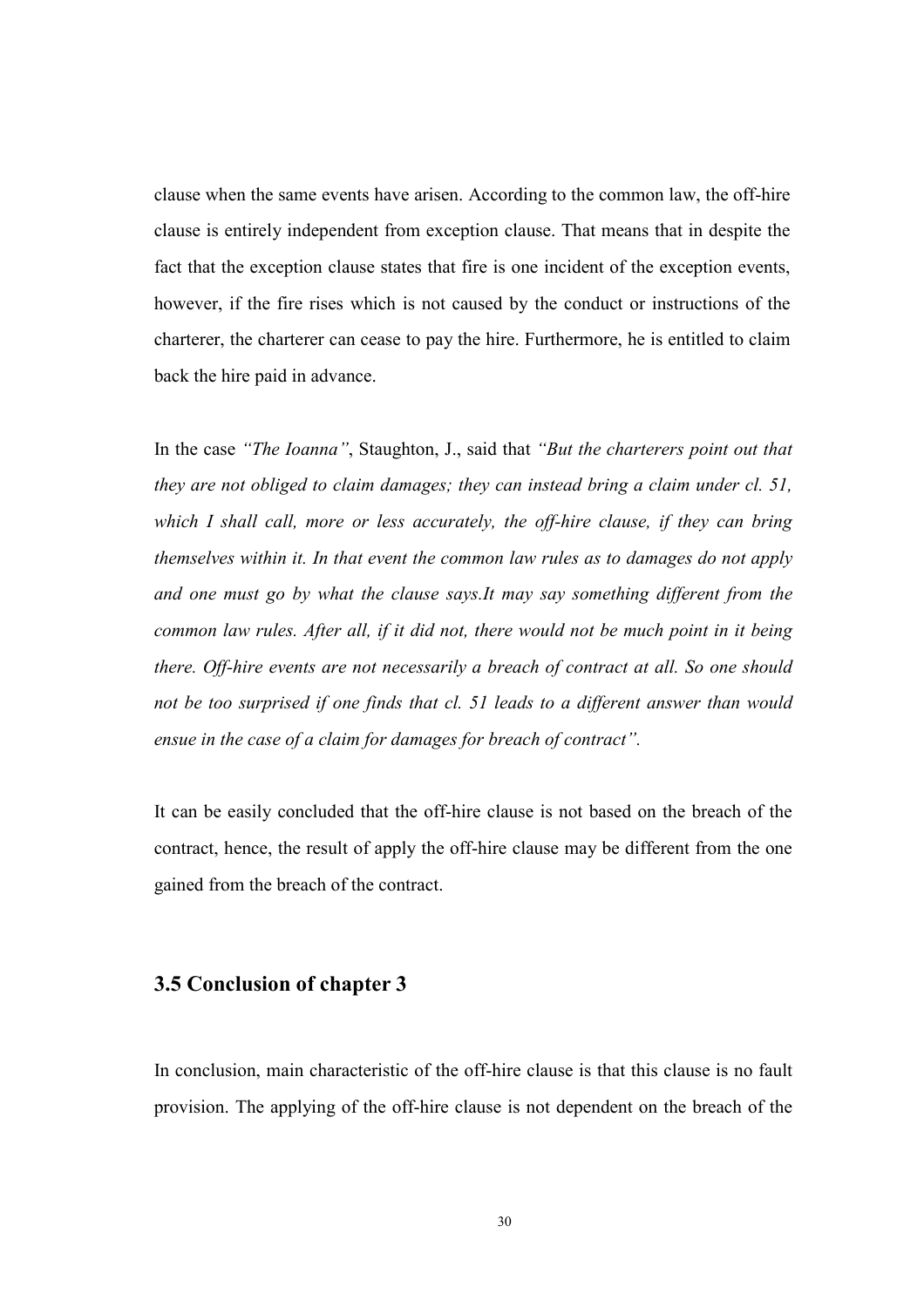clause when the same events have arisen. According to the common law, the off-hire clause is entirely independent from exception clause. That means that in despite the fact that the exception clause states that fire is one incident of the exception events, however, if the fire rises which is not caused by the conduct or instructions of the charterer, the charterer can cease to pay the hire. Furthermore, he is entitled to claim back the hire paid in advance.

In the case *"The Ioanna"*, Staughton, J., said that *"But the charterers point out that they are not obliged to claim damages; they can instead bring a claim under cl. 51, which I shall call, more or less accurately, the off-hire clause, if they can bring themselves within it. In that event the common law rules as to damages do not apply and one must go by what the clause says.It may say something different from the common law rules. After all, if it did not, there would not be much point in it being there. Off-hire events are not necessarily a breach of contract at all. So one should not be too surprised if one finds that cl. 51 leads to a different answer than would ensue in the case of a claim for damages for breach of contract".*

It can be easily concluded that the off-hire clause is not based on the breach of the contract, hence, the result of apply the off-hire clause may be different from the one gained from the breach of the contract.

## 3.5 Conclusion of chapter 3

In conclusion, main characteristic of the off-hire clause is that this clause is no fault provision. The applying of the off-hire clause is not dependent on the breach of the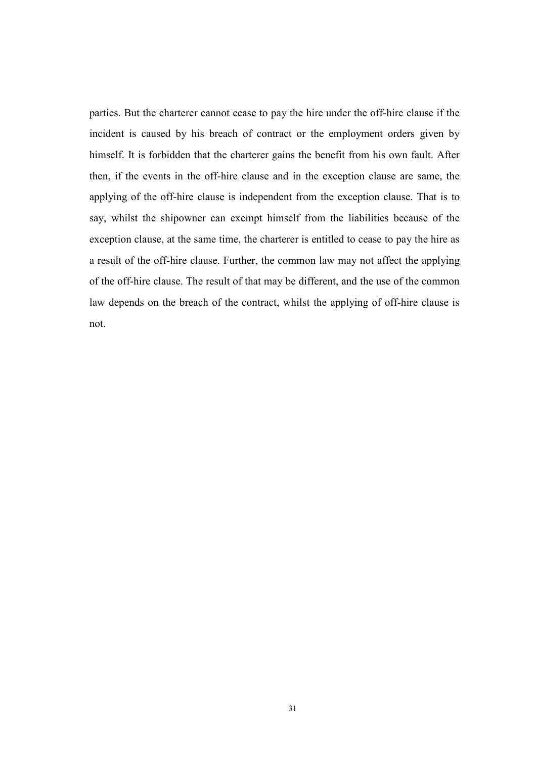parties. But the charterer cannot cease to pay the hire under the off-hire clause if the incident is caused by his breach of contract or the employment orders given by himself. It is forbidden that the charterer gains the benefit from his own fault. After then, if the events in the off-hire clause and in the exception clause are same, the applying of the off-hire clause is independent from the exception clause. That is to say, whilst the shipowner can exempt himself from the liabilities because of the exception clause, at the same time, the charterer is entitled to cease to pay the hire as a result of the off-hire clause. Further, the common law may not affect the applying of the off-hire clause. The result of that may be different, and the use of the common law depends on the breach of the contract, whilst the applying of off-hire clause is not.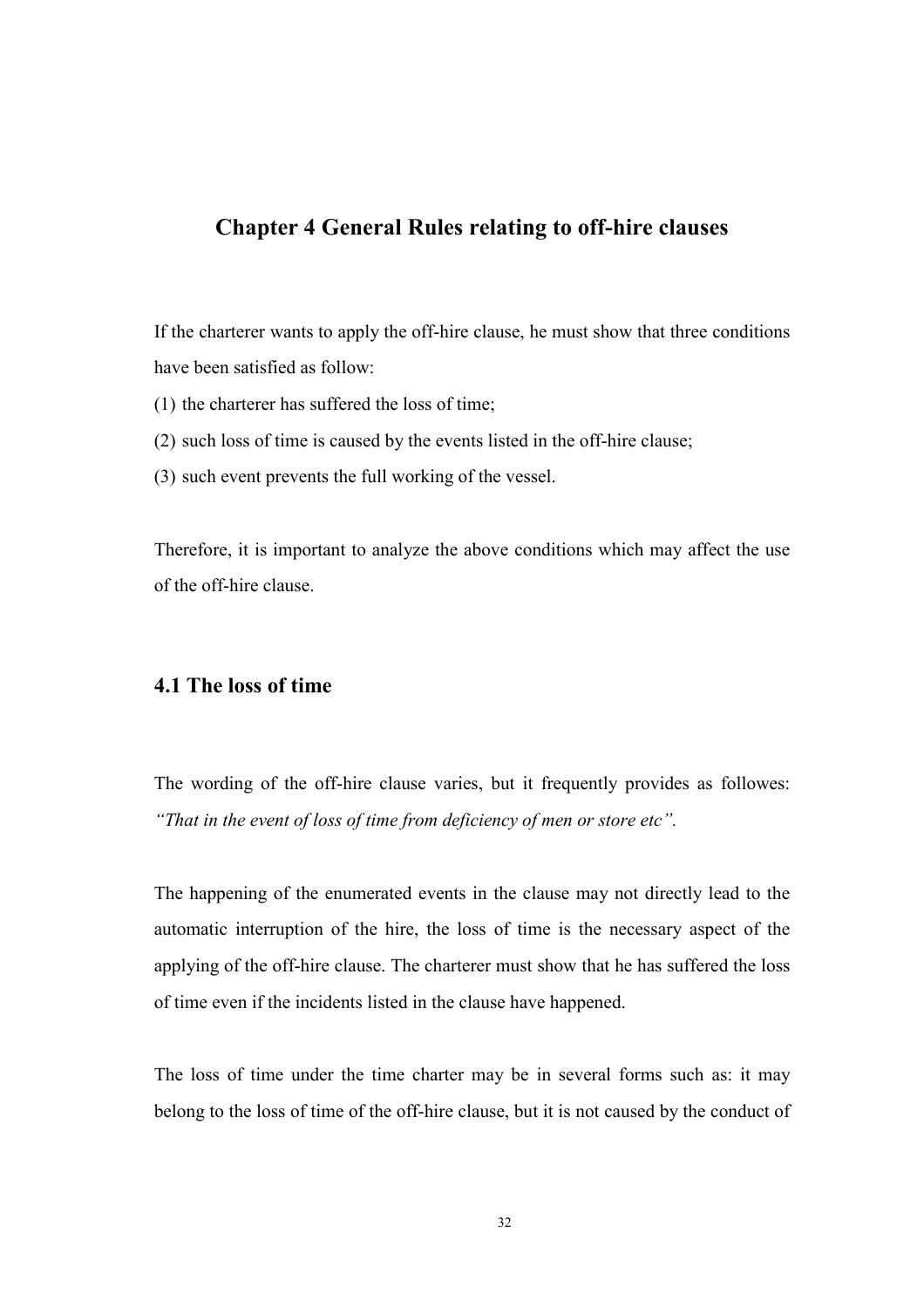# Chapter 4 General Rules relating to off-hire clauses

If the charterer wants to apply the off-hire clause, he must show that three conditions have been satisfied as follow:

(1) the charterer has suffered the loss of time;

(2) such loss of time is caused by the events listed in the off-hire clause;

(3) such event prevents the full working of the vessel.

Therefore, it is important to analyze the above conditions which may affect the use of the off-hire clause.

## 4.1 The loss of time

The wording of the off-hire clause varies, but it frequently provides as followes: *"That in the event of loss of time from deficiency of men or store etc"*.

The happening of the enumerated events in the clause may not directly lead to the automatic interruption of the hire, the loss of time is the necessary aspect of the applying of the off-hire clause. The charterer must show that he has suffered the loss of time even if the incidents listed in the clause have happened.

The loss of time under the time charter may be in several forms such as: it may belong to the loss of time of the off-hire clause, but it is not caused by the conduct of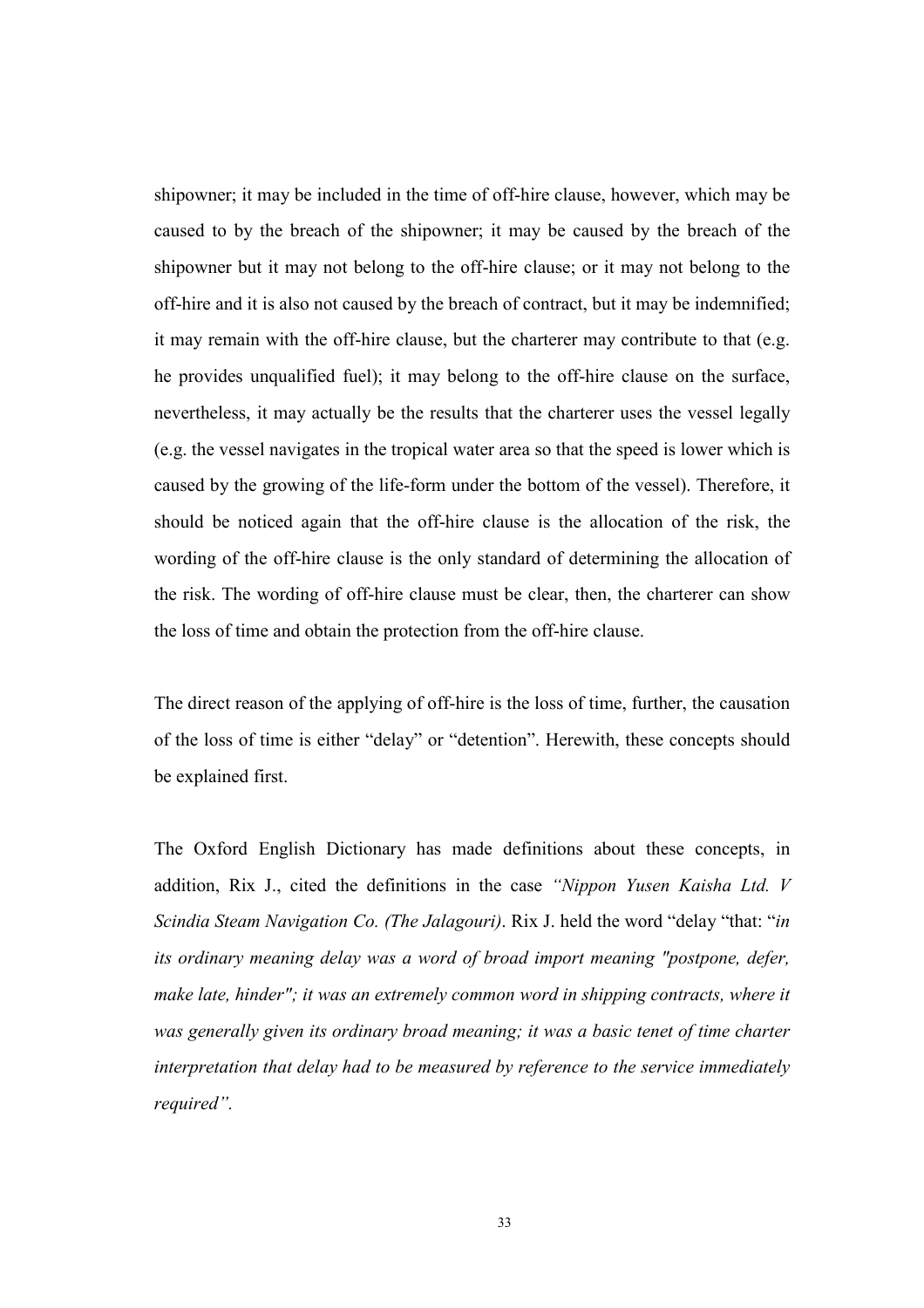shipowner; it may be included in the time of off-hire clause, however, which may be caused to by the breach of the shipowner; it may be caused by the breach of the shipowner but it may not belong to the off-hire clause; or it may not belong to the off-hire and it is also not caused by the breach of contract, but it may be indemnified; it may remain with the off-hire clause, but the charterer may contribute to that (e.g. he provides unqualified fuel); it may belong to the off-hire clause on the surface, nevertheless, it may actually be the results that the charterer uses the vessel legally (e.g. the vessel navigates in the tropical water area so that the speed is lower which is caused by the growing of the life-form under the bottom of the vessel). Therefore, it should be noticed again that the off-hire clause is the allocation of the risk, the wording of the off-hire clause is the only standard of determining the allocation of the risk. The wording of off-hire clause must be clear, then, the charterer can show the loss of time and obtain the protection from the off-hire clause.

The direct reason of the applying of off-hire is the loss of time, further, the causation of the loss of time is either "delay" or "detention". Herewith, these concepts should be explained first.

The Oxford English Dictionary has made definitions about these concepts, in addition, Rix J., cited the definitions in the case *"Nippon Yusen Kaisha Ltd. V Scindia Steam Navigation Co. (The Jalagouri)*. Rix J. held the word "delay "that: "*in its ordinary meaning delay was a word of broad import meaning "postpone, defer, make late, hinder"; it was an extremely common word in shipping contracts, where it was generally given its ordinary broad meaning; it was a basic tenet of time charter interpretation that delay had to be measured by reference to the service immediately required".*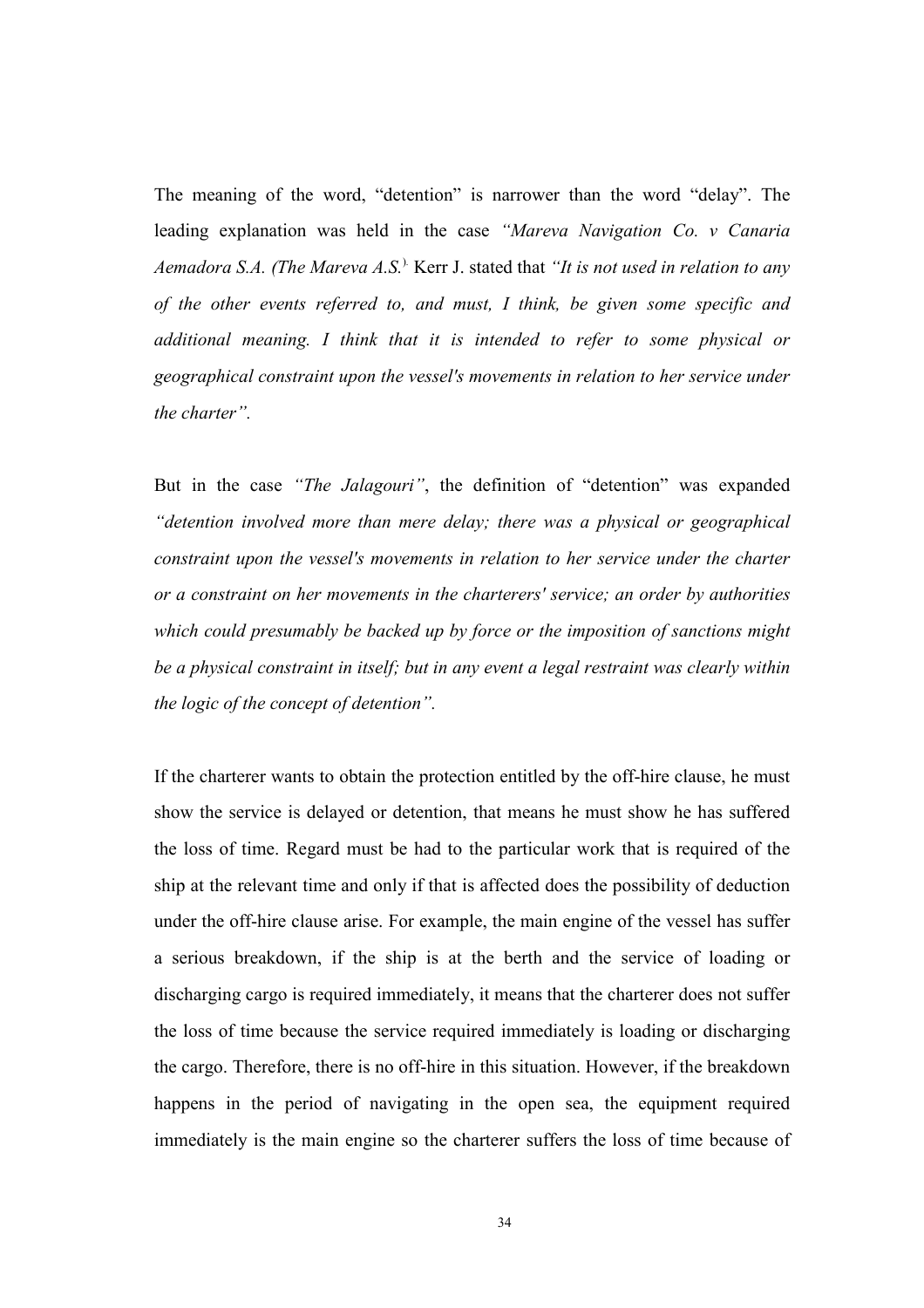The meaning of the word, "detention" is narrower than the word "delay". The leading explanation was held in the case *"Mareva Navigation Co. v Canaria Aemadora S.A. (The Mareva A.S.*[).] Kerr J. stated that *"It is not used in relation to any of the other events referred to, and must, I think, be given some specific and additional meaning. I think that it is intended to refer to some physical or geographical constraint upon the vessel's movements in relation to her service under the charter".*

But in the case *"The Jalagouri"*, the definition of "detention" was expanded *"detention involved more than mere delay; there was a physical or geographical constraint upon the vessel's movements in relation to her service under the charter or a constraint on her movements in the charterers' service; an order by authorities which could presumably be backed up by force or the imposition of sanctions might be a physical constraint in itself; but in any event a legal restraint was clearly within the logic of the concept of detention".*

If the charterer wants to obtain the protection entitled by the off-hire clause, he must show the service is delayed or detention, that means he must show he has suffered the loss of time. Regard must be had to the particular work that is required of the ship at the relevant time and only if that is affected does the possibility of deduction under the off-hire clause arise. For example, the main engine of the vessel has suffer a serious breakdown, if the ship is at the berth and the service of loading or discharging cargo is required immediately, it means that the charterer does not suffer the loss of time because the service required immediately is loading or discharging the cargo. Therefore, there is no off-hire in this situation. However, if the breakdown happens in the period of navigating in the open sea, the equipment required immediately is the main engine so the charterer suffers the loss of time because of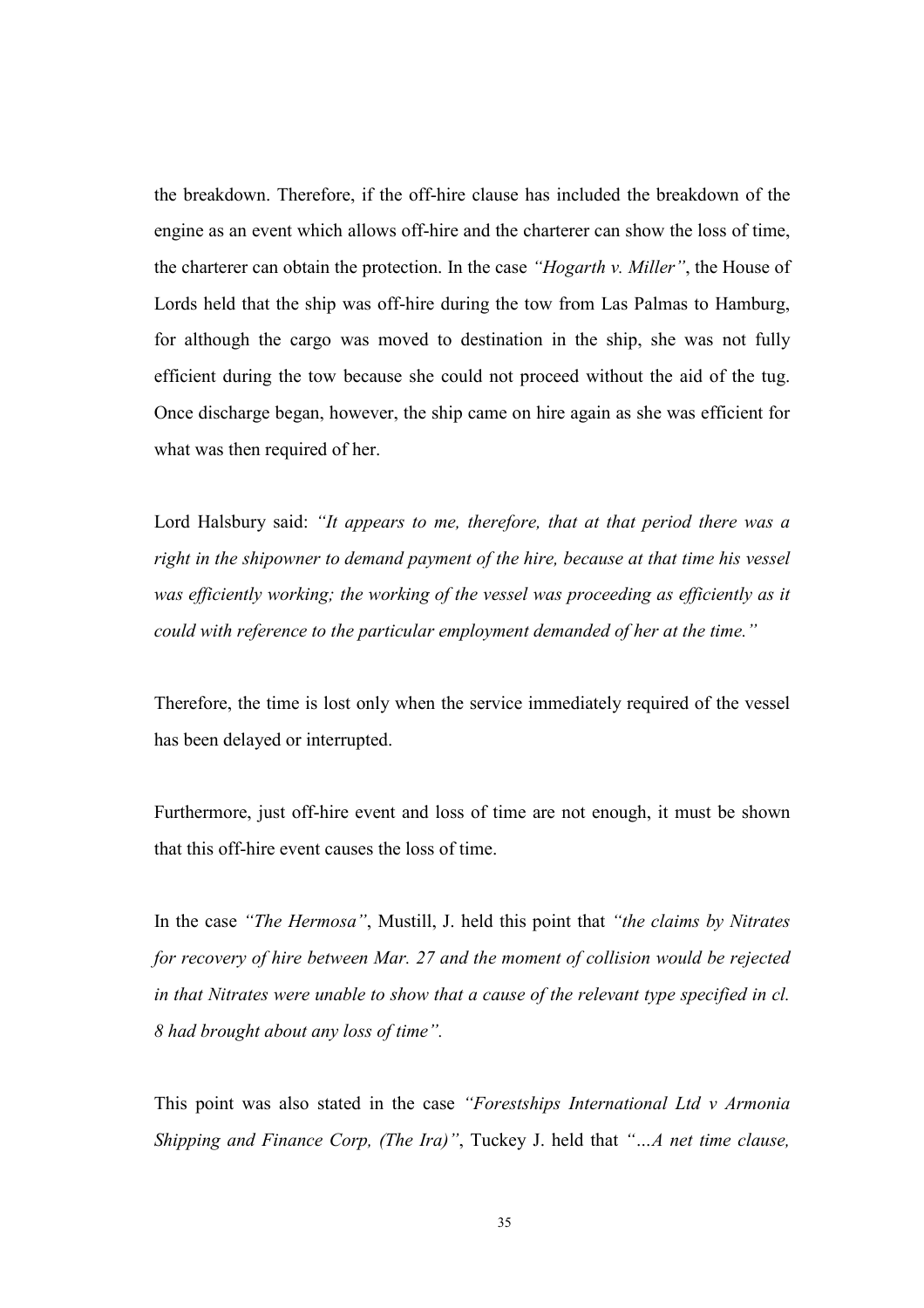the breakdown. Therefore, if the off-hire clause has included the breakdown of the engine as an event which allows off-hire and the charterer can show the loss of time, the charterer can obtain the protection. In the case *"Hogarth v. Miller"*, the House of Lords held that the ship was off-hire during the tow from Las Palmas to Hamburg, for although the cargo was moved to destination in the ship, she was not fully efficient during the tow because she could not proceed without the aid of the tug. Once discharge began, however, the ship came on hire again as she was efficient for what was then required of her.

Lord Halsbury said: *"It appears to me, therefore, that at that period there was a right in the shipowner to demand payment of the hire, because at that time his vessel was efficiently working; the working of the vessel was proceeding as efficiently as it could with reference to the particular employment demanded of her at the time."*

Therefore, the time is lost only when the service immediately required of the vessel has been delayed or interrupted.

Furthermore, just off-hire event and loss of time are not enough, it must be shown that this off-hire event causes the loss of time.

In the case *"The Hermosa"*, Mustill, J. held this point that *"the claims by Nitrates for recovery of hire between Mar. 27 and the moment of collision would be rejected in that Nitrates were unable to show that a cause of the relevant type specified in cl. 8 had brought about any loss of time".*

This point was also stated in the case *"Forestships International Ltd v Armonia Shipping and Finance Corp, (The Ira)"*, Tuckey J. held that *"…A net time clause,*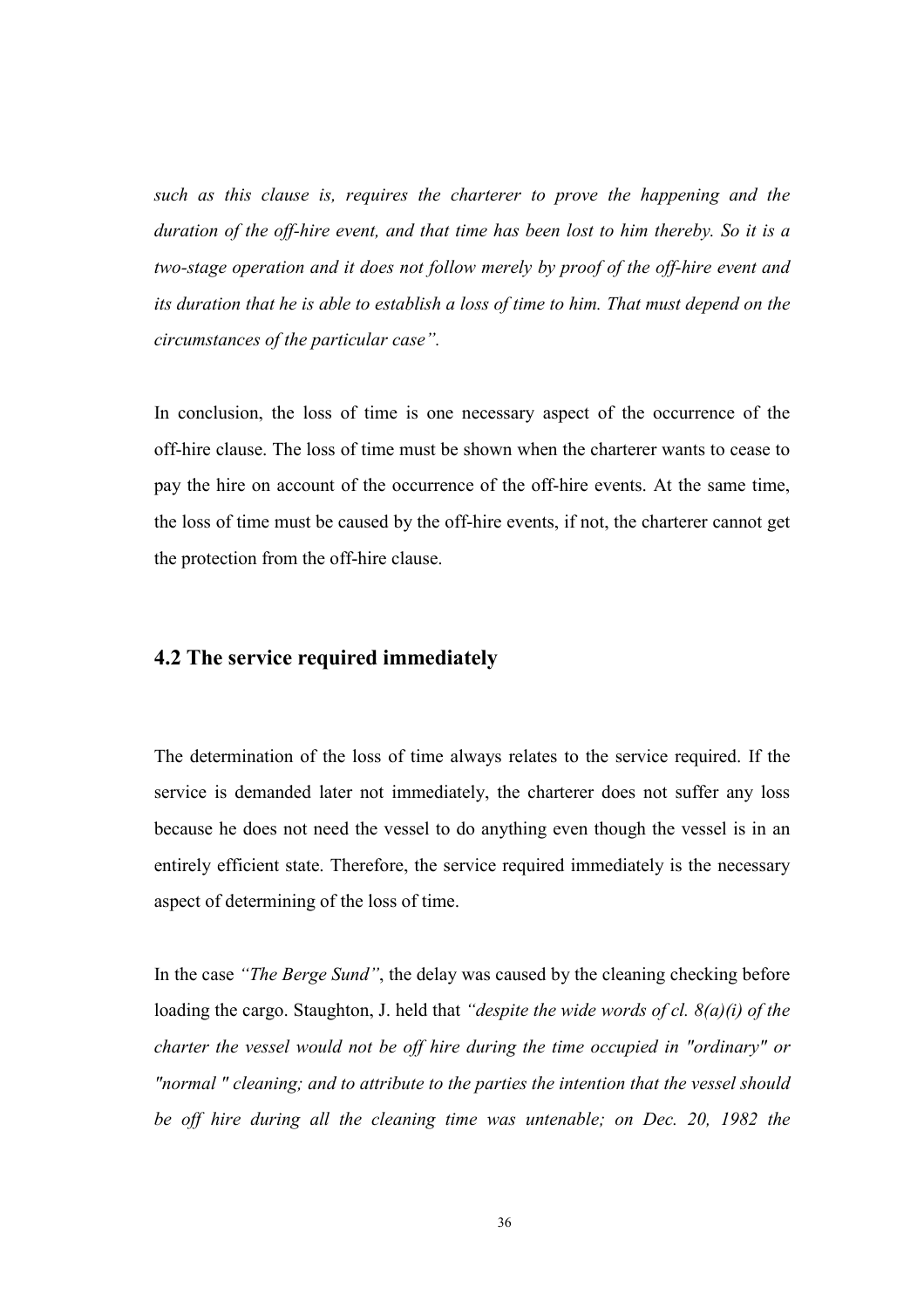*such as this clause is, requires the charterer to prove the happening and the duration of the off-hire event, and that time has been lost to him thereby. So it is a two-stage operation and it does not follow merely by proof of the off-hire event and its duration that he is able to establish a loss of time to him. That must depend on the circumstances of the particular case".*

In conclusion, the loss of time is one necessary aspect of the occurrence of the off-hire clause. The loss of time must be shown when the charterer wants to cease to pay the hire on account of the occurrence of the off-hire events. At the same time, the loss of time must be caused by the off-hire events, if not, the charterer cannot get the protection from the off-hire clause.

## 4.2 The service required immediately

The determination of the loss of time always relates to the service required. If the service is demanded later not immediately, the charterer does not suffer any loss because he does not need the vessel to do anything even though the vessel is in an entirely efficient state. Therefore, the service required immediately is the necessary aspect of determining of the loss of time.

In the case *"The Berge Sund"*, the delay was caused by the cleaning checking before loading the cargo. Staughton, J. held that *"despite the wide words of cl. 8(a)(i) of the charter the vessel would not be off hire during the time occupied in "ordinary" or "normal " cleaning; and to attribute to the parties the intention that the vessel should be off hire during all the cleaning time was untenable; on Dec. 20, 1982 the*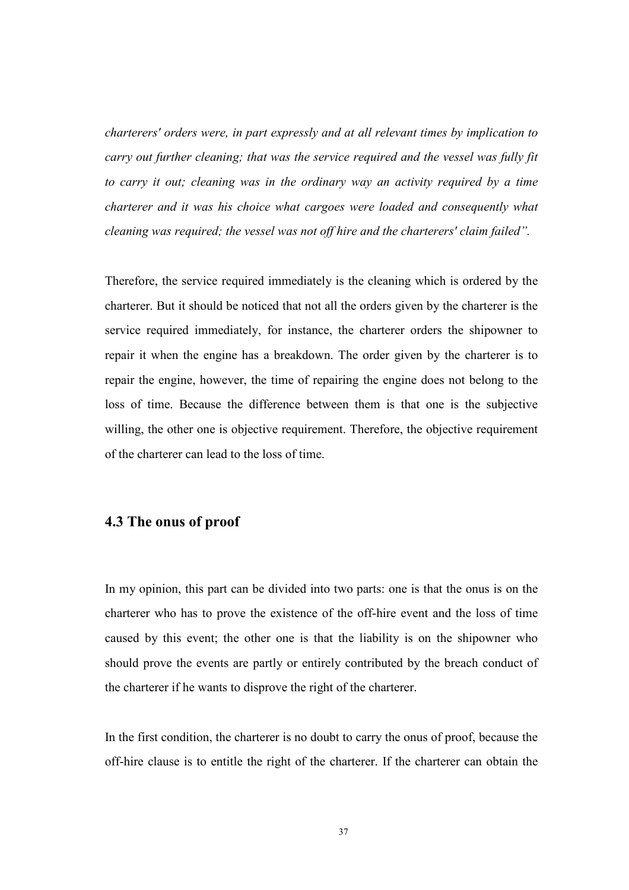*charterers' orders were, in part expressly and at all relevant times by implication to carry out further cleaning; that was the service required and the vessel was fully fit to carry it out; cleaning was in the ordinary way an activity required by a time charterer and it was his choice what cargoes were loaded and consequently what cleaning was required; the vessel was not off hire and the charterers' claim failed".*

Therefore, the service required immediately is the cleaning which is ordered by the charterer. But it should be noticed that not all the orders given by the charterer is the service required immediately, for instance, the charterer orders the shipowner to repair it when the engine has a breakdown. The order given by the charterer is to repair the engine, however, the time of repairing the engine does not belong to the loss of time. Because the difference between them is that one is the subjective willing, the other one is objective requirement. Therefore, the objective requirement of the charterer can lead to the loss of time.

### 4.3 The onus of proof

In my opinion, this part can be divided into two parts: one is that the onus is on the charterer who has to prove the existence of the off-hire event and the loss of time caused by this event; the other one is that the liability is on the shipowner who should prove the events are partly or entirely contributed by the breach conduct of the charterer if he wants to disprove the right of the charterer.

In the first condition, the charterer is no doubt to carry the onus of proof, because the off-hire clause is to entitle the right of the charterer. If the charterer can obtain the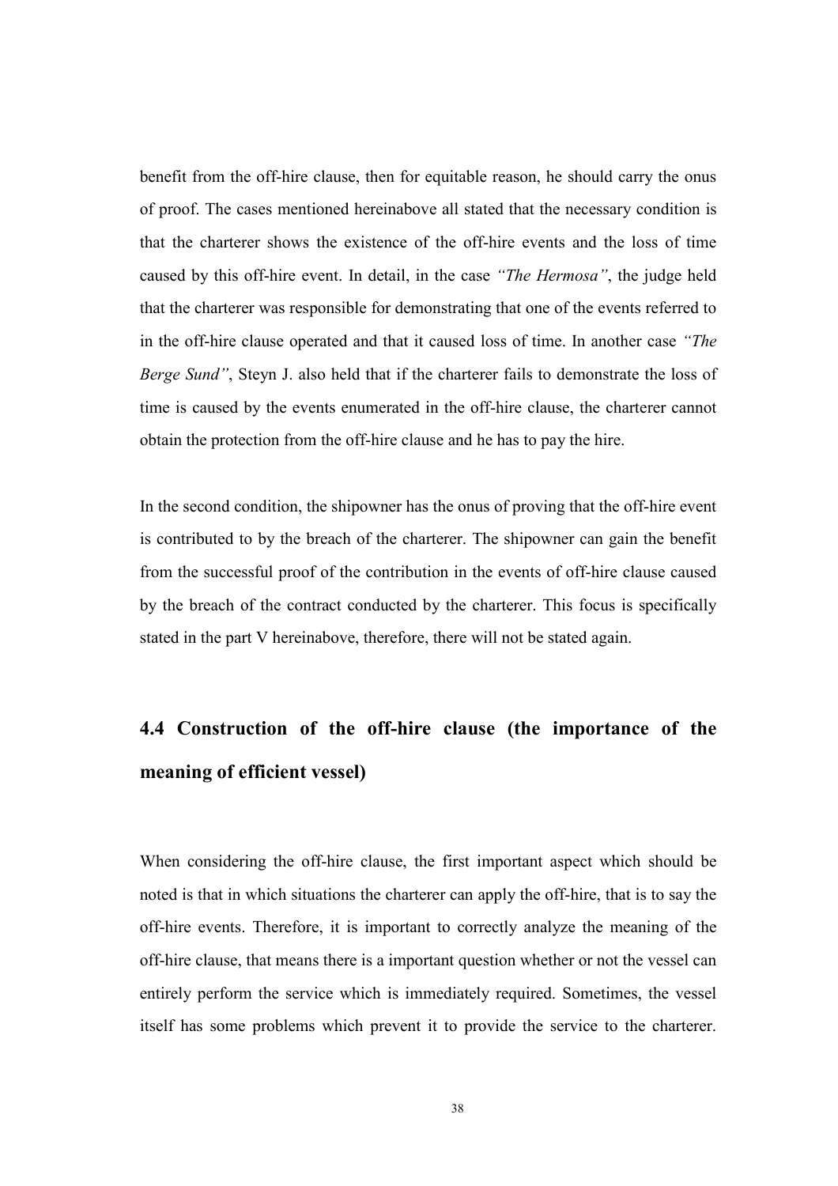benefit from the off-hire clause, then for equitable reason, he should carry the onus of proof. The cases mentioned hereinabove all stated that the necessary condition is that the charterer shows the existence of the off-hire events and the loss of time caused by this off-hire event. In detail, in the case *"The Hermosa"*, the judge held that the charterer was responsible for demonstrating that one of the events referred to in the off-hire clause operated and that it caused loss of time. In another case *"The Berge Sund"*, Steyn J. also held that if the charterer fails to demonstrate the loss of time is caused by the events enumerated in the off-hire clause, the charterer cannot obtain the protection from the off-hire clause and he has to pay the hire.

In the second condition, the shipowner has the onus of proving that the off-hire event is contributed to by the breach of the charterer. The shipowner can gain the benefit from the successful proof of the contribution in the events of off-hire clause caused by the breach of the contract conducted by the charterer. This focus is specifically stated in the part V hereinabove, therefore, there will not be stated again.

## 4.4 Construction of the off-hire clause (the importance of the meaning of efficient vessel)

When considering the off-hire clause, the first important aspect which should be noted is that in which situations the charterer can apply the off-hire, that is to say the off-hire events. Therefore, it is important to correctly analyze the meaning of the off-hire clause, that means there is a important question whether or not the vessel can entirely perform the service which is immediately required. Sometimes, the vessel itself has some problems which prevent it to provide the service to the charterer.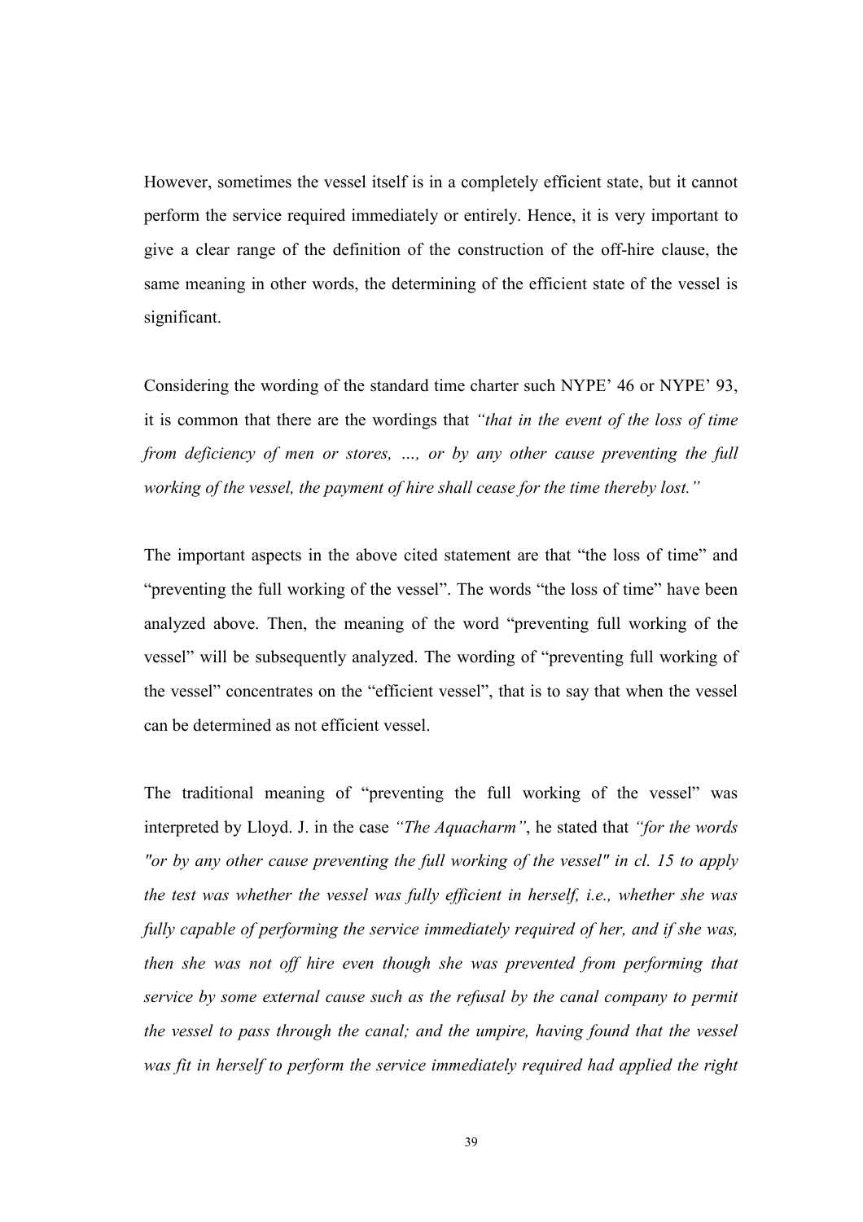However, sometimes the vessel itself is in a completely efficient state, but it cannot perform the service required immediately or entirely. Hence, it is very important to give a clear range of the definition of the construction of the off-hire clause, the same meaning in other words, the determining of the efficient state of the vessel is significant.

Considering the wording of the standard time charter such NYPE' 46 or NYPE' 93, it is common that there are the wordings that *"that in the event of the loss of time from deficiency of men or stores, …, or by any other cause preventing the full working of the vessel, the payment of hire shall cease for the time thereby lost."*

The important aspects in the above cited statement are that "the loss of time" and "preventing the full working of the vessel". The words "the loss of time" have been analyzed above. Then, the meaning of the word "preventing full working of the vessel" will be subsequently analyzed. The wording of "preventing full working of the vessel" concentrates on the "efficient vessel", that is to say that when the vessel can be determined as not efficient vessel.

The traditional meaning of "preventing the full working of the vessel" was interpreted by Lloyd. J. in the case *"The Aquacharm"*, he stated that *"for the words "or by any other cause preventing the full working of the vessel" in cl. 15 to apply the test was whether the vessel was fully efficient in herself, i.e., whether she was fully capable of performing the service immediately required of her, and if she was, then she was not off hire even though she was prevented from performing that service by some external cause such as the refusal by the canal company to permit the vessel to pass through the canal; and the umpire, having found that the vessel was fit in herself to perform the service immediately required had applied the right*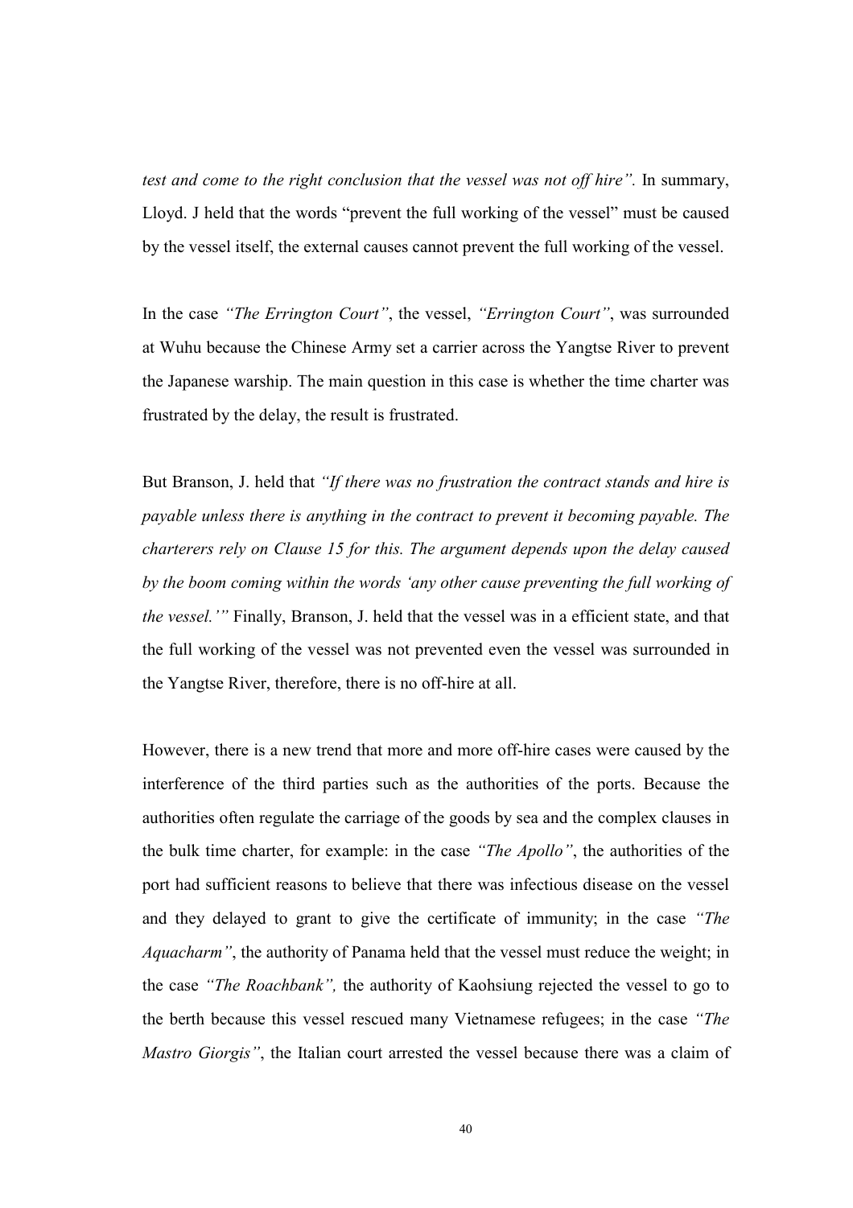*test and come to the right conclusion that the vessel was not off hire".* In summary, Lloyd. J held that the words "prevent the full working of the vessel" must be caused by the vessel itself, the external causes cannot prevent the full working of the vessel.

In the case *"The Errington Court"*, the vessel, *"Errington Court"*, was surrounded at Wuhu because the Chinese Army set a carrier across the Yangtse River to prevent the Japanese warship. The main question in this case is whether the time charter was frustrated by the delay, the result is frustrated.

But Branson, J. held that *"If there was no frustration the contract stands and hire is payable unless there is anything in the contract to prevent it becoming payable. The charterers rely on Clause 15 for this. The argument depends upon the delay caused by the boom coming within the words 'any other cause preventing the full working of the vessel.'"* Finally, Branson, J. held that the vessel was in a efficient state, and that the full working of the vessel was not prevented even the vessel was surrounded in the Yangtse River, therefore, there is no off-hire at all.

However, there is a new trend that more and more off-hire cases were caused by the interference of the third parties such as the authorities of the ports. Because the authorities often regulate the carriage of the goods by sea and the complex clauses in the bulk time charter, for example: in the case *"The Apollo"*, the authorities of the port had sufficient reasons to believe that there was infectious disease on the vessel and they delayed to grant to give the certificate of immunity; in the case *"The Aquacharm"*, the authority of Panama held that the vessel must reduce the weight; in the case *"The Roachbank",* the authority of Kaohsiung rejected the vessel to go to the berth because this vessel rescued many Vietnamese refugees; in the case *"The Mastro Giorgis"*, the Italian court arrested the vessel because there was a claim of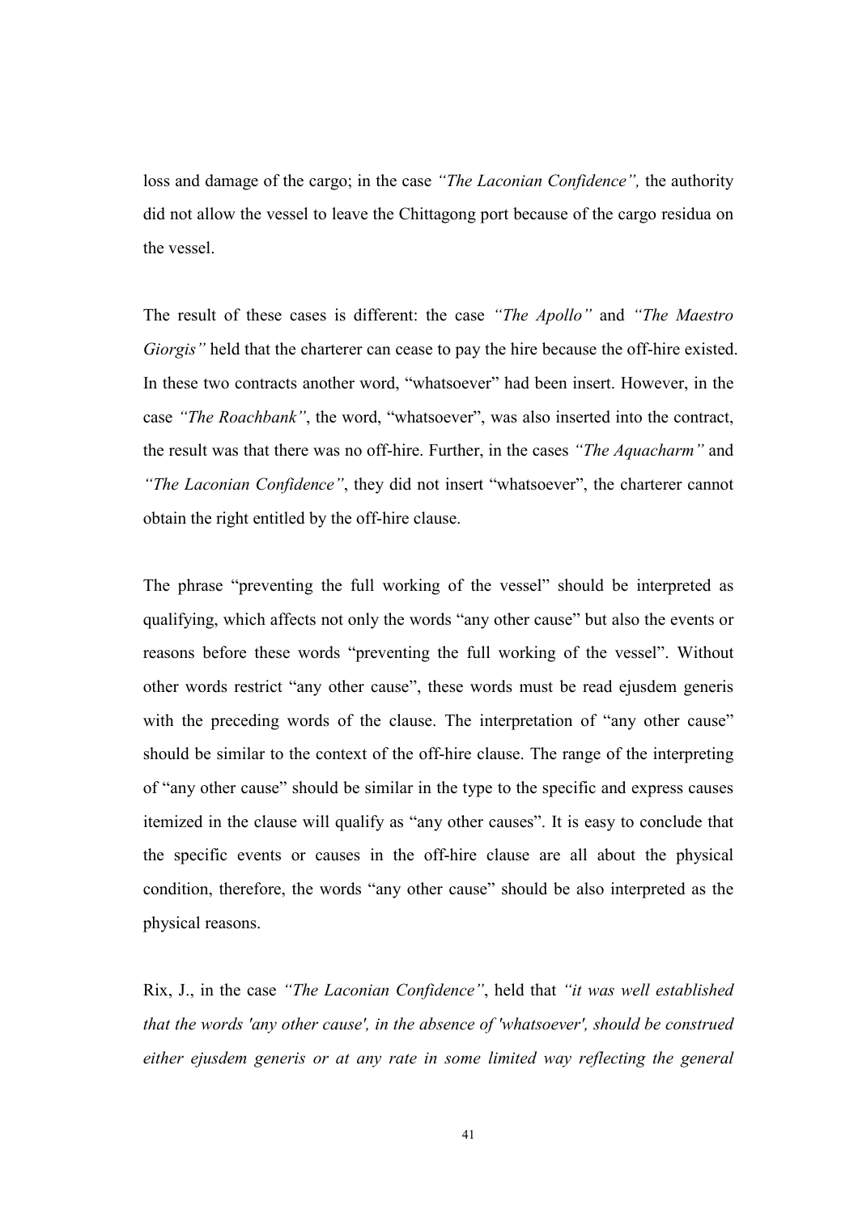loss and damage of the cargo; in the case *"The Laconian Confidence",* the authority did not allow the vessel to leave the Chittagong port because of the cargo residua on the vessel.

The result of these cases is different: the case *"The Apollo"* and *"The Maestro Giorgis"* held that the charterer can cease to pay the hire because the off-hire existed. In these two contracts another word, "whatsoever" had been insert. However, in the case *"The Roachbank"*, the word, "whatsoever", was also inserted into the contract, the result was that there was no off-hire. Further, in the cases *"The Aquacharm"* and *"The Laconian Confidence"*, they did not insert "whatsoever", the charterer cannot obtain the right entitled by the off-hire clause.

The phrase "preventing the full working of the vessel" should be interpreted as qualifying, which affects not only the words "any other cause" but also the events or reasons before these words "preventing the full working of the vessel". Without other words restrict "any other cause", these words must be read ejusdem generis with the preceding words of the clause. The interpretation of "any other cause" should be similar to the context of the off-hire clause. The range of the interpreting of "any other cause" should be similar in the type to the specific and express causes itemized in the clause will qualify as "any other causes". It is easy to conclude that the specific events or causes in the off-hire clause are all about the physical condition, therefore, the words "any other cause" should be also interpreted as the physical reasons.

Rix, J., in the case *"The Laconian Confidence"*, held that *"it was well established that the words 'any other cause', in the absence of 'whatsoever', should be construed either ejusdem generis or at any rate in some limited way reflecting the general*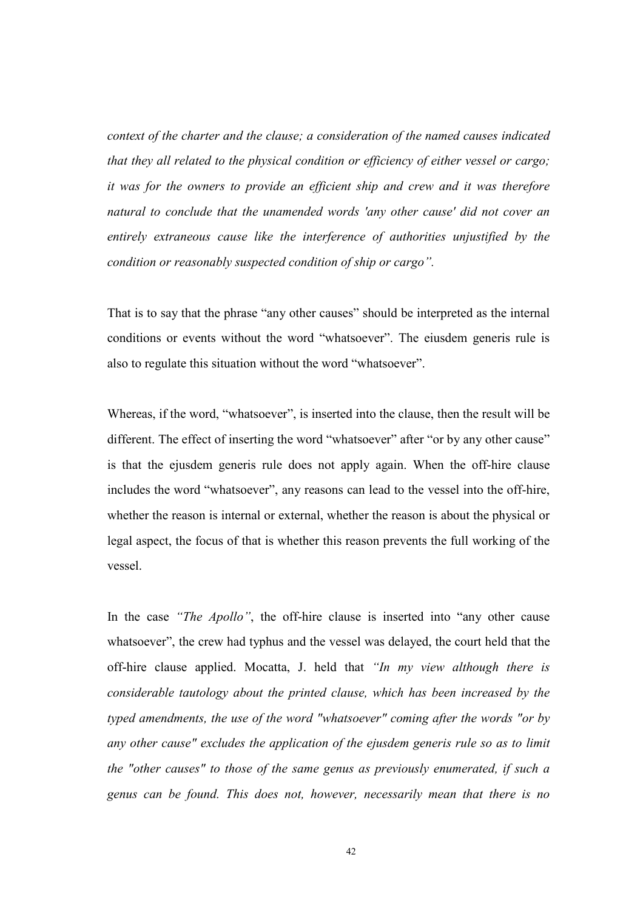*context of the charter and the clause; a consideration of the named causes indicated that they all related to the physical condition or efficiency of either vessel or cargo; it was for the owners to provide an efficient ship and crew and it was therefore natural to conclude that the unamended words 'any other cause' did not cover an entirely extraneous cause like the interference of authorities unjustified by the condition or reasonably suspected condition of ship or cargo".*

That is to say that the phrase "any other causes" should be interpreted as the internal conditions or events without the word "whatsoever". The eiusdem generis rule is also to regulate this situation without the word "whatsoever".

Whereas, if the word, "whatsoever", is inserted into the clause, then the result will be different. The effect of inserting the word "whatsoever" after "or by any other cause" is that the ejusdem generis rule does not apply again. When the off-hire clause includes the word "whatsoever", any reasons can lead to the vessel into the off-hire, whether the reason is internal or external, whether the reason is about the physical or legal aspect, the focus of that is whether this reason prevents the full working of the vessel.

In the case *"The Apollo"*, the off-hire clause is inserted into "any other cause whatsoever", the crew had typhus and the vessel was delayed, the court held that the off-hire clause applied. Mocatta, J. held that *"In my view although there is considerable tautology about the printed clause, which has been increased by the typed amendments, the use of the word "whatsoever" coming after the words "or by any other cause" excludes the application of the ejusdem generis rule so as to limit the "other causes" to those of the same genus as previously enumerated, if such a genus can be found. This does not, however, necessarily mean that there is no*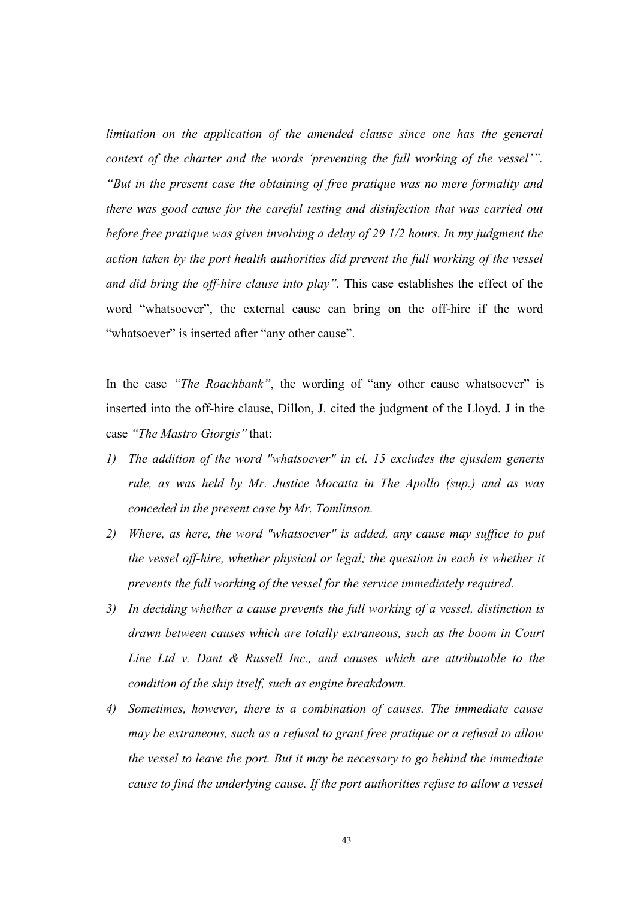*limitation on the application of the amended clause since one has the general context of the charter and the words 'preventing the full working of the vessel'". "But in the present case the obtaining of free pratique was no mere formality and there was good cause for the careful testing and disinfection that was carried out before free pratique was given involving a delay of 29 1/2 hours. In my judgment the action taken by the port health authorities did prevent the full working of the vessel and did bring the off-hire clause into play".* This case establishes the effect of the word "whatsoever", the external cause can bring on the off-hire if the word "whatsoever" is inserted after "any other cause".

In the case *"The Roachbank"*, the wording of "any other cause whatsoever" is inserted into the off-hire clause, Dillon, J. cited the judgment of the Lloyd. J in the case *"The Mastro Giorgis"* that:

1) *The addition of the word "whatsoever" in cl. 15 excludes the ejusdem generis rule, as was held by Mr. Justice Mocatta in The Apollo (sup.) and as was conceded in the present case by Mr. Tomlinson.*
2) *Where, as here, the word "whatsoever" is added, any cause may suffice to put the vessel off-hire, whether physical or legal; the question in each is whether it prevents the full working of the vessel for the service immediately required.*
3) *In deciding whether a cause prevents the full working of a vessel, distinction is drawn between causes which are totally extraneous, such as the boom in Court Line Ltd v. Dant & Russell Inc., and causes which are attributable to the condition of the ship itself, such as engine breakdown.*
4) *Sometimes, however, there is a combination of causes. The immediate cause may be extraneous, such as a refusal to grant free pratique or a refusal to allow the vessel to leave the port. But it may be necessary to go behind the immediate cause to find the underlying cause. If the port authorities refuse to allow a vessel*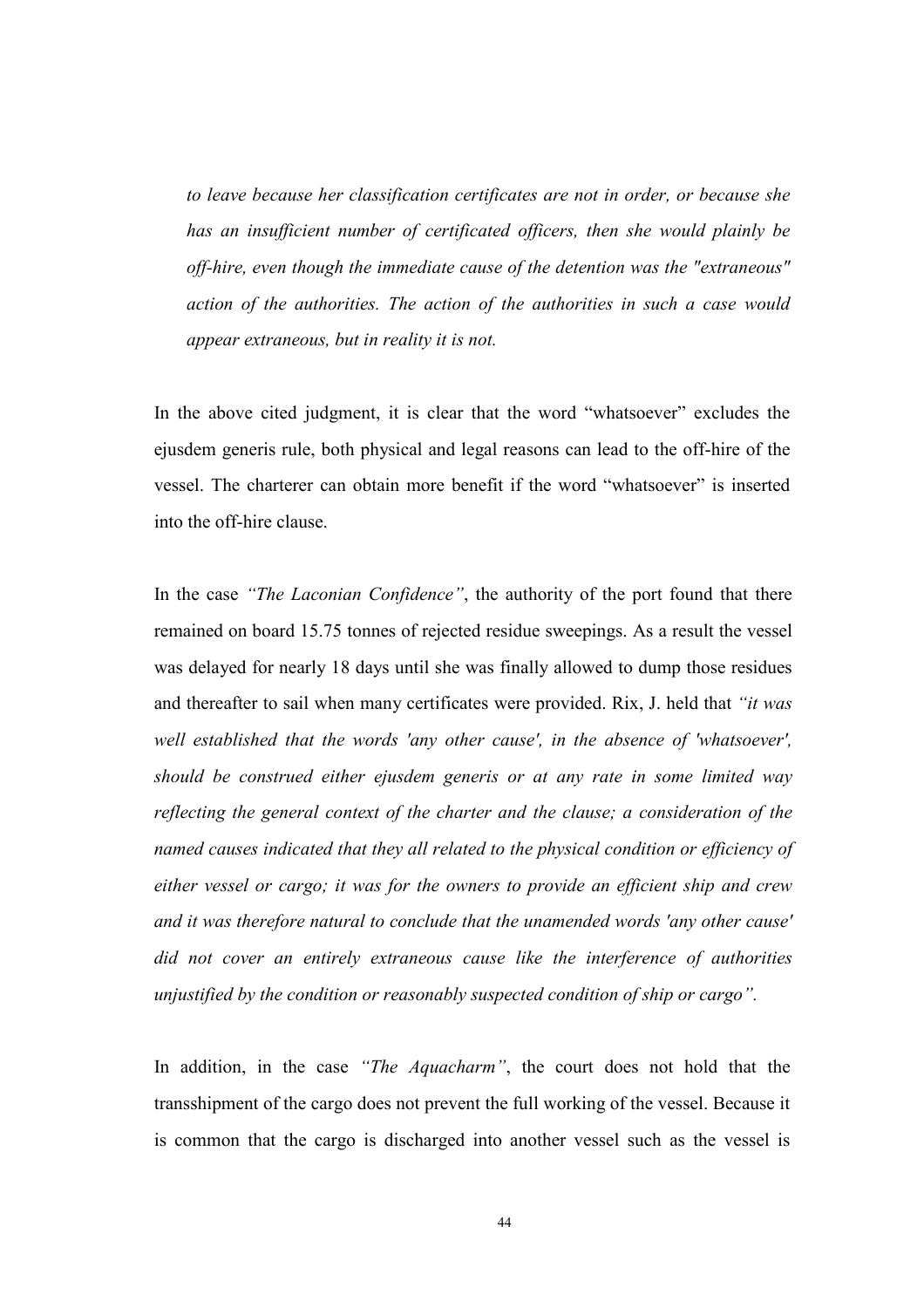*to leave because her classification certificates are not in order, or because she has an insufficient number of certificated officers, then she would plainly be off-hire, even though the immediate cause of the detention was the "extraneous" action of the authorities. The action of the authorities in such a case would appear extraneous, but in reality it is not.*

In the above cited judgment, it is clear that the word "whatsoever" excludes the ejusdem generis rule, both physical and legal reasons can lead to the off-hire of the vessel. The charterer can obtain more benefit if the word "whatsoever" is inserted into the off-hire clause.

In the case *"The Laconian Confidence"*, the authority of the port found that there remained on board 15.75 tonnes of rejected residue sweepings. As a result the vessel was delayed for nearly 18 days until she was finally allowed to dump those residues and thereafter to sail when many certificates were provided. Rix, J. held that *"it was well established that the words 'any other cause', in the absence of 'whatsoever', should be construed either ejusdem generis or at any rate in some limited way reflecting the general context of the charter and the clause; a consideration of the named causes indicated that they all related to the physical condition or efficiency of either vessel or cargo; it was for the owners to provide an efficient ship and crew and it was therefore natural to conclude that the unamended words 'any other cause' did not cover an entirely extraneous cause like the interference of authorities unjustified by the condition or reasonably suspected condition of ship or cargo".*

In addition, in the case *"The Aquacharm"*, the court does not hold that the transshipment of the cargo does not prevent the full working of the vessel. Because it is common that the cargo is discharged into another vessel such as the vessel is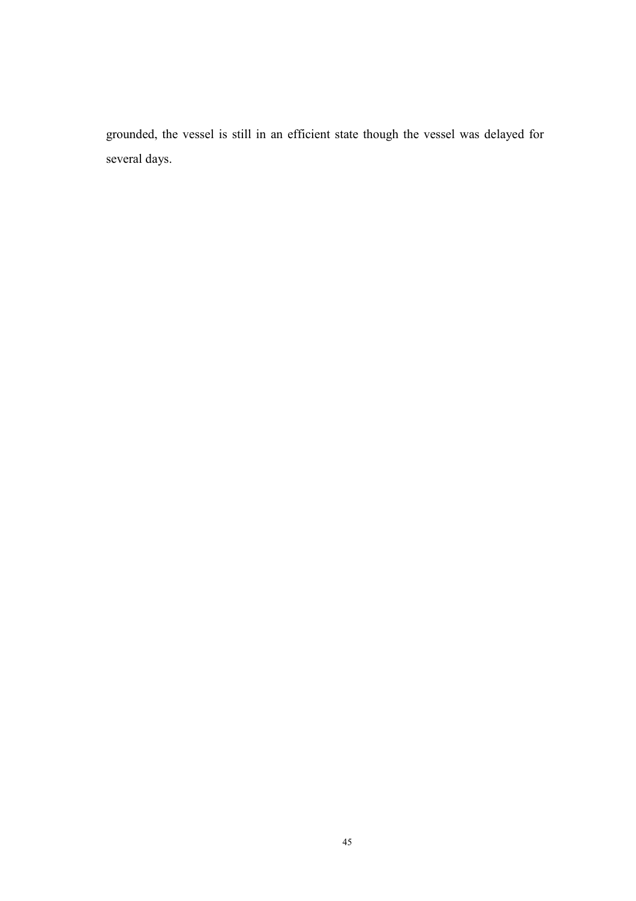grounded, the vessel is still in an efficient state though the vessel was delayed for several days.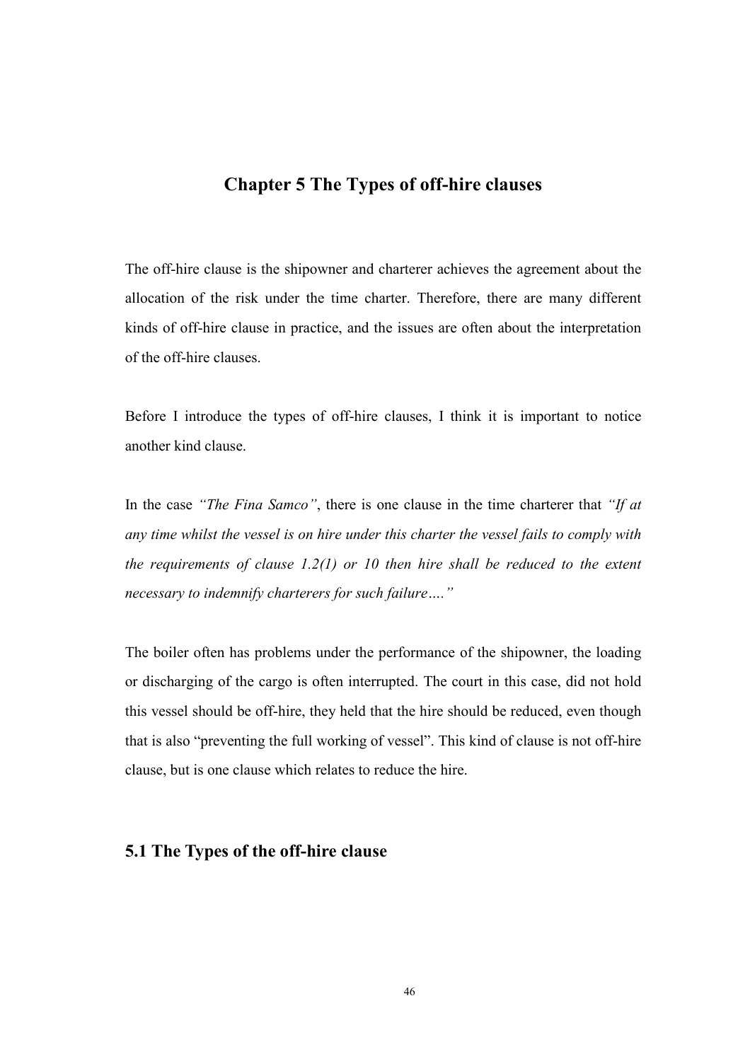# Chapter 5 The Types of off-hire clauses

The off-hire clause is the shipowner and charterer achieves the agreement about the allocation of the risk under the time charter. Therefore, there are many different kinds of off-hire clause in practice, and the issues are often about the interpretation of the off-hire clauses.

Before I introduce the types of off-hire clauses, I think it is important to notice another kind clause.

In the case *"The Fina Samco"*, there is one clause in the time charterer that *"If at any time whilst the vessel is on hire under this charter the vessel fails to comply with the requirements of clause 1.2(1) or 10 then hire shall be reduced to the extent necessary to indemnify charterers for such failure…."*

The boiler often has problems under the performance of the shipowner, the loading or discharging of the cargo is often interrupted. The court in this case, did not hold this vessel should be off-hire, they held that the hire should be reduced, even though that is also "preventing the full working of vessel". This kind of clause is not off-hire clause, but is one clause which relates to reduce the hire.

## 5.1 The Types of the off-hire clause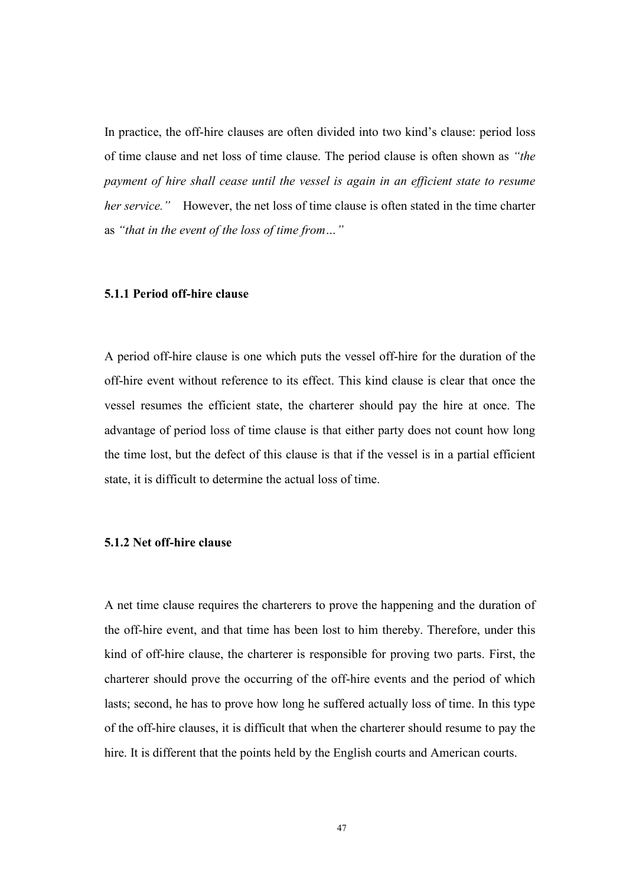In practice, the off-hire clauses are often divided into two kind's clause: period loss of time clause and net loss of time clause. The period clause is often shown as *"the payment of hire shall cease until the vessel is again in an efficient state to resume her service."* However, the net loss of time clause is often stated in the time charter as *"that in the event of the loss of time from…"*

### 5.1.1 Period off-hire clause

A period off-hire clause is one which puts the vessel off-hire for the duration of the off-hire event without reference to its effect. This kind clause is clear that once the vessel resumes the efficient state, the charterer should pay the hire at once. The advantage of period loss of time clause is that either party does not count how long the time lost, but the defect of this clause is that if the vessel is in a partial efficient state, it is difficult to determine the actual loss of time.

### 5.1.2 Net off-hire clause

A net time clause requires the charterers to prove the happening and the duration of the off-hire event, and that time has been lost to him thereby. Therefore, under this kind of off-hire clause, the charterer is responsible for proving two parts. First, the charterer should prove the occurring of the off-hire events and the period of which lasts; second, he has to prove how long he suffered actually loss of time. In this type of the off-hire clauses, it is difficult that when the charterer should resume to pay the hire. It is different that the points held by the English courts and American courts.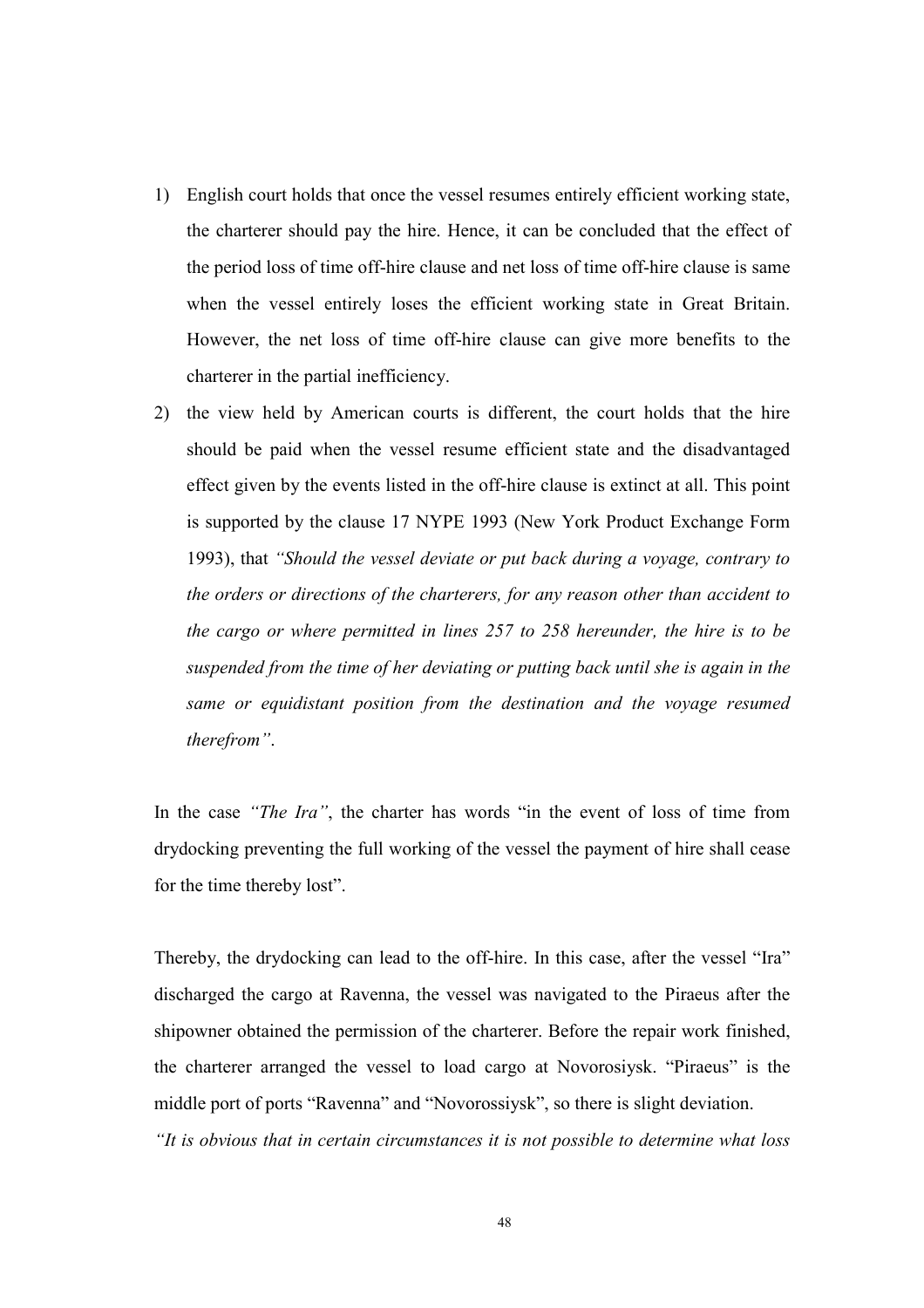1) English court holds that once the vessel resumes entirely efficient working state, the charterer should pay the hire. Hence, it can be concluded that the effect of the period loss of time off-hire clause and net loss of time off-hire clause is same when the vessel entirely loses the efficient working state in Great Britain. However, the net loss of time off-hire clause can give more benefits to the charterer in the partial inefficiency.
2) the view held by American courts is different, the court holds that the hire should be paid when the vessel resume efficient state and the disadvantaged effect given by the events listed in the off-hire clause is extinct at all. This point is supported by the clause 17 NYPE 1993 (New York Product Exchange Form 1993), that *"Should the vessel deviate or put back during a voyage, contrary to the orders or directions of the charterers, for any reason other than accident to the cargo or where permitted in lines 257 to 258 hereunder, the hire is to be suspended from the time of her deviating or putting back until she is again in the same or equidistant position from the destination and the voyage resumed therefrom"*.

In the case *"The Ira"*, the charter has words "in the event of loss of time from drydocking preventing the full working of the vessel the payment of hire shall cease for the time thereby lost".

Thereby, the drydocking can lead to the off-hire. In this case, after the vessel "Ira" discharged the cargo at Ravenna, the vessel was navigated to the Piraeus after the shipowner obtained the permission of the charterer. Before the repair work finished, the charterer arranged the vessel to load cargo at Novorosiysk. "Piraeus" is the middle port of ports "Ravenna" and "Novorossiysk", so there is slight deviation.

*"It is obvious that in certain circumstances it is not possible to determine what loss*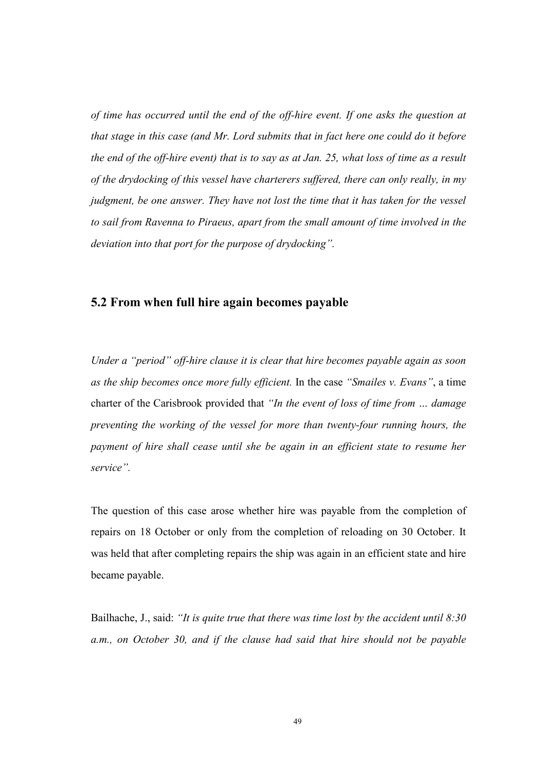*of time has occurred until the end of the off-hire event. If one asks the question at that stage in this case (and Mr. Lord submits that in fact here one could do it before the end of the off-hire event) that is to say as at Jan. 25, what loss of time as a result of the drydocking of this vessel have charterers suffered, there can only really, in my judgment, be one answer. They have not lost the time that it has taken for the vessel to sail from Ravenna to Piraeus, apart from the small amount of time involved in the deviation into that port for the purpose of drydocking".*

## 5.2 From when full hire again becomes payable

*Under a "period" off-hire clause it is clear that hire becomes payable again as soon as the ship becomes once more fully efficient.* In the case *"Smailes v. Evans"*, a time charter of the Carisbrook provided that *"In the event of loss of time from … damage preventing the working of the vessel for more than twenty-four running hours, the payment of hire shall cease until she be again in an efficient state to resume her service".*

The question of this case arose whether hire was payable from the completion of repairs on 18 October or only from the completion of reloading on 30 October. It was held that after completing repairs the ship was again in an efficient state and hire became payable.

Bailhache, J., said: *"It is quite true that there was time lost by the accident until 8:30 a.m., on October 30, and if the clause had said that hire should not be payable*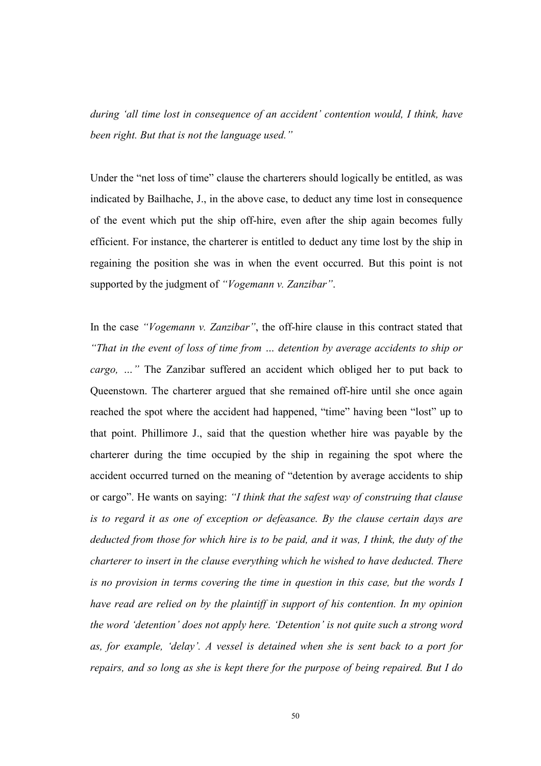*during 'all time lost in consequence of an accident' contention would, I think, have been right. But that is not the language used."*

Under the "net loss of time" clause the charterers should logically be entitled, as was indicated by Bailhache, J., in the above case, to deduct any time lost in consequence of the event which put the ship off-hire, even after the ship again becomes fully efficient. For instance, the charterer is entitled to deduct any time lost by the ship in regaining the position she was in when the event occurred. But this point is not supported by the judgment of *"Vogemann v. Zanzibar"*.

In the case *"Vogemann v. Zanzibar"*, the off-hire clause in this contract stated that *"That in the event of loss of time from … detention by average accidents to ship or cargo, …"* The Zanzibar suffered an accident which obliged her to put back to Queenstown. The charterer argued that she remained off-hire until she once again reached the spot where the accident had happened, "time" having been "lost" up to that point. Phillimore J., said that the question whether hire was payable by the charterer during the time occupied by the ship in regaining the spot where the accident occurred turned on the meaning of "detention by average accidents to ship or cargo". He wants on saying: *"I think that the safest way of construing that clause is to regard it as one of exception or defeasance. By the clause certain days are deducted from those for which hire is to be paid, and it was, I think, the duty of the charterer to insert in the clause everything which he wished to have deducted. There is no provision in terms covering the time in question in this case, but the words I have read are relied on by the plaintiff in support of his contention. In my opinion the word 'detention' does not apply here. 'Detention' is not quite such a strong word as, for example, 'delay'. A vessel is detained when she is sent back to a port for repairs, and so long as she is kept there for the purpose of being repaired. But I do*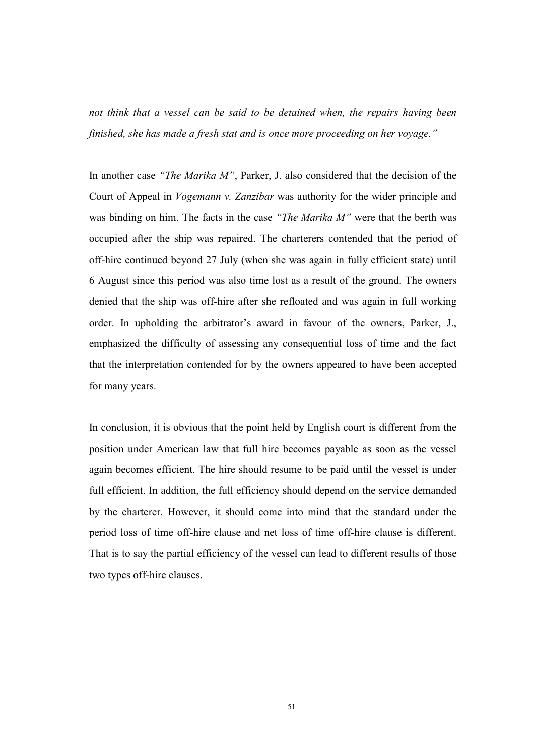*not think that a vessel can be said to be detained when, the repairs having been finished, she has made a fresh stat and is once more proceeding on her voyage."*

In another case *"The Marika M"*, Parker, J. also considered that the decision of the Court of Appeal in *Vogemann v. Zanzibar* was authority for the wider principle and was binding on him. The facts in the case *"The Marika M"* were that the berth was occupied after the ship was repaired. The charterers contended that the period of off-hire continued beyond 27 July (when she was again in fully efficient state) until 6 August since this period was also time lost as a result of the ground. The owners denied that the ship was off-hire after she refloated and was again in full working order. In upholding the arbitrator's award in favour of the owners, Parker, J., emphasized the difficulty of assessing any consequential loss of time and the fact that the interpretation contended for by the owners appeared to have been accepted for many years.

In conclusion, it is obvious that the point held by English court is different from the position under American law that full hire becomes payable as soon as the vessel again becomes efficient. The hire should resume to be paid until the vessel is under full efficient. In addition, the full efficiency should depend on the service demanded by the charterer. However, it should come into mind that the standard under the period loss of time off-hire clause and net loss of time off-hire clause is different. That is to say the partial efficiency of the vessel can lead to different results of those two types off-hire clauses.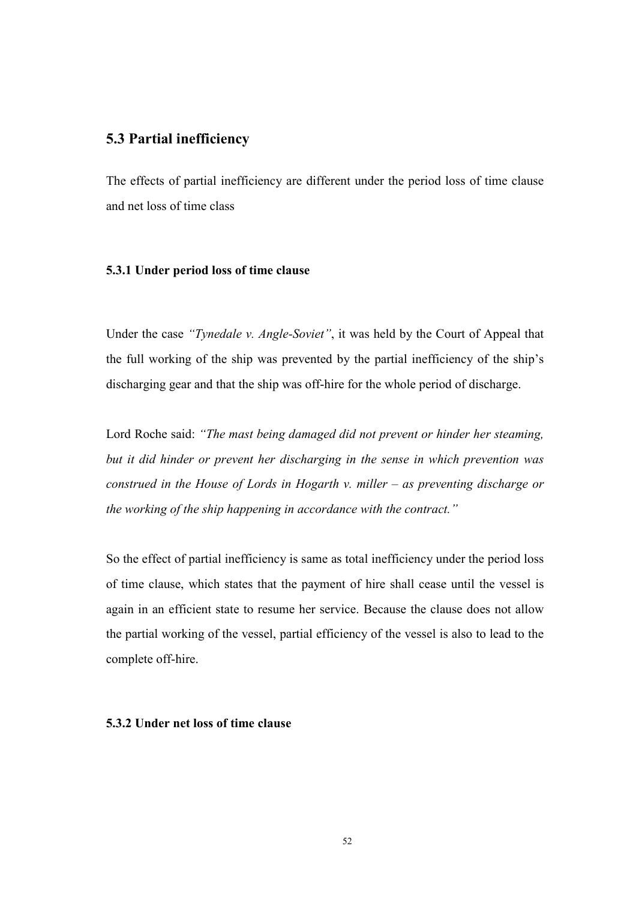## 5.3 Partial inefficiency

The effects of partial inefficiency are different under the period loss of time clause and net loss of time class

### 5.3.1 Under period loss of time clause

Under the case *"Tynedale v. Angle-Soviet"*, it was held by the Court of Appeal that the full working of the ship was prevented by the partial inefficiency of the ship's discharging gear and that the ship was off-hire for the whole period of discharge.

Lord Roche said: *"The mast being damaged did not prevent or hinder her steaming, but it did hinder or prevent her discharging in the sense in which prevention was construed in the House of Lords in Hogarth v. miller – as preventing discharge or the working of the ship happening in accordance with the contract."*

So the effect of partial inefficiency is same as total inefficiency under the period loss of time clause, which states that the payment of hire shall cease until the vessel is again in an efficient state to resume her service. Because the clause does not allow the partial working of the vessel, partial efficiency of the vessel is also to lead to the complete off-hire.

### 5.3.2 Under net loss of time clause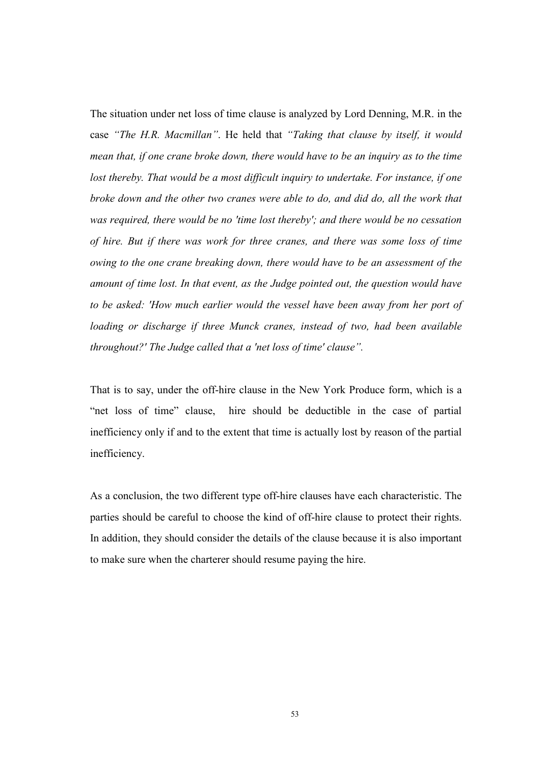The situation under net loss of time clause is analyzed by Lord Denning, M.R. in the case *"The H.R. Macmillan"*. He held that *"Taking that clause by itself, it would mean that, if one crane broke down, there would have to be an inquiry as to the time lost thereby. That would be a most difficult inquiry to undertake. For instance, if one broke down and the other two cranes were able to do, and did do, all the work that was required, there would be no 'time lost thereby'; and there would be no cessation of hire. But if there was work for three cranes, and there was some loss of time owing to the one crane breaking down, there would have to be an assessment of the amount of time lost. In that event, as the Judge pointed out, the question would have to be asked: 'How much earlier would the vessel have been away from her port of loading or discharge if three Munck cranes, instead of two, had been available throughout?' The Judge called that a 'net loss of time' clause".*

That is to say, under the off-hire clause in the New York Produce form, which is a "net loss of time" clause, hire should be deductible in the case of partial inefficiency only if and to the extent that time is actually lost by reason of the partial inefficiency.

As a conclusion, the two different type off-hire clauses have each characteristic. The parties should be careful to choose the kind of off-hire clause to protect their rights. In addition, they should consider the details of the clause because it is also important to make sure when the charterer should resume paying the hire.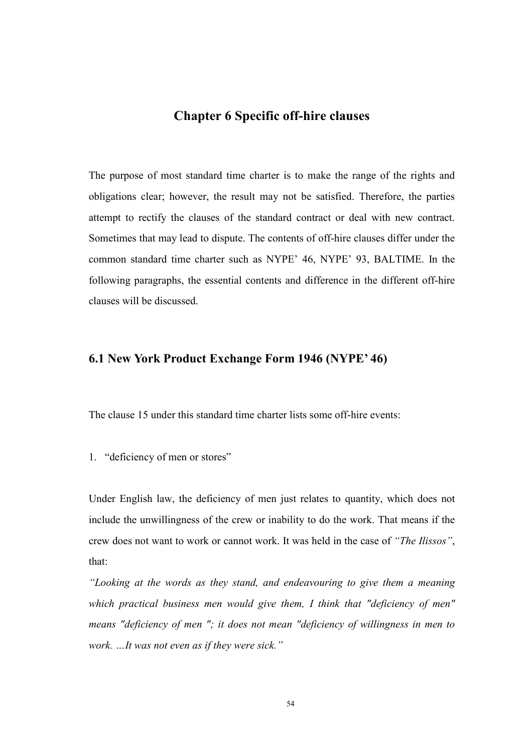# Chapter 6 Specific off-hire clauses

The purpose of most standard time charter is to make the range of the rights and obligations clear; however, the result may not be satisfied. Therefore, the parties attempt to rectify the clauses of the standard contract or deal with new contract. Sometimes that may lead to dispute. The contents of off-hire clauses differ under the common standard time charter such as NYPE' 46, NYPE' 93, BALTIME. In the following paragraphs, the essential contents and difference in the different off-hire clauses will be discussed.

## 6.1 New York Product Exchange Form 1946 (NYPE' 46)

The clause 15 under this standard time charter lists some off-hire events:

1. "deficiency of men or stores"

Under English law, the deficiency of men just relates to quantity, which does not include the unwillingness of the crew or inability to do the work. That means if the crew does not want to work or cannot work. It was held in the case of *"The Ilissos"*, that:

*"Looking at the words as they stand, and endeavouring to give them a meaning which practical business men would give them, I think that "deficiency of men" means "deficiency of men "; it does not mean "deficiency of willingness in men to work. …It was not even as if they were sick."*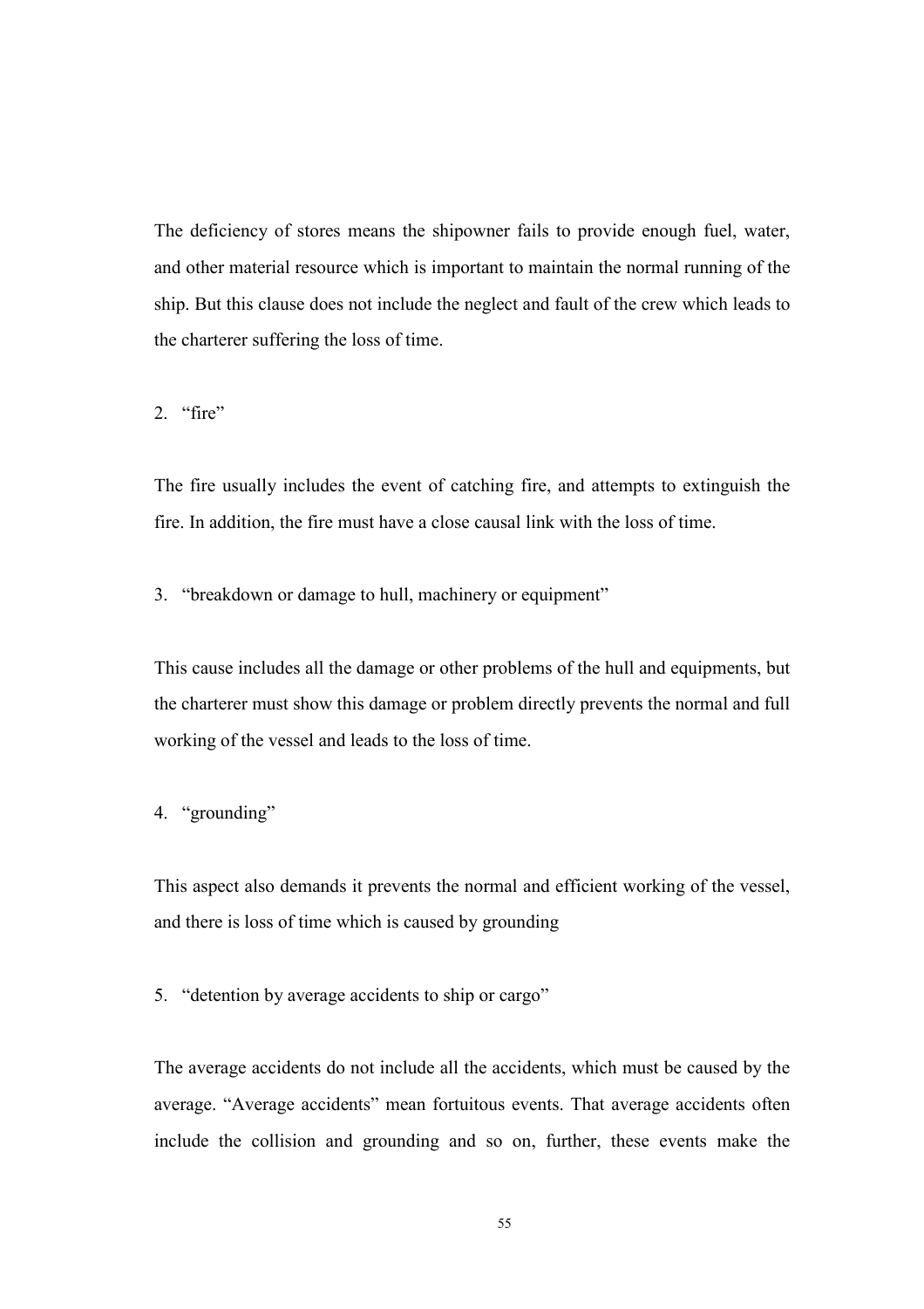The deficiency of stores means the shipowner fails to provide enough fuel, water, and other material resource which is important to maintain the normal running of the ship. But this clause does not include the neglect and fault of the crew which leads to the charterer suffering the loss of time.

2. "fire"

The fire usually includes the event of catching fire, and attempts to extinguish the fire. In addition, the fire must have a close causal link with the loss of time.

3. "breakdown or damage to hull, machinery or equipment"

This cause includes all the damage or other problems of the hull and equipments, but the charterer must show this damage or problem directly prevents the normal and full working of the vessel and leads to the loss of time.

4. "grounding"

This aspect also demands it prevents the normal and efficient working of the vessel, and there is loss of time which is caused by grounding

5. "detention by average accidents to ship or cargo"

The average accidents do not include all the accidents, which must be caused by the average. "Average accidents" mean fortuitous events. That average accidents often include the collision and grounding and so on, further, these events make the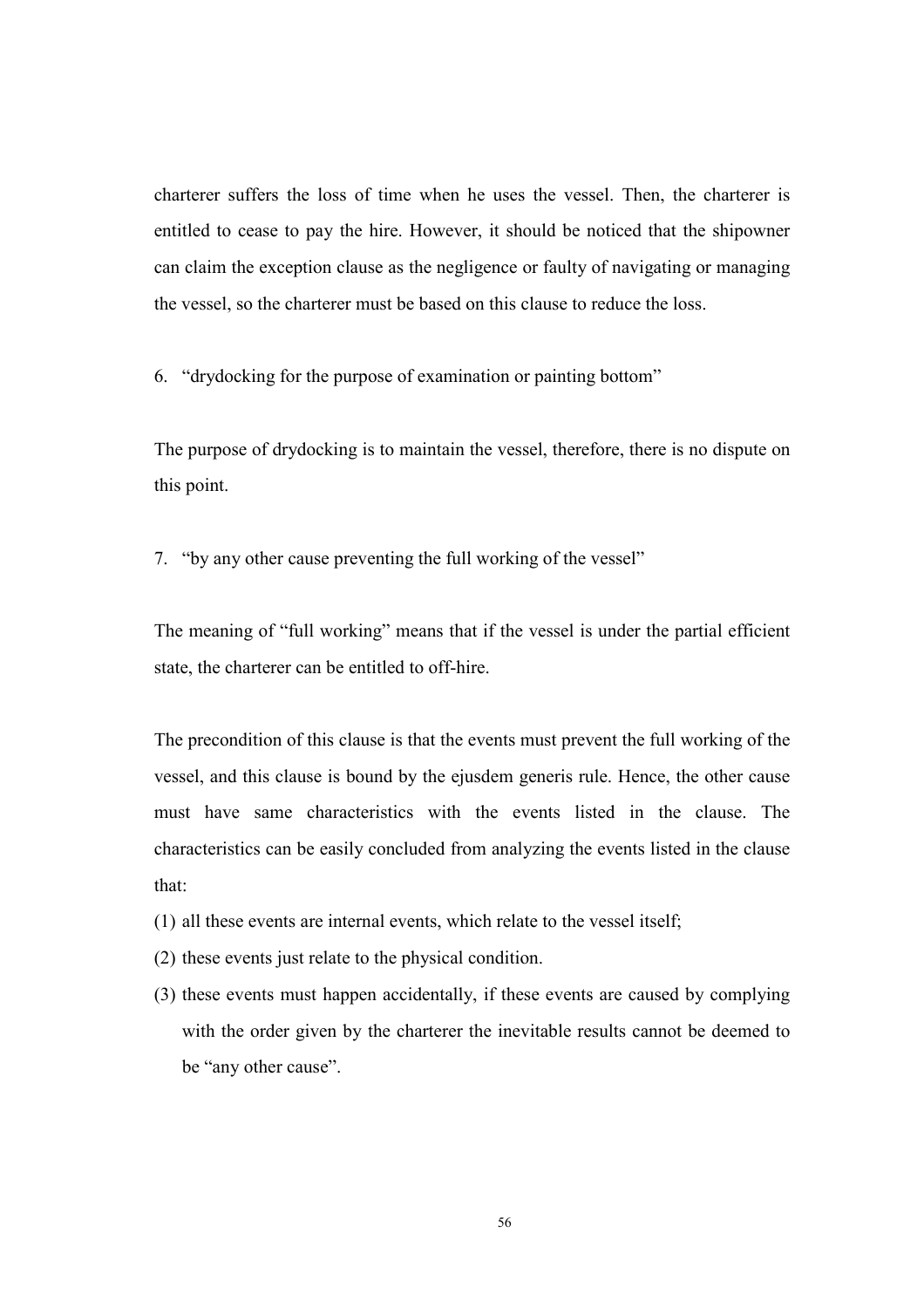charterer suffers the loss of time when he uses the vessel. Then, the charterer is entitled to cease to pay the hire. However, it should be noticed that the shipowner can claim the exception clause as the negligence or faulty of navigating or managing the vessel, so the charterer must be based on this clause to reduce the loss.

6. "drydocking for the purpose of examination or painting bottom"

The purpose of drydocking is to maintain the vessel, therefore, there is no dispute on this point.

7. "by any other cause preventing the full working of the vessel"

The meaning of "full working" means that if the vessel is under the partial efficient state, the charterer can be entitled to off-hire.

The precondition of this clause is that the events must prevent the full working of the vessel, and this clause is bound by the ejusdem generis rule. Hence, the other cause must have same characteristics with the events listed in the clause. The characteristics can be easily concluded from analyzing the events listed in the clause that:

(1) all these events are internal events, which relate to the vessel itself;
(2) these events just relate to the physical condition.
(3) these events must happen accidentally, if these events are caused by complying with the order given by the charterer the inevitable results cannot be deemed to be "any other cause".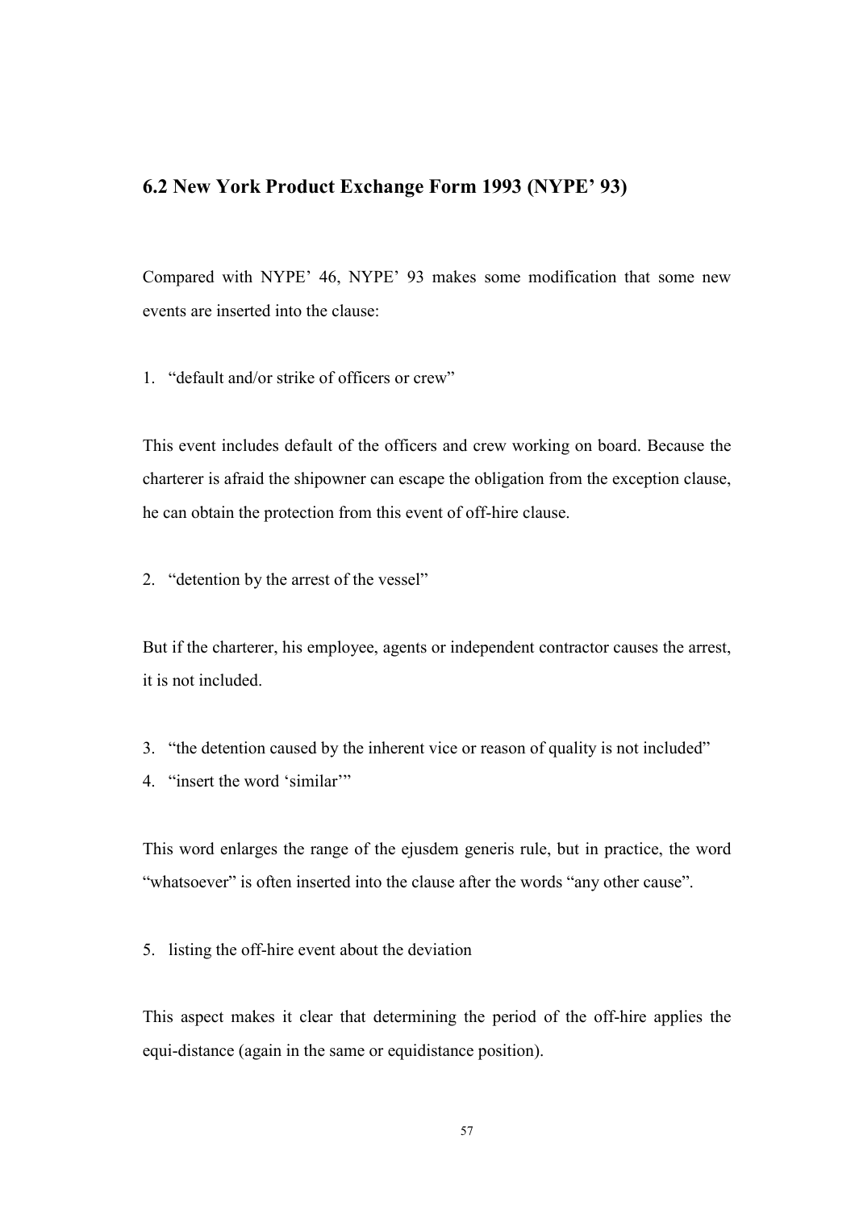## 6.2 New York Product Exchange Form 1993 (NYPE' 93)

Compared with NYPE' 46, NYPE' 93 makes some modification that some new events are inserted into the clause:

1. "default and/or strike of officers or crew"

This event includes default of the officers and crew working on board. Because the charterer is afraid the shipowner can escape the obligation from the exception clause, he can obtain the protection from this event of off-hire clause.

2. "detention by the arrest of the vessel"

But if the charterer, his employee, agents or independent contractor causes the arrest, it is not included.

3. "the detention caused by the inherent vice or reason of quality is not included"
4. "insert the word 'similar'"

This word enlarges the range of the ejusdem generis rule, but in practice, the word "whatsoever" is often inserted into the clause after the words "any other cause".

5. listing the off-hire event about the deviation

This aspect makes it clear that determining the period of the off-hire applies the equi-distance (again in the same or equidistance position).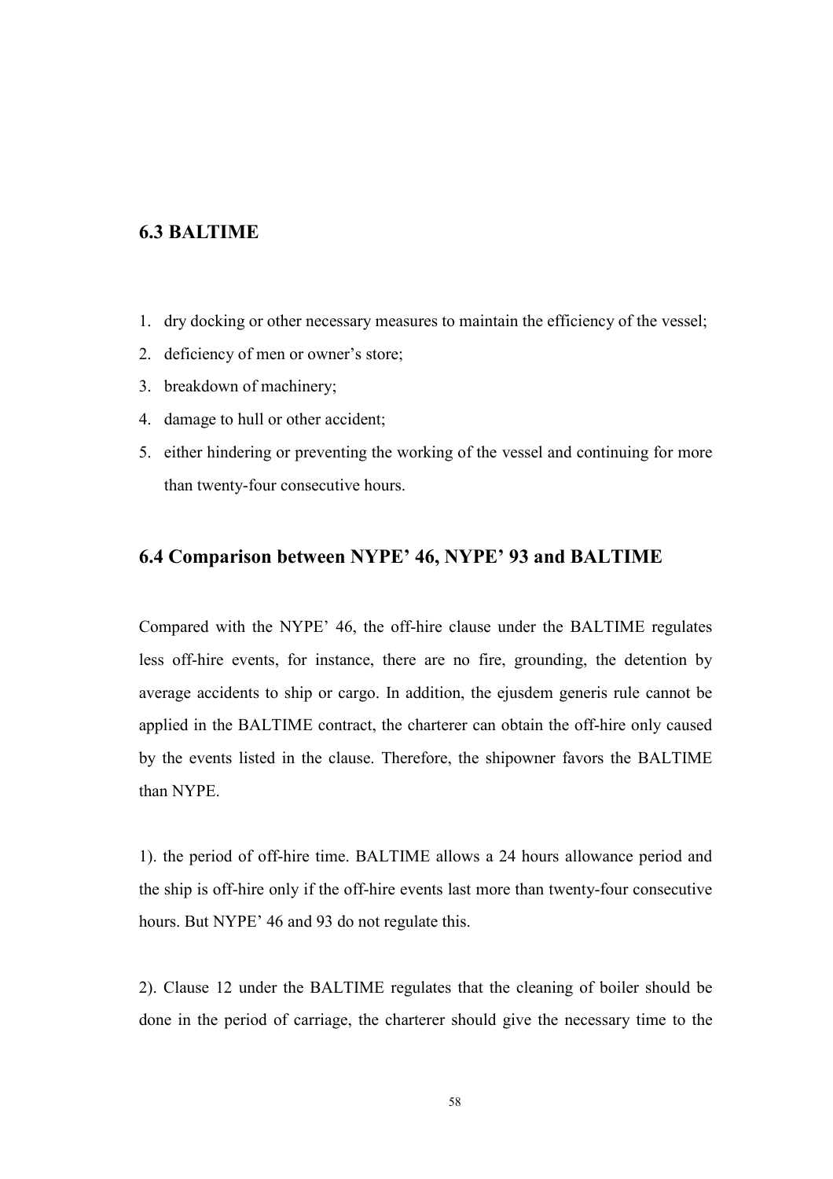## 6.3 BALTIME

1. dry docking or other necessary measures to maintain the efficiency of the vessel;
2. deficiency of men or owner's store;
3. breakdown of machinery;
4. damage to hull or other accident;
5. either hindering or preventing the working of the vessel and continuing for more than twenty-four consecutive hours.

## 6.4 Comparison between NYPE' 46, NYPE' 93 and BALTIME

Compared with the NYPE' 46, the off-hire clause under the BALTIME regulates less off-hire events, for instance, there are no fire, grounding, the detention by average accidents to ship or cargo. In addition, the ejusdem generis rule cannot be applied in the BALTIME contract, the charterer can obtain the off-hire only caused by the events listed in the clause. Therefore, the shipowner favors the BALTIME than NYPE.

1). the period of off-hire time. BALTIME allows a 24 hours allowance period and the ship is off-hire only if the off-hire events last more than twenty-four consecutive hours. But NYPE' 46 and 93 do not regulate this.

2). Clause 12 under the BALTIME regulates that the cleaning of boiler should be done in the period of carriage, the charterer should give the necessary time to the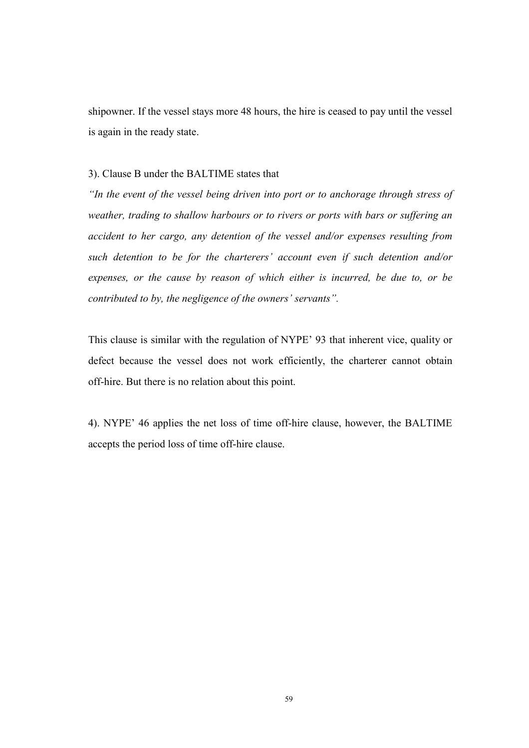shipowner. If the vessel stays more 48 hours, the hire is ceased to pay until the vessel is again in the ready state.

3). Clause B under the BALTIME states that

*"In the event of the vessel being driven into port or to anchorage through stress of weather, trading to shallow harbours or to rivers or ports with bars or suffering an accident to her cargo, any detention of the vessel and/or expenses resulting from such detention to be for the charterers' account even if such detention and/or expenses, or the cause by reason of which either is incurred, be due to, or be contributed to by, the negligence of the owners' servants".*

This clause is similar with the regulation of NYPE' 93 that inherent vice, quality or defect because the vessel does not work efficiently, the charterer cannot obtain off-hire. But there is no relation about this point.

4). NYPE' 46 applies the net loss of time off-hire clause, however, the BALTIME accepts the period loss of time off-hire clause.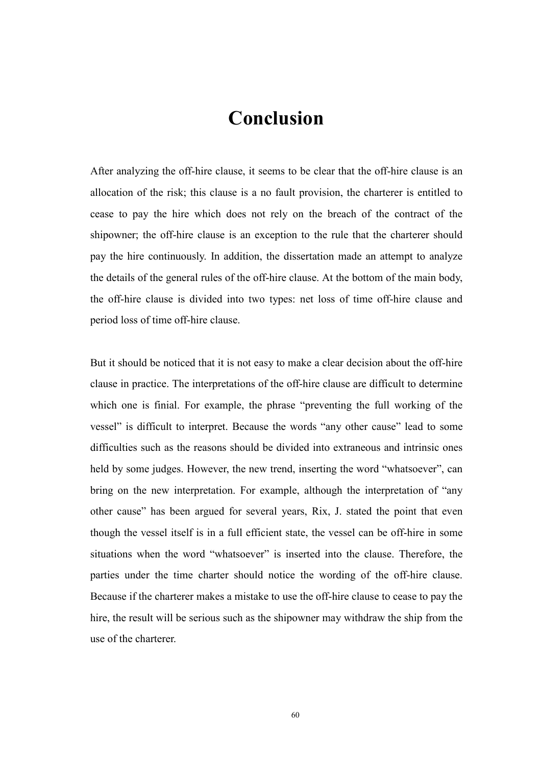# Conclusion

After analyzing the off-hire clause, it seems to be clear that the off-hire clause is an allocation of the risk; this clause is a no fault provision, the charterer is entitled to cease to pay the hire which does not rely on the breach of the contract of the shipowner; the off-hire clause is an exception to the rule that the charterer should pay the hire continuously. In addition, the dissertation made an attempt to analyze the details of the general rules of the off-hire clause. At the bottom of the main body, the off-hire clause is divided into two types: net loss of time off-hire clause and period loss of time off-hire clause.

But it should be noticed that it is not easy to make a clear decision about the off-hire clause in practice. The interpretations of the off-hire clause are difficult to determine which one is finial. For example, the phrase "preventing the full working of the vessel" is difficult to interpret. Because the words "any other cause" lead to some difficulties such as the reasons should be divided into extraneous and intrinsic ones held by some judges. However, the new trend, inserting the word "whatsoever", can bring on the new interpretation. For example, although the interpretation of "any other cause" has been argued for several years, Rix, J. stated the point that even though the vessel itself is in a full efficient state, the vessel can be off-hire in some situations when the word "whatsoever" is inserted into the clause. Therefore, the parties under the time charter should notice the wording of the off-hire clause. Because if the charterer makes a mistake to use the off-hire clause to cease to pay the hire, the result will be serious such as the shipowner may withdraw the ship from the use of the charterer.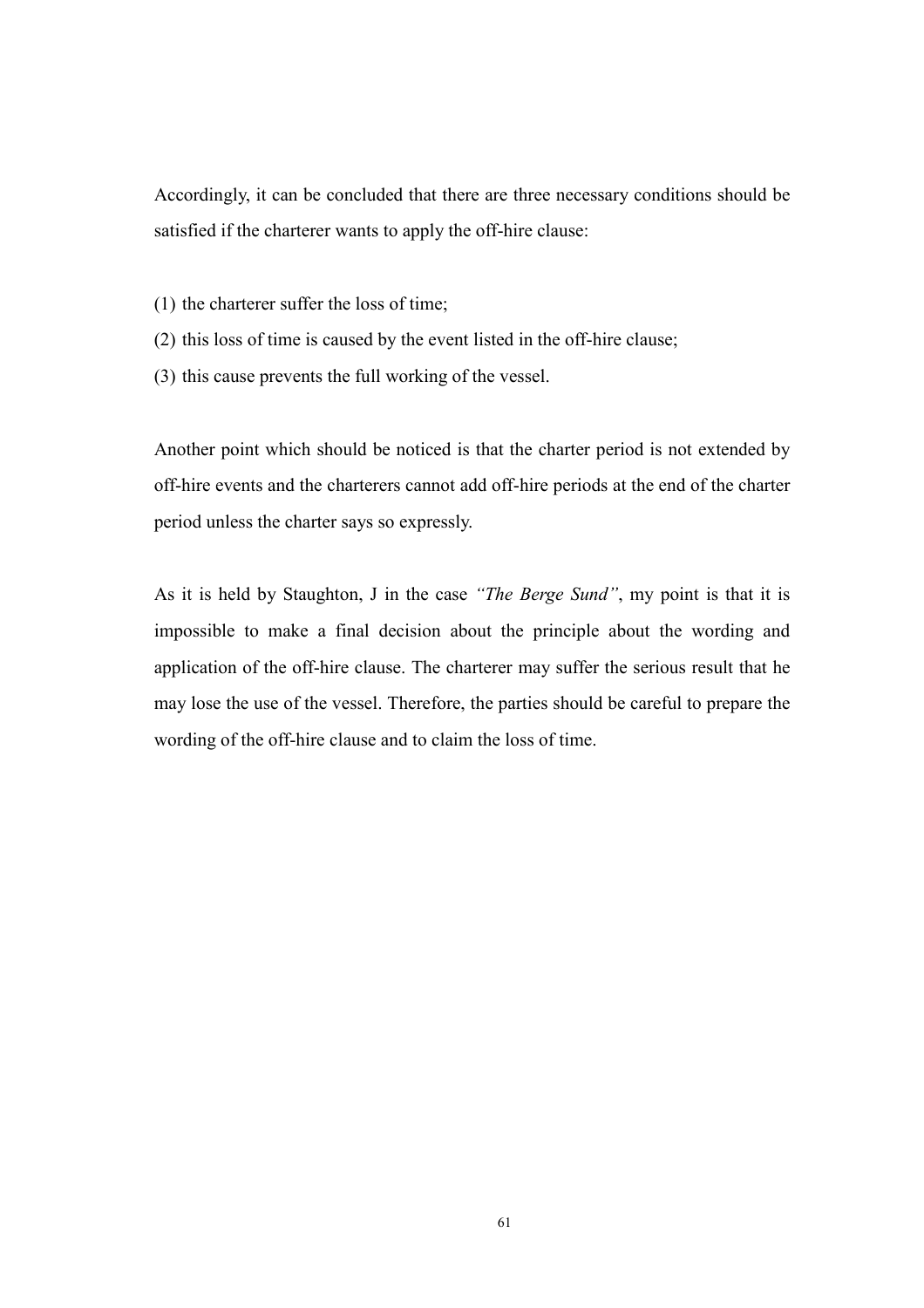Accordingly, it can be concluded that there are three necessary conditions should be satisfied if the charterer wants to apply the off-hire clause:

(1) the charterer suffer the loss of time;
(2) this loss of time is caused by the event listed in the off-hire clause;
(3) this cause prevents the full working of the vessel.

Another point which should be noticed is that the charter period is not extended by off-hire events and the charterers cannot add off-hire periods at the end of the charter period unless the charter says so expressly.

As it is held by Staughton, J in the case *"The Berge Sund"*, my point is that it is impossible to make a final decision about the principle about the wording and application of the off-hire clause. The charterer may suffer the serious result that he may lose the use of the vessel. Therefore, the parties should be careful to prepare the wording of the off-hire clause and to claim the loss of time.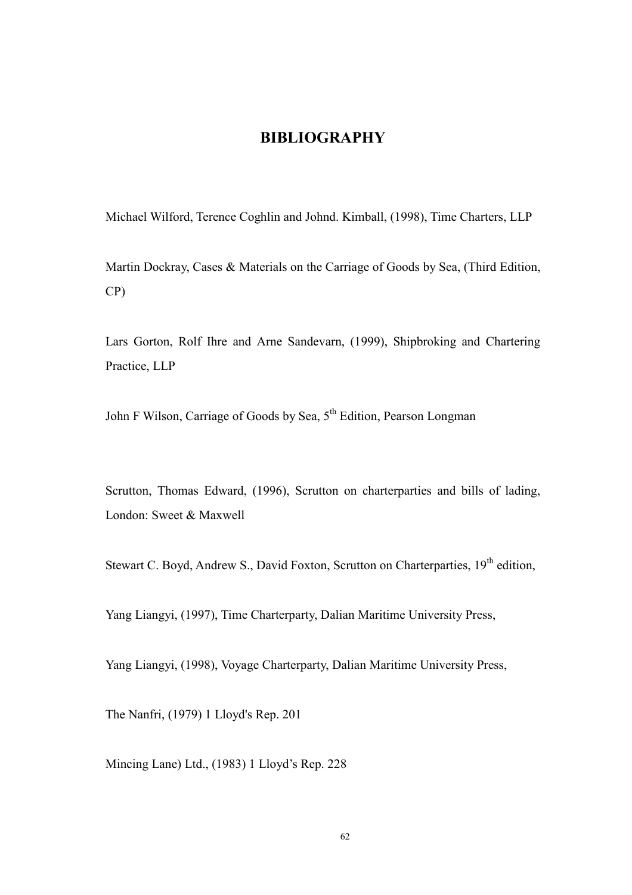# BIBLIOGRAPHY

Michael Wilford, Terence Coghlin and Johnd. Kimball, (1998), Time Charters, LLP

Martin Dockray, Cases & Materials on the Carriage of Goods by Sea, (Third Edition, CP)

Lars Gorton, Rolf Ihre and Arne Sandevarn, (1999), Shipbroking and Chartering Practice, LLP

John F Wilson, Carriage of Goods by Sea, 5th Edition, Pearson Longman

Scrutton, Thomas Edward, (1996), Scrutton on charterparties and bills of lading, London: Sweet & Maxwell

Stewart C. Boyd, Andrew S., David Foxton, Scrutton on Charterparties, 19th edition,

Yang Liangyi, (1997), Time Charterparty, Dalian Maritime University Press,

Yang Liangyi, (1998), Voyage Charterparty, Dalian Maritime University Press,

The Nanfri, (1979) 1 Lloyd's Rep. 201

Mincing Lane) Ltd., (1983) 1 Lloyd's Rep. 228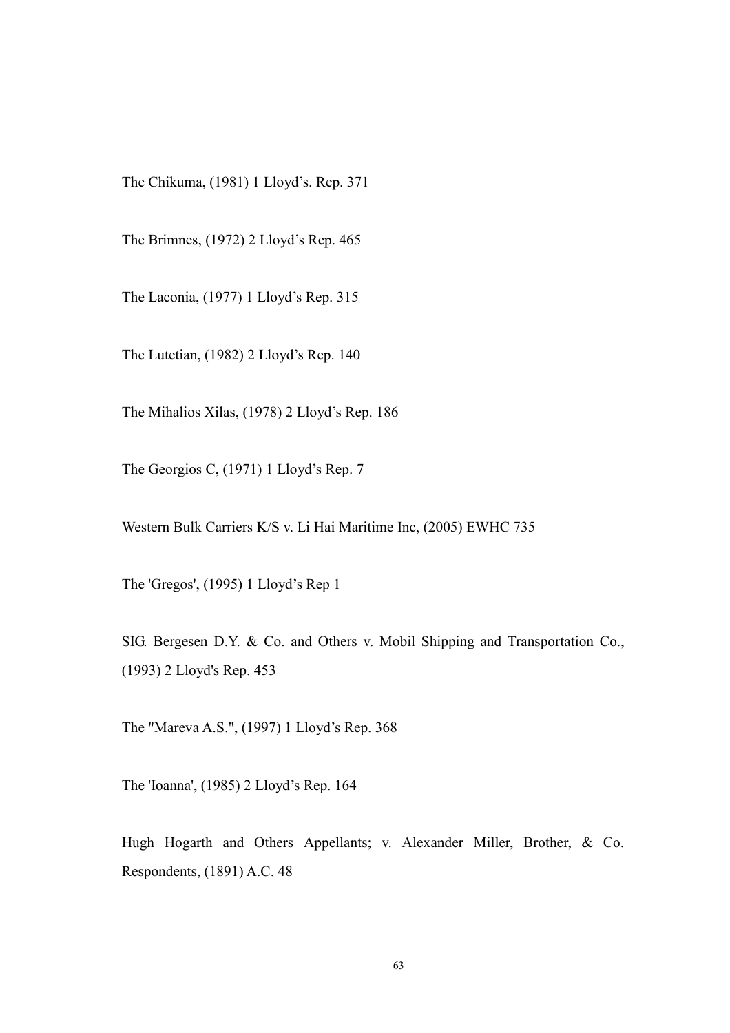The Chikuma, (1981) 1 Lloyd’s. Rep. 371

The Brimnes, (1972) 2 Lloyd’s Rep. 465

The Laconia, (1977) 1 Lloyd’s Rep. 315

The Lutetian, (1982) 2 Lloyd’s Rep. 140

The Mihalios Xilas, (1978) 2 Lloyd’s Rep. 186

The Georgios C, (1971) 1 Lloyd’s Rep. 7

Western Bulk Carriers K/S v. Li Hai Maritime Inc, (2005) EWHC 735

The 'Gregos', (1995) 1 Lloyd’s Rep 1

SIG. Bergesen D.Y. & Co. and Others v. Mobil Shipping and Transportation Co., (1993) 2 Lloyd's Rep. 453

The "Mareva A.S.", (1997) 1 Lloyd’s Rep. 368

The 'Ioanna', (1985) 2 Lloyd’s Rep. 164

Hugh Hogarth and Others Appellants; v. Alexander Miller, Brother, & Co. Respondents, (1891) A.C. 48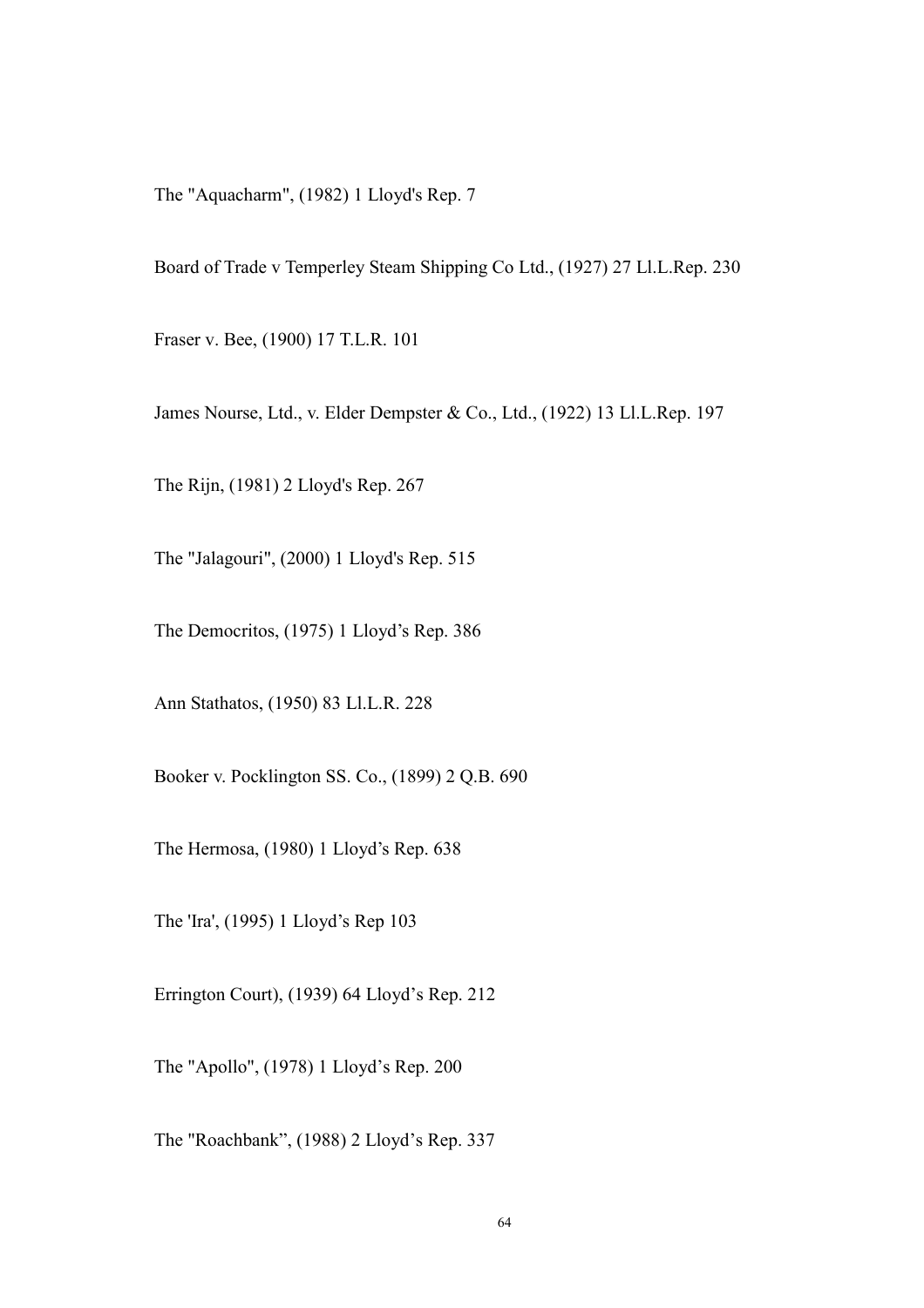The "Aquacharm", (1982) 1 Lloyd's Rep. 7

Board of Trade v Temperley Steam Shipping Co Ltd., (1927) 27 Ll.L.Rep. 230

Fraser v. Bee, (1900) 17 T.L.R. 101

James Nourse, Ltd., v. Elder Dempster & Co., Ltd., (1922) 13 Ll.L.Rep. 197

The Rijn, (1981) 2 Lloyd's Rep. 267

The "Jalagouri", (2000) 1 Lloyd's Rep. 515

The Democritos, (1975) 1 Lloyd’s Rep. 386

Ann Stathatos, (1950) 83 Ll.L.R. 228

Booker v. Pocklington SS. Co., (1899) 2 Q.B. 690

The Hermosa, (1980) 1 Lloyd’s Rep. 638

The 'Ira', (1995) 1 Lloyd’s Rep 103

Errington Court), (1939) 64 Lloyd’s Rep. 212

The "Apollo", (1978) 1 Lloyd’s Rep. 200

The "Roachbank”, (1988) 2 Lloyd’s Rep. 337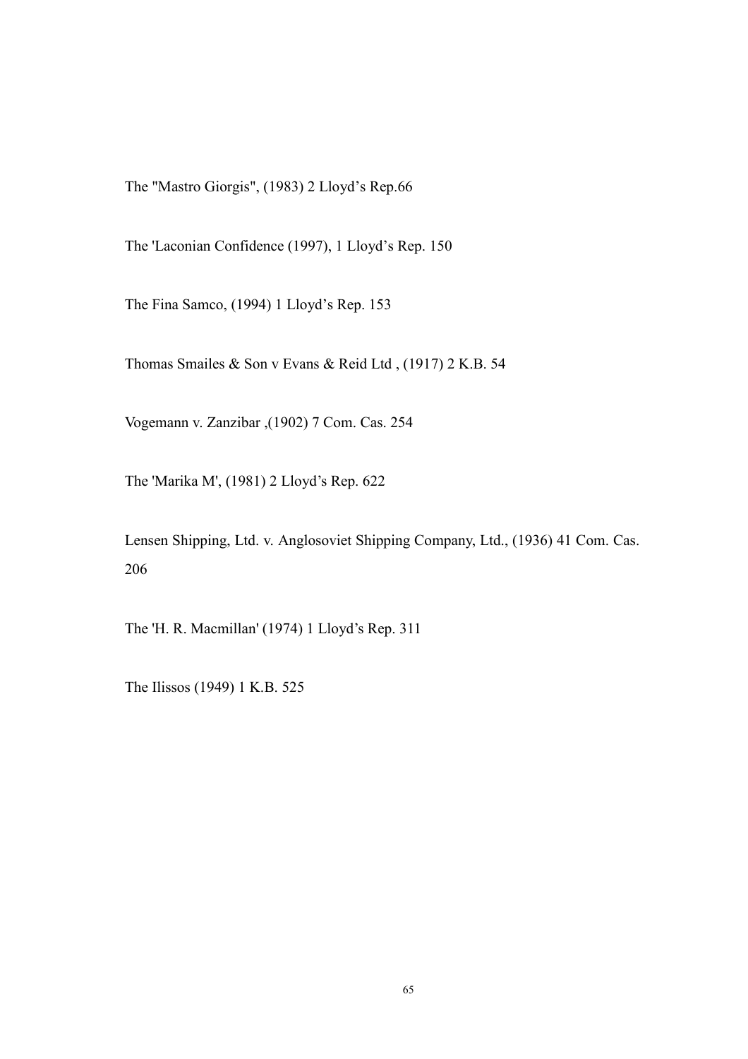The "Mastro Giorgis", (1983) 2 Lloyd's Rep.66

The 'Laconian Confidence (1997), 1 Lloyd's Rep. 150

The Fina Samco, (1994) 1 Lloyd's Rep. 153

Thomas Smailes & Son v Evans & Reid Ltd , (1917) 2 K.B. 54

Vogemann v. Zanzibar ,(1902) 7 Com. Cas. 254

The 'Marika M', (1981) 2 Lloyd's Rep. 622

Lensen Shipping, Ltd. v. Anglosoviet Shipping Company, Ltd., (1936) 41 Com. Cas. 206

The 'H. R. Macmillan' (1974) 1 Lloyd's Rep. 311

The Ilissos (1949) 1 K.B. 525